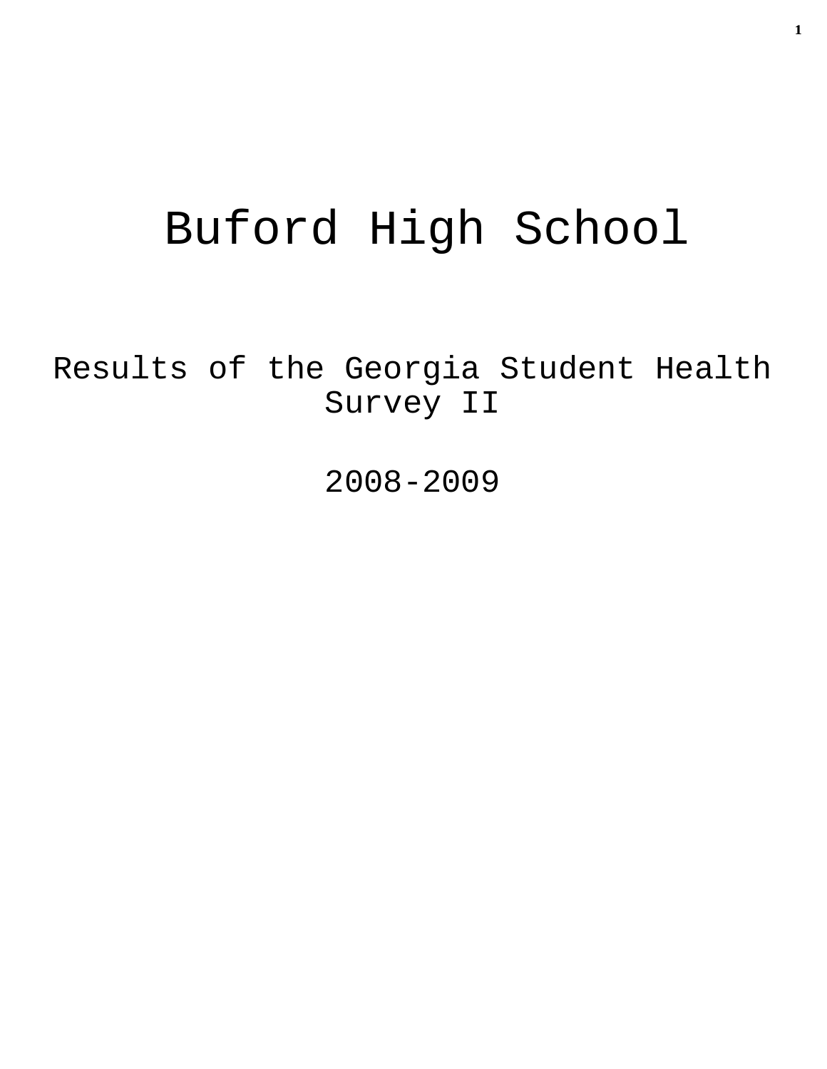# Buford High School

## Results of the Georgia Student Health Survey II

## 2008-2009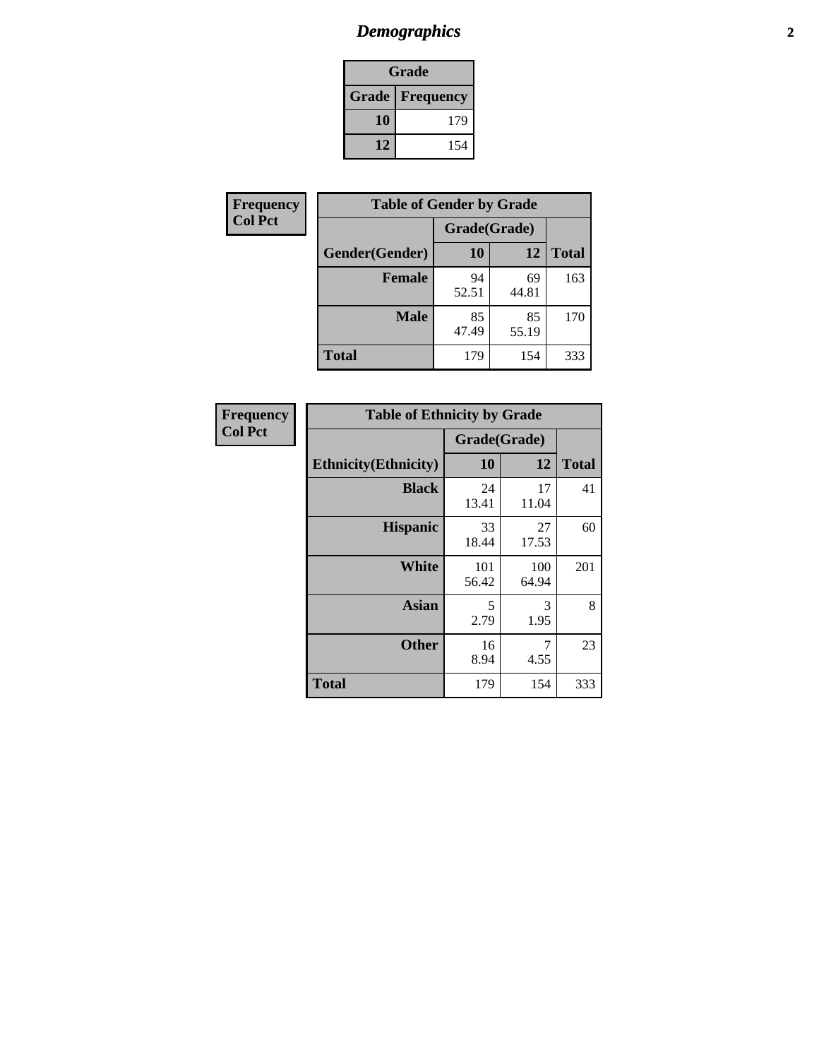# *Demographics*

| Grade | |
|---|---|
| **Grade** | **Frequency** |
| **10** | 179 |
| **12** | 154 |

**Frequency**
**Col Pct**

| Table of Gender by Grade | | | |
|---|---|---|---|
| | Grade(Grade) | | |
| **Gender(Gender)** | **10** | **12** | **Total** |
| **Female** | 94<br>52.51 | 69<br>44.81 | 163 |
| **Male** | 85<br>47.49 | 85<br>55.19 | 170 |
| **Total** | 179 | 154 | 333 |

**Frequency**
**Col Pct**

| Table of Ethnicity by Grade | | | |
|---|---|---|---|
| | Grade(Grade) | | |
| **Ethnicity(Ethnicity)** | **10** | **12** | **Total** |
| **Black** | 24<br>13.41 | 17<br>11.04 | 41 |
| **Hispanic** | 33<br>18.44 | 27<br>17.53 | 60 |
| **White** | 101<br>56.42 | 100<br>64.94 | 201 |
| **Asian** | 5<br>2.79 | 3<br>1.95 | 8 |
| **Other** | 16<br>8.94 | 7<br>4.55 | 23 |
| **Total** | 179 | 154 | 333 |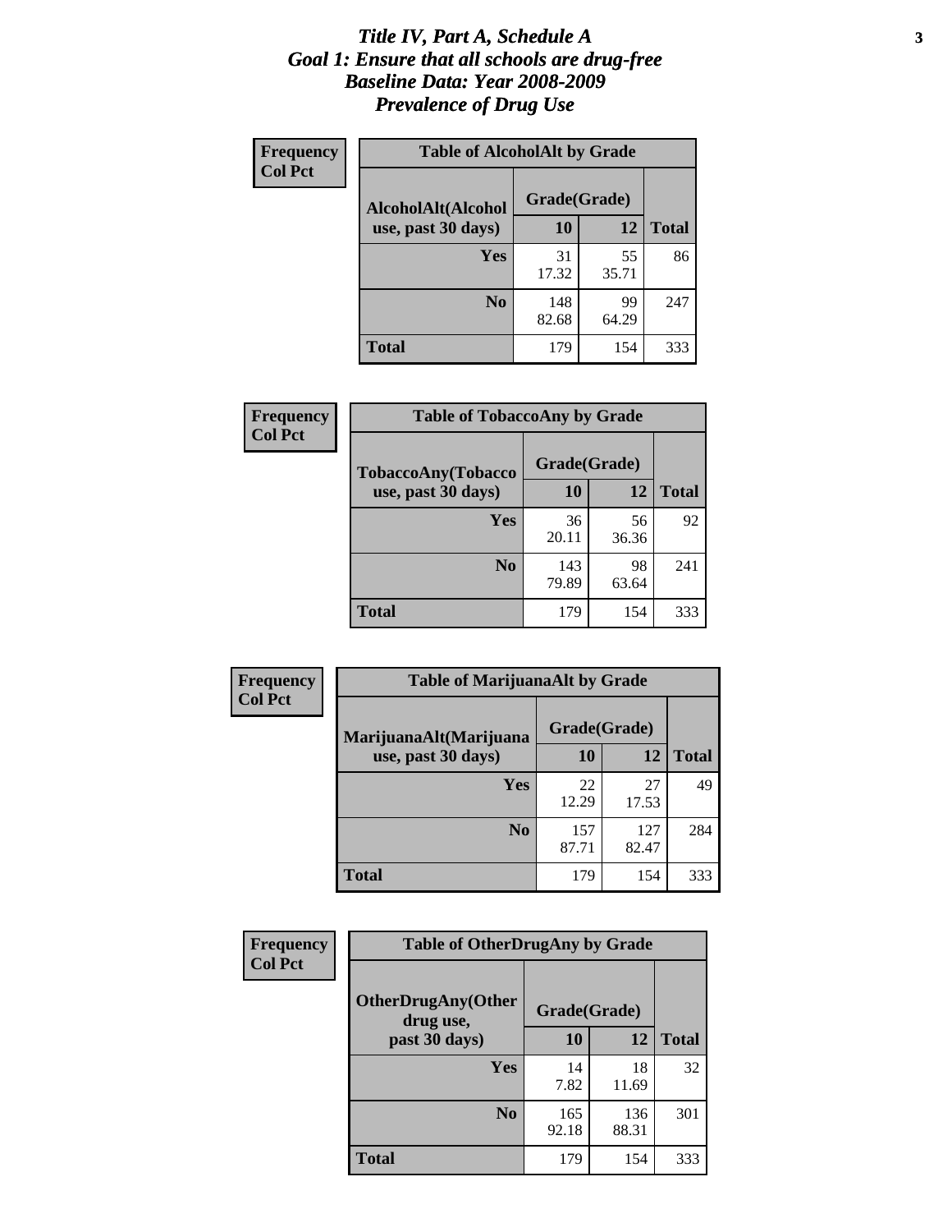# *Title IV, Part A, Schedule A*
# *Goal 1: Ensure that all schools are drug-free*
# *Baseline Data: Year 2008-2009*
# *Prevalence of Drug Use*

**Frequency**
**Col Pct**

| Table of AlcoholAlt by Grade | | | |
|---|---|---|---|
| AlcoholAlt(Alcohol use, past 30 days) | Grade(Grade) | | |
| | 10 | 12 | Total |
| Yes | 31<br>17.32 | 55<br>35.71 | 86 |
| No | 148<br>82.68 | 99<br>64.29 | 247 |
| Total | 179 | 154 | 333 |

**Frequency**
**Col Pct**

| Table of TobaccoAny by Grade | | | |
|---|---|---|---|
| TobaccoAny(Tobacco use, past 30 days) | Grade(Grade) | | |
| | 10 | 12 | Total |
| Yes | 36<br>20.11 | 56<br>36.36 | 92 |
| No | 143<br>79.89 | 98<br>63.64 | 241 |
| Total | 179 | 154 | 333 |

**Frequency**
**Col Pct**

| Table of MarijuanaAlt by Grade | | | |
|---|---|---|---|
| MarijuanaAlt(Marijuana use, past 30 days) | Grade(Grade) | | |
| | 10 | 12 | Total |
| Yes | 22<br>12.29 | 27<br>17.53 | 49 |
| No | 157<br>87.71 | 127<br>82.47 | 284 |
| Total | 179 | 154 | 333 |

**Frequency**
**Col Pct**

| Table of OtherDrugAny by Grade | | | |
|---|---|---|---|
| OtherDrugAny(Other drug use, past 30 days) | Grade(Grade) | | |
| | 10 | 12 | Total |
| Yes | 14<br>7.82 | 18<br>11.69 | 32 |
| No | 165<br>92.18 | 136<br>88.31 | 301 |
| Total | 179 | 154 | 333 |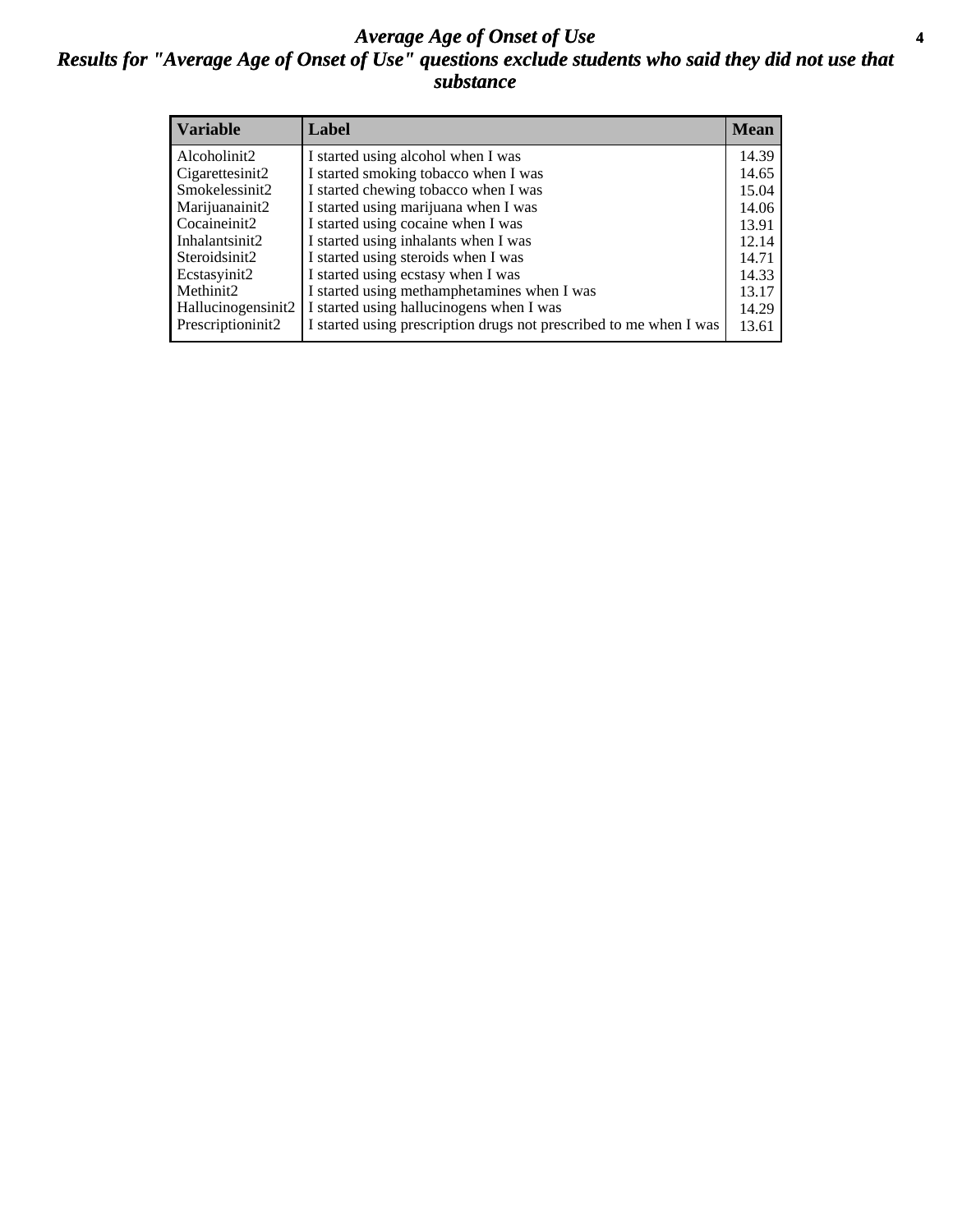# *Average Age of Onset of Use*

## *Results for "Average Age of Onset of Use" questions exclude students who said they did not use that substance*

| Variable | Label | Mean |
|---|---|---|
| Alcoholinit2 | I started using alcohol when I was | 14.39 |
| Cigarettesinit2 | I started smoking tobacco when I was | 14.65 |
| Smokelessinit2 | I started chewing tobacco when I was | 15.04 |
| Marijuanainit2 | I started using marijuana when I was | 14.06 |
| Cocaineinit2 | I started using cocaine when I was | 13.91 |
| Inhalantsinit2 | I started using inhalants when I was | 12.14 |
| Steroidsinit2 | I started using steroids when I was | 14.71 |
| Ecstasyinit2 | I started using ecstasy when I was | 14.33 |
| Methinit2 | I started using methamphetamines when I was | 13.17 |
| Hallucinogensinit2 | I started using hallucinogens when I was | 14.29 |
| Prescriptioninit2 | I started using prescription drugs not prescribed to me when I was | 13.61 |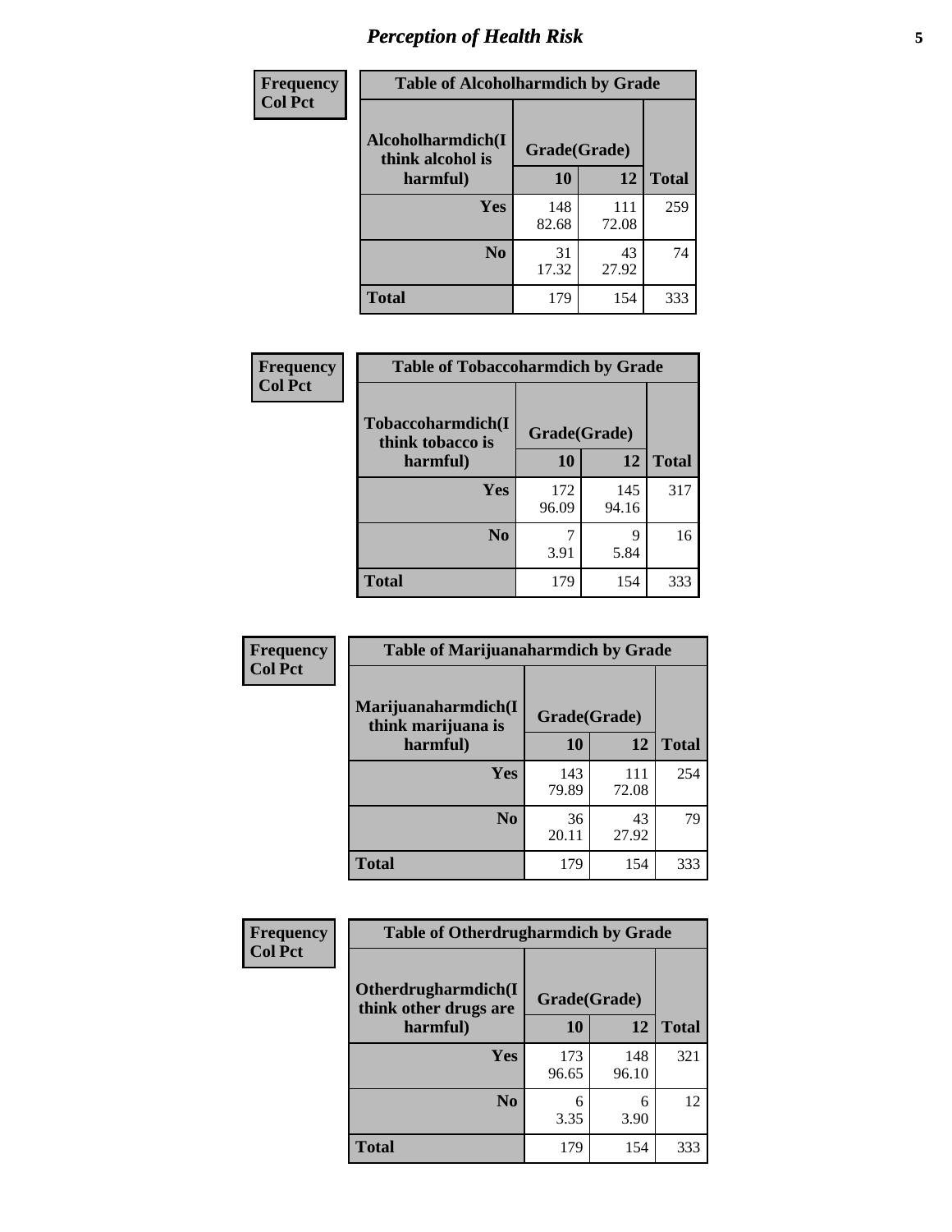# *Perception of Health Risk*

| Frequency Col Pct | | | |
|---|---|---|---|

**Table of Alcoholharmdich by Grade**

| Alcoholharmdich(I think alcohol is harmful) | Grade(Grade) | | Total |
|---|---|---|---|
| | 10 | 12 | |
| Yes | 148<br>82.68 | 111<br>72.08 | 259 |
| No | 31<br>17.32 | 43<br>27.92 | 74 |
| Total | 179 | 154 | 333 |

| Frequency Col Pct | | | |
|---|---|---|---|

**Table of Tobaccoharmdich by Grade**

| Tobaccoharmdich(I think tobacco is harmful) | Grade(Grade) | | Total |
|---|---|---|---|
| | 10 | 12 | |
| Yes | 172<br>96.09 | 145<br>94.16 | 317 |
| No | 7<br>3.91 | 9<br>5.84 | 16 |
| Total | 179 | 154 | 333 |

| Frequency Col Pct | | | |
|---|---|---|---|

**Table of Marijuanaharmdich by Grade**

| Marijuanaharmdich(I think marijuana is harmful) | Grade(Grade) | | Total |
|---|---|---|---|
| | 10 | 12 | |
| Yes | 143<br>79.89 | 111<br>72.08 | 254 |
| No | 36<br>20.11 | 43<br>27.92 | 79 |
| Total | 179 | 154 | 333 |

| Frequency Col Pct | | | |
|---|---|---|---|

**Table of Otherdrugharmdich by Grade**

| Otherdrugharmdich(I think other drugs are harmful) | Grade(Grade) | | Total |
|---|---|---|---|
| | 10 | 12 | |
| Yes | 173<br>96.65 | 148<br>96.10 | 321 |
| No | 6<br>3.35 | 6<br>3.90 | 12 |
| Total | 179 | 154 | 333 |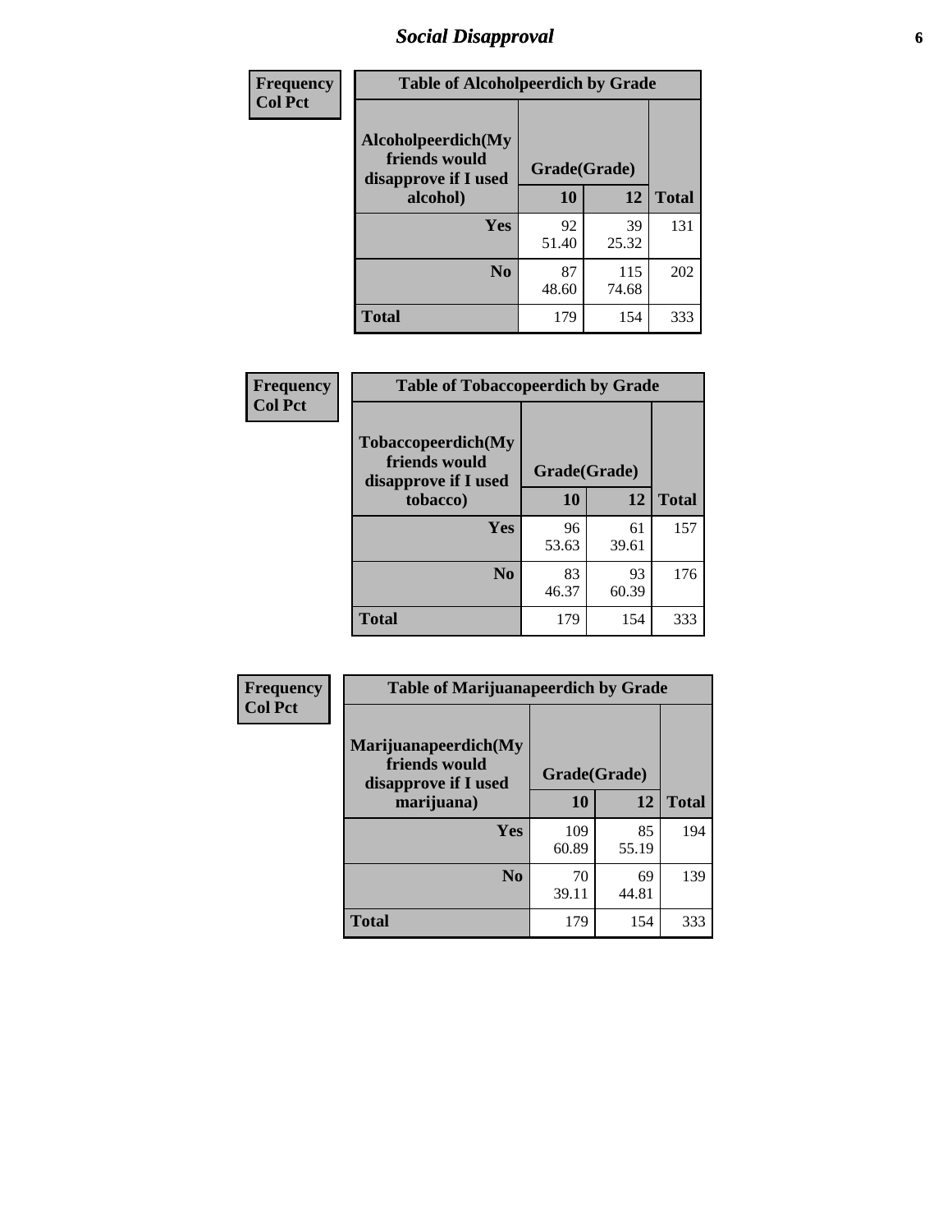# Social Disapproval

| Frequency<br>Col Pct | Table of Alcoholpeerdich by Grade | | |
|---|---|---|---|
| Alcoholpeerdich(My friends would disapprove if I used alcohol) | Grade(Grade) | | |
| | 10 | 12 | Total |
| Yes | 92<br>51.40 | 39<br>25.32 | 131 |
| No | 87<br>48.60 | 115<br>74.68 | 202 |
| Total | 179 | 154 | 333 |

| Frequency<br>Col Pct | Table of Tobaccopeerdich by Grade | | |
|---|---|---|---|
| Tobaccopeerdich(My friends would disapprove if I used tobacco) | Grade(Grade) | | |
| | 10 | 12 | Total |
| Yes | 96<br>53.63 | 61<br>39.61 | 157 |
| No | 83<br>46.37 | 93<br>60.39 | 176 |
| Total | 179 | 154 | 333 |

| Frequency<br>Col Pct | Table of Marijuanapeerdich by Grade | | |
|---|---|---|---|
| Marijuanapeerdich(My friends would disapprove if I used marijuana) | Grade(Grade) | | |
| | 10 | 12 | Total |
| Yes | 109<br>60.89 | 85<br>55.19 | 194 |
| No | 70<br>39.11 | 69<br>44.81 | 139 |
| Total | 179 | 154 | 333 |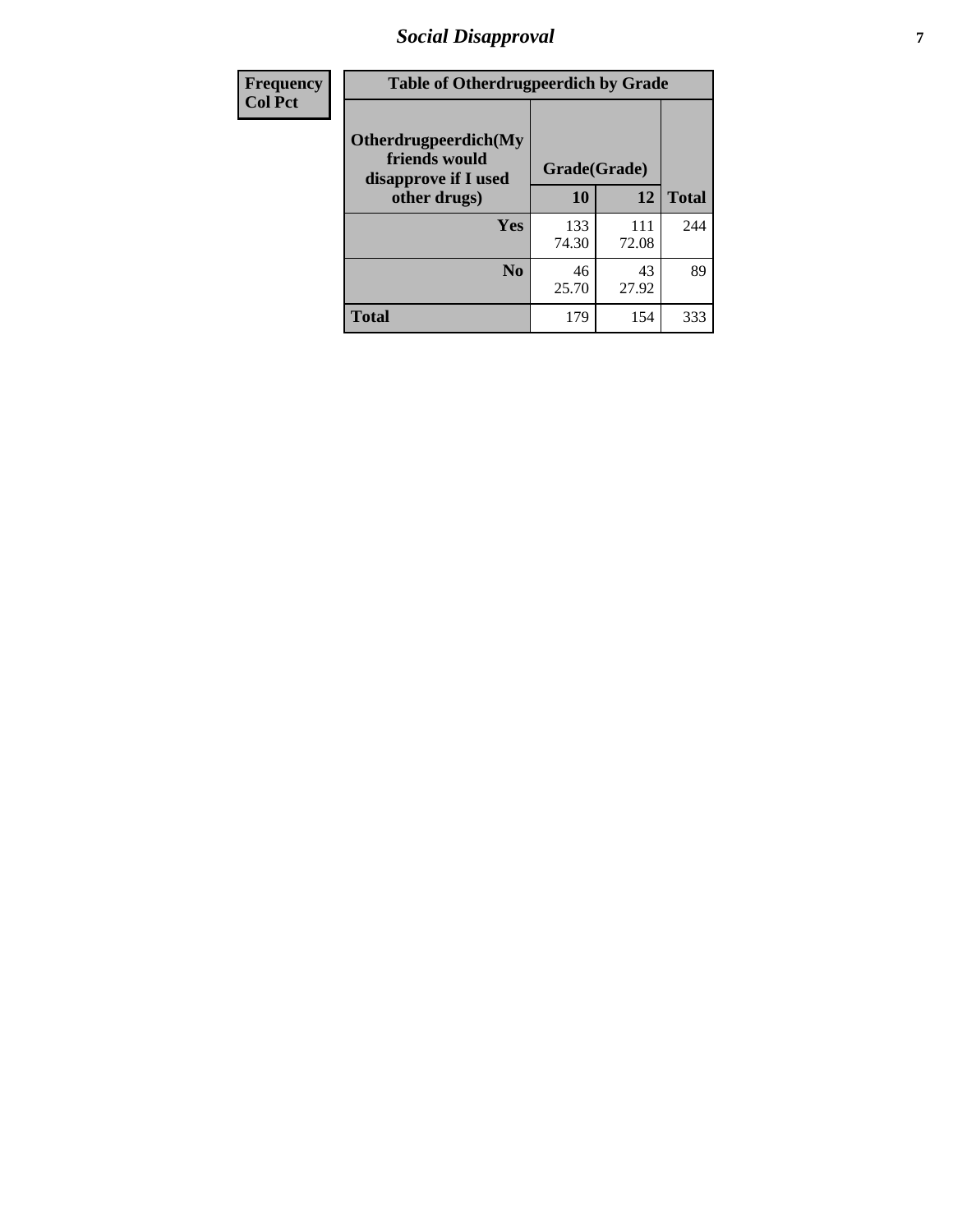| Frequency Col Pct | Table of Otherdrugpeerdich by Grade | | |
|---|---|---|---|
| Otherdrugpeerdich(My friends would disapprove if I used other drugs) | Grade(Grade) | | |
| | 10 | 12 | Total |
| Yes | 133<br>74.30 | 111<br>72.08 | 244 |
| No | 46<br>25.70 | 43<br>27.92 | 89 |
| Total | 179 | 154 | 333 |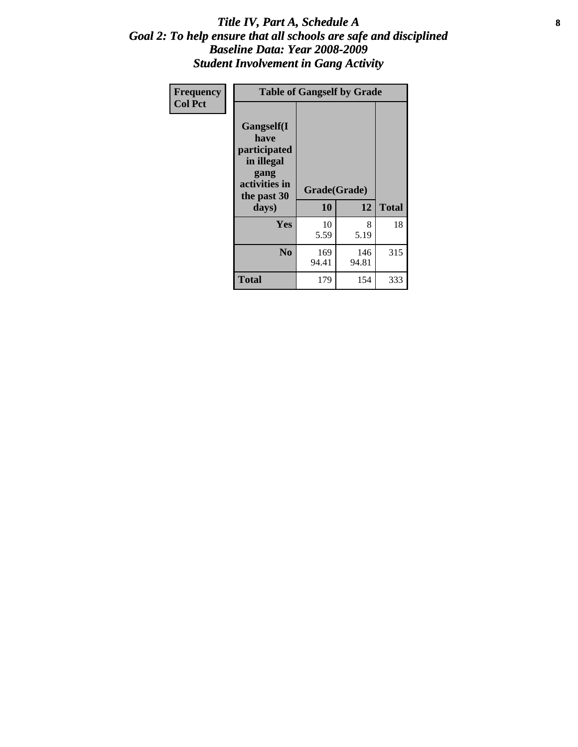# *Title IV, Part A, Schedule A*
## *Goal 2: To help ensure that all schools are safe and disciplined*
## *Baseline Data: Year 2008-2009*
## *Student Involvement in Gang Activity*

| Frequency<br>Col Pct | Table of Gangself by Grade | | |
|---|---|---|---|
| **Gangself(I have participated in illegal gang activities in the past 30 days)** | **Grade(Grade)** | | |
| | **10** | **12** | **Total** |
| **Yes** | 10<br>5.59 | 8<br>5.19 | 18 |
| **No** | 169<br>94.41 | 146<br>94.81 | 315 |
| **Total** | 179 | 154 | 333 |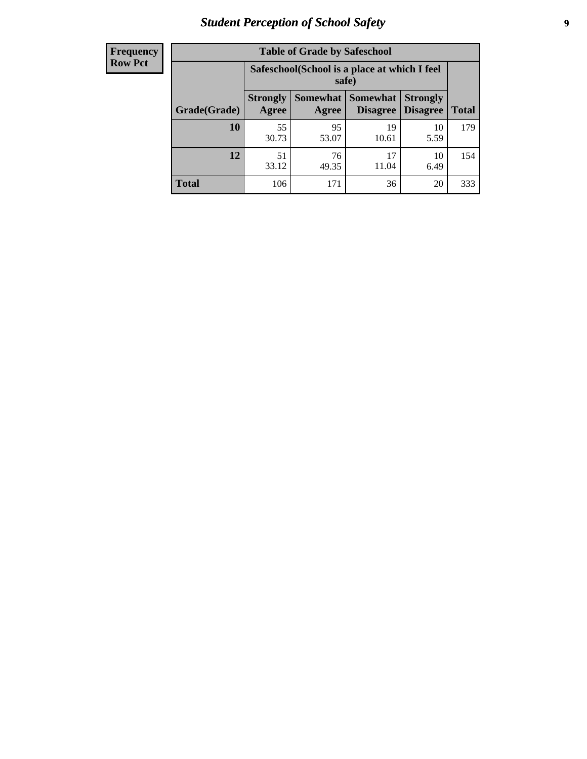| Frequency Row Pct |
|---|

**Table of Grade by Safeschool**

| Grade(Grade) | Safeschool(School is a place at which I feel safe) | | | | Total |
|---|---|---|---|---|---|
| | Strongly Agree | Somewhat Agree | Somewhat Disagree | Strongly Disagree | |
| **10** | 55<br>30.73 | 95<br>53.07 | 19<br>10.61 | 10<br>5.59 | 179 |
| **12** | 51<br>33.12 | 76<br>49.35 | 17<br>11.04 | 10<br>6.49 | 154 |
| **Total** | 106 | 171 | 36 | 20 | 333 |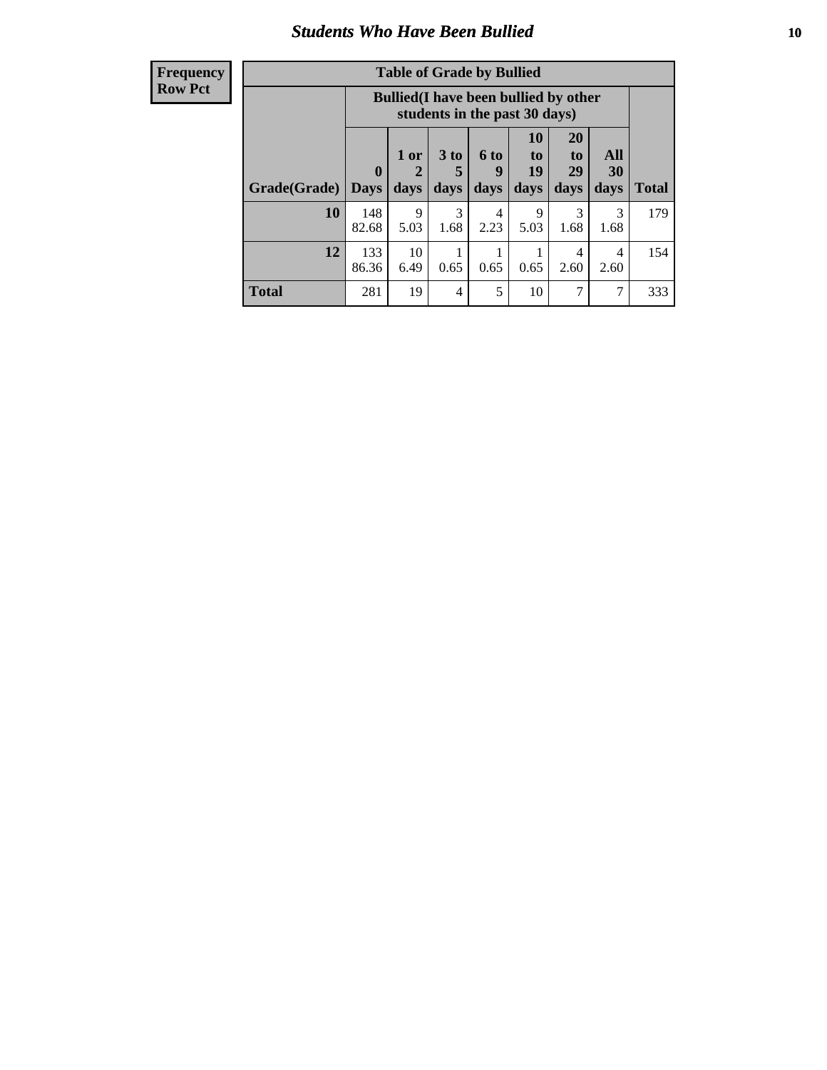## *Students Who Have Been Bullied*

**Frequency**
**Row Pct**

| Table of Grade by Bullied | | | | | | | | |
|---|---|---|---|---|---|---|---|---|
| | Bullied(I have been bullied by other students in the past 30 days) | | | | | | | |
| Grade(Grade) | 0 Days | 1 or 2 days | 3 to 5 days | 6 to 9 days | 10 to 19 days | 20 to 29 days | All 30 days | Total |
| **10** | 148<br>82.68 | 9<br>5.03 | 3<br>1.68 | 4<br>2.23 | 9<br>5.03 | 3<br>1.68 | 3<br>1.68 | 179 |
| **12** | 133<br>86.36 | 10<br>6.49 | 1<br>0.65 | 1<br>0.65 | 1<br>0.65 | 4<br>2.60 | 4<br>2.60 | 154 |
| **Total** | 281 | 19 | 4 | 5 | 10 | 7 | 7 | 333 |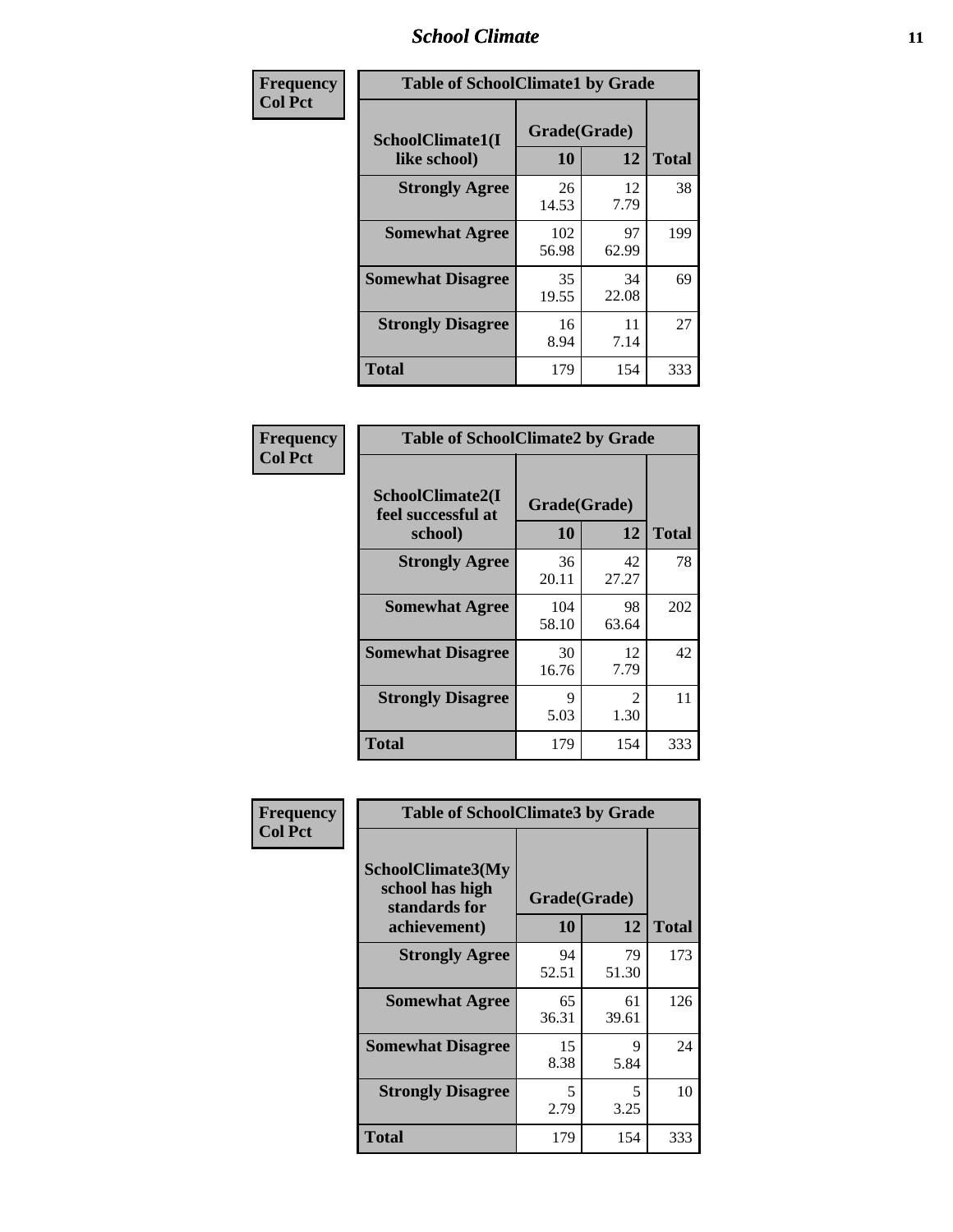| Frequency<br>Col Pct | Table of SchoolClimate1 by Grade | | |
|---|---|---|---|
| SchoolClimate1(I like school) | Grade(Grade) | | Total |
| | 10 | 12 | |
| Strongly Agree | 26<br>14.53 | 12<br>7.79 | 38 |
| Somewhat Agree | 102<br>56.98 | 97<br>62.99 | 199 |
| Somewhat Disagree | 35<br>19.55 | 34<br>22.08 | 69 |
| Strongly Disagree | 16<br>8.94 | 11<br>7.14 | 27 |
| Total | 179 | 154 | 333 |

| Frequency<br>Col Pct | Table of SchoolClimate2 by Grade | | |
|---|---|---|---|
| SchoolClimate2(I feel successful at school) | Grade(Grade) | | Total |
| | 10 | 12 | |
| Strongly Agree | 36<br>20.11 | 42<br>27.27 | 78 |
| Somewhat Agree | 104<br>58.10 | 98<br>63.64 | 202 |
| Somewhat Disagree | 30<br>16.76 | 12<br>7.79 | 42 |
| Strongly Disagree | 9<br>5.03 | 2<br>1.30 | 11 |
| Total | 179 | 154 | 333 |

| Frequency<br>Col Pct | Table of SchoolClimate3 by Grade | | |
|---|---|---|---|
| SchoolClimate3(My school has high standards for achievement) | Grade(Grade) | | Total |
| | 10 | 12 | |
| Strongly Agree | 94<br>52.51 | 79<br>51.30 | 173 |
| Somewhat Agree | 65<br>36.31 | 61<br>39.61 | 126 |
| Somewhat Disagree | 15<br>8.38 | 9<br>5.84 | 24 |
| Strongly Disagree | 5<br>2.79 | 5<br>3.25 | 10 |
| Total | 179 | 154 | 333 |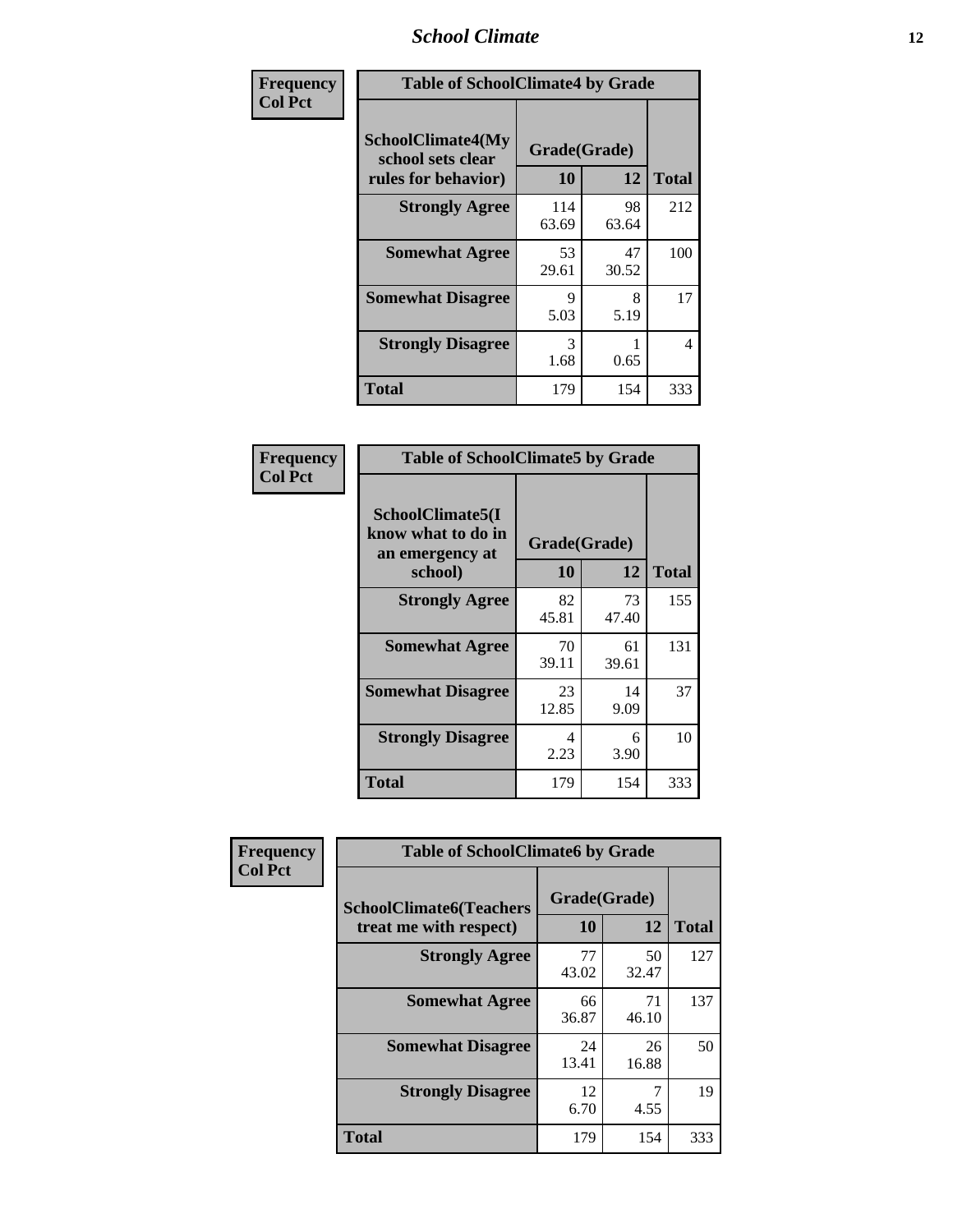| Frequency<br>Col Pct | Table of SchoolClimate4 by Grade | | |
|---|---|---|---|
| SchoolClimate4(My school sets clear rules for behavior) | Grade(Grade) | | |
| | 10 | 12 | Total |
| Strongly Agree | 114<br>63.69 | 98<br>63.64 | 212 |
| Somewhat Agree | 53<br>29.61 | 47<br>30.52 | 100 |
| Somewhat Disagree | 9<br>5.03 | 8<br>5.19 | 17 |
| Strongly Disagree | 3<br>1.68 | 1<br>0.65 | 4 |
| Total | 179 | 154 | 333 |

| Frequency<br>Col Pct | Table of SchoolClimate5 by Grade | | |
|---|---|---|---|
| SchoolClimate5(I know what to do in an emergency at school) | Grade(Grade) | | |
| | 10 | 12 | Total |
| Strongly Agree | 82<br>45.81 | 73<br>47.40 | 155 |
| Somewhat Agree | 70<br>39.11 | 61<br>39.61 | 131 |
| Somewhat Disagree | 23<br>12.85 | 14<br>9.09 | 37 |
| Strongly Disagree | 4<br>2.23 | 6<br>3.90 | 10 |
| Total | 179 | 154 | 333 |

| Frequency<br>Col Pct | Table of SchoolClimate6 by Grade | | |
|---|---|---|---|
| SchoolClimate6(Teachers treat me with respect) | Grade(Grade) | | |
| | 10 | 12 | Total |
| Strongly Agree | 77<br>43.02 | 50<br>32.47 | 127 |
| Somewhat Agree | 66<br>36.87 | 71<br>46.10 | 137 |
| Somewhat Disagree | 24<br>13.41 | 26<br>16.88 | 50 |
| Strongly Disagree | 12<br>6.70 | 7<br>4.55 | 19 |
| Total | 179 | 154 | 333 |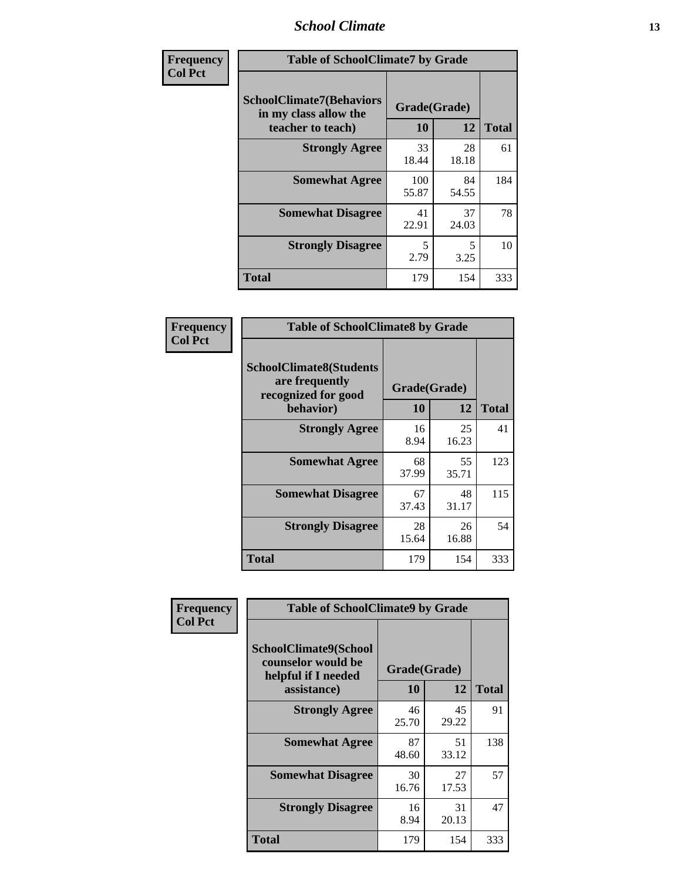| Frequency<br>Col Pct | Table of SchoolClimate7 by Grade | | |
|---|---|---|---|
| SchoolClimate7(Behaviors in my class allow the teacher to teach) | Grade(Grade) | | |
| | 10 | 12 | Total |
| Strongly Agree | 33<br>18.44 | 28<br>18.18 | 61 |
| Somewhat Agree | 100<br>55.87 | 84<br>54.55 | 184 |
| Somewhat Disagree | 41<br>22.91 | 37<br>24.03 | 78 |
| Strongly Disagree | 5<br>2.79 | 5<br>3.25 | 10 |
| Total | 179 | 154 | 333 |

| Frequency<br>Col Pct | Table of SchoolClimate8 by Grade | | |
|---|---|---|---|
| SchoolClimate8(Students are frequently recognized for good behavior) | Grade(Grade) | | |
| | 10 | 12 | Total |
| Strongly Agree | 16<br>8.94 | 25<br>16.23 | 41 |
| Somewhat Agree | 68<br>37.99 | 55<br>35.71 | 123 |
| Somewhat Disagree | 67<br>37.43 | 48<br>31.17 | 115 |
| Strongly Disagree | 28<br>15.64 | 26<br>16.88 | 54 |
| Total | 179 | 154 | 333 |

| Frequency<br>Col Pct | Table of SchoolClimate9 by Grade | | |
|---|---|---|---|
| SchoolClimate9(School counselor would be helpful if I needed assistance) | Grade(Grade) | | |
| | 10 | 12 | Total |
| Strongly Agree | 46<br>25.70 | 45<br>29.22 | 91 |
| Somewhat Agree | 87<br>48.60 | 51<br>33.12 | 138 |
| Somewhat Disagree | 30<br>16.76 | 27<br>17.53 | 57 |
| Strongly Disagree | 16<br>8.94 | 31<br>20.13 | 47 |
| Total | 179 | 154 | 333 |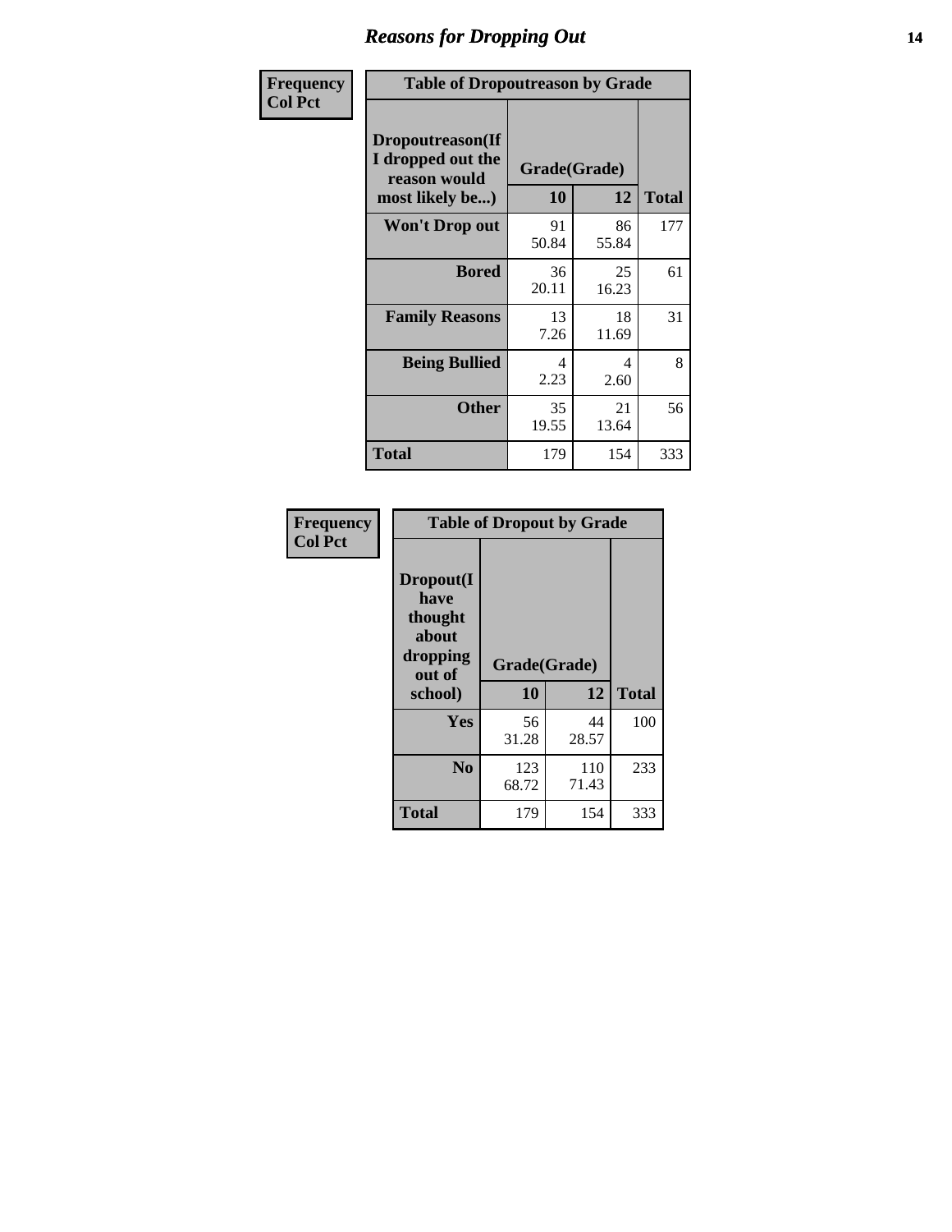# Reasons for Dropping Out

**Frequency**
**Col Pct**

| Table of Dropoutreason by Grade | | | |
|---|---|---|---|
| Dropoutreason(If I dropped out the reason would most likely be...) | Grade(Grade) | | |
| | 10 | 12 | Total |
| **Won't Drop out** | 91<br>50.84 | 86<br>55.84 | 177 |
| **Bored** | 36<br>20.11 | 25<br>16.23 | 61 |
| **Family Reasons** | 13<br>7.26 | 18<br>11.69 | 31 |
| **Being Bullied** | 4<br>2.23 | 4<br>2.60 | 8 |
| **Other** | 35<br>19.55 | 21<br>13.64 | 56 |
| **Total** | 179 | 154 | 333 |

**Frequency**
**Col Pct**

| Table of Dropout by Grade | | | |
|---|---|---|---|
| Dropout(I have thought about dropping out of school) | Grade(Grade) | | |
| | 10 | 12 | Total |
| **Yes** | 56<br>31.28 | 44<br>28.57 | 100 |
| **No** | 123<br>68.72 | 110<br>71.43 | 233 |
| **Total** | 179 | 154 | 333 |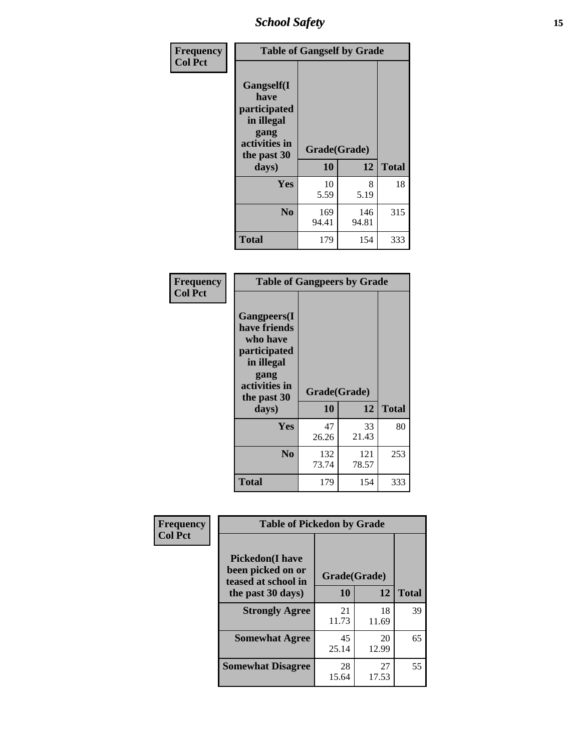| Frequency<br>Col Pct | Table of Gangself by Grade | | |
|---|---|---|---|
| Gangself(I have participated in illegal gang activities in the past 30 days) | Grade(Grade) | | |
| | 10 | 12 | Total |
| Yes | 10<br>5.59 | 8<br>5.19 | 18 |
| No | 169<br>94.41 | 146<br>94.81 | 315 |
| Total | 179 | 154 | 333 |

| Frequency<br>Col Pct | Table of Gangpeers by Grade | | |
|---|---|---|---|
| Gangpeers(I have friends who have participated in illegal gang activities in the past 30 days) | Grade(Grade) | | |
| | 10 | 12 | Total |
| Yes | 47<br>26.26 | 33<br>21.43 | 80 |
| No | 132<br>73.74 | 121<br>78.57 | 253 |
| Total | 179 | 154 | 333 |

| Frequency<br>Col Pct | Table of Pickedon by Grade | | |
|---|---|---|---|
| Pickedon(I have been picked on or teased at school in the past 30 days) | Grade(Grade) | | |
| | 10 | 12 | Total |
| Strongly Agree | 21<br>11.73 | 18<br>11.69 | 39 |
| Somewhat Agree | 45<br>25.14 | 20<br>12.99 | 65 |
| Somewhat Disagree | 28<br>15.64 | 27<br>17.53 | 55 |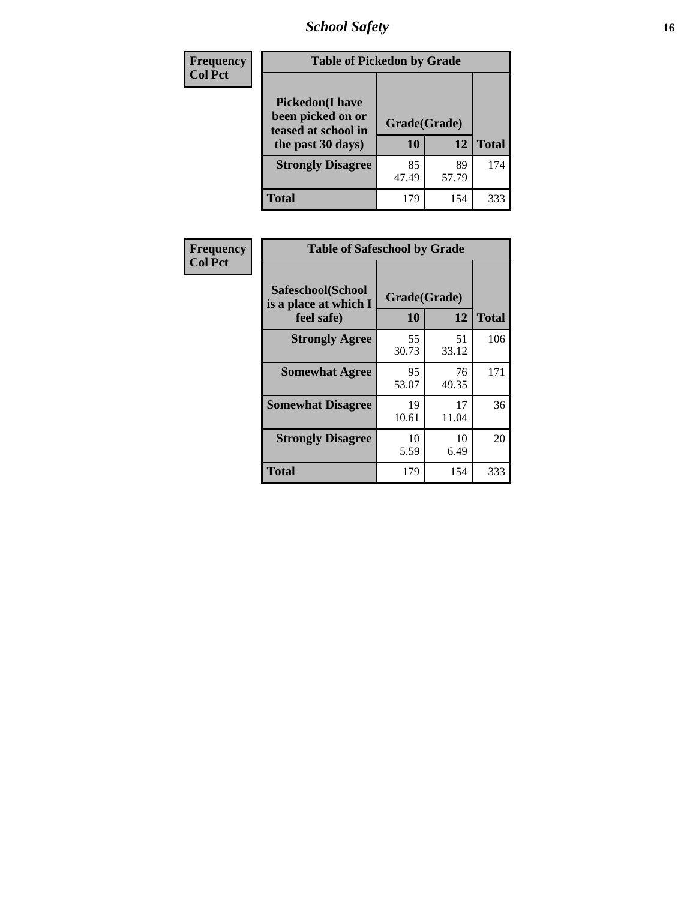| Frequency<br>Col Pct | Table of Pickedon by Grade | | |
|---|---|---|---|
| **Pickedon(I have been picked on or teased at school in the past 30 days)** | **Grade(Grade)** | | |
| | **10** | **12** | **Total** |
| **Strongly Disagree** | 85<br>47.49 | 89<br>57.79 | 174 |
| **Total** | 179 | 154 | 333 |

| Frequency<br>Col Pct | Table of Safeschool by Grade | | |
|---|---|---|---|
| **Safeschool(School is a place at which I feel safe)** | **Grade(Grade)** | | |
| | **10** | **12** | **Total** |
| **Strongly Agree** | 55<br>30.73 | 51<br>33.12 | 106 |
| **Somewhat Agree** | 95<br>53.07 | 76<br>49.35 | 171 |
| **Somewhat Disagree** | 19<br>10.61 | 17<br>11.04 | 36 |
| **Strongly Disagree** | 10<br>5.59 | 10<br>6.49 | 20 |
| **Total** | 179 | 154 | 333 |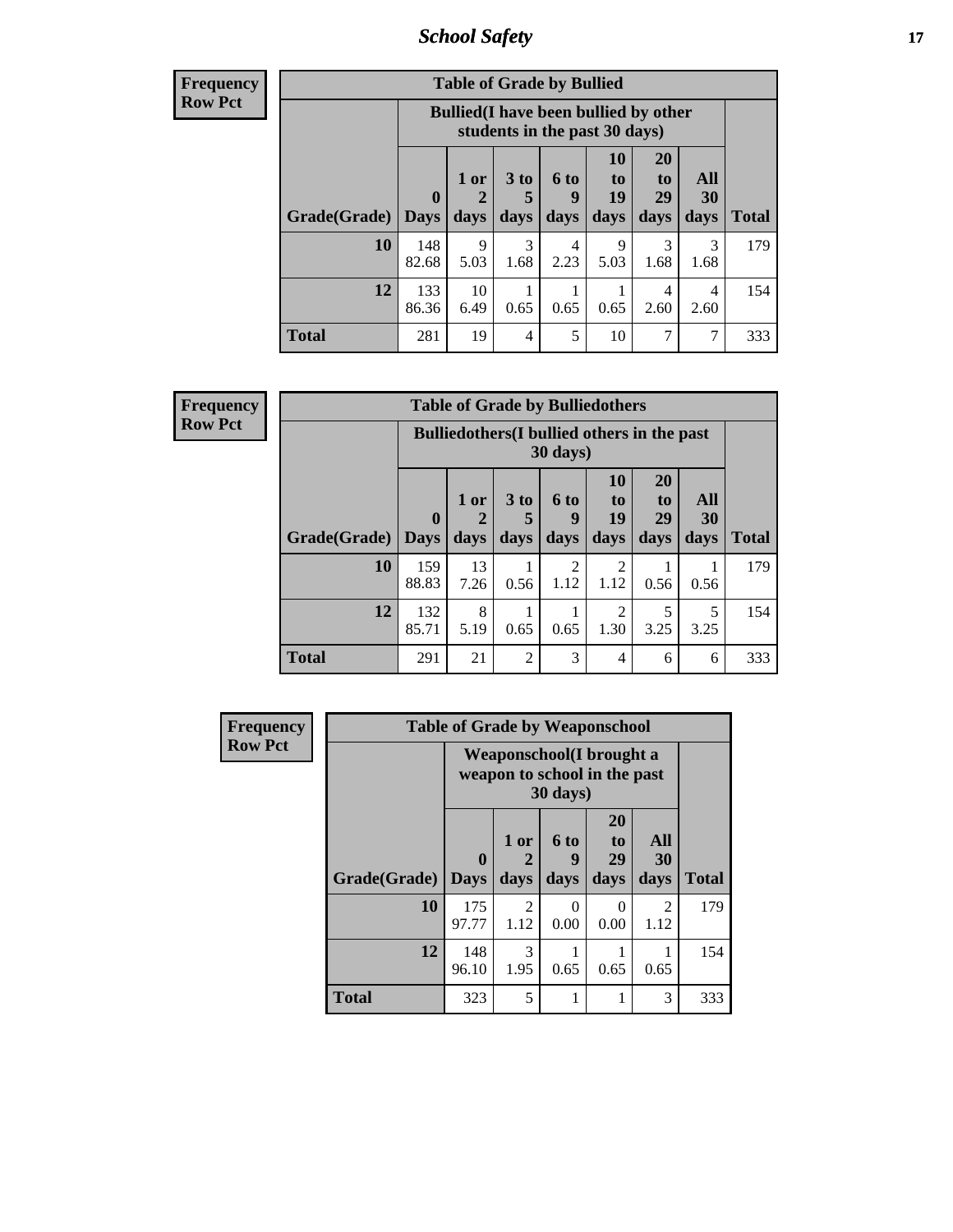| Frequency Row Pct | Table of Grade by Bullied | | | | | | | |
|---|---|---|---|---|---|---|---|---|
| | Bullied(I have been bullied by other students in the past 30 days) | | | | | | | |
| Grade(Grade) | 0 Days | 1 or 2 days | 3 to 5 days | 6 to 9 days | 10 to 19 days | 20 to 29 days | All 30 days | Total |
| 10 | 148 82.68 | 9 5.03 | 3 1.68 | 4 2.23 | 9 5.03 | 3 1.68 | 3 1.68 | 179 |
| 12 | 133 86.36 | 10 6.49 | 1 0.65 | 1 0.65 | 1 0.65 | 4 2.60 | 4 2.60 | 154 |
| Total | 281 | 19 | 4 | 5 | 10 | 7 | 7 | 333 |

| Frequency Row Pct | Table of Grade by Bulliedothers | | | | | | | |
|---|---|---|---|---|---|---|---|---|
| | Bulliedothers(I bullied others in the past 30 days) | | | | | | | |
| Grade(Grade) | 0 Days | 1 or 2 days | 3 to 5 days | 6 to 9 days | 10 to 19 days | 20 to 29 days | All 30 days | Total |
| 10 | 159 88.83 | 13 7.26 | 1 0.56 | 2 1.12 | 2 1.12 | 1 0.56 | 1 0.56 | 179 |
| 12 | 132 85.71 | 8 5.19 | 1 0.65 | 1 0.65 | 2 1.30 | 5 3.25 | 5 3.25 | 154 |
| Total | 291 | 21 | 2 | 3 | 4 | 6 | 6 | 333 |

| Frequency Row Pct | Table of Grade by Weaponschool | | | | | |
|---|---|---|---|---|---|---|
| | Weaponschool(I brought a weapon to school in the past 30 days) | | | | | |
| Grade(Grade) | 0 Days | 1 or 2 days | 6 to 9 days | 20 to 29 days | All 30 days | Total |
| 10 | 175 97.77 | 2 1.12 | 0 0.00 | 0 0.00 | 2 1.12 | 179 |
| 12 | 148 96.10 | 3 1.95 | 1 0.65 | 1 0.65 | 1 0.65 | 154 |
| Total | 323 | 5 | 1 | 1 | 3 | 333 |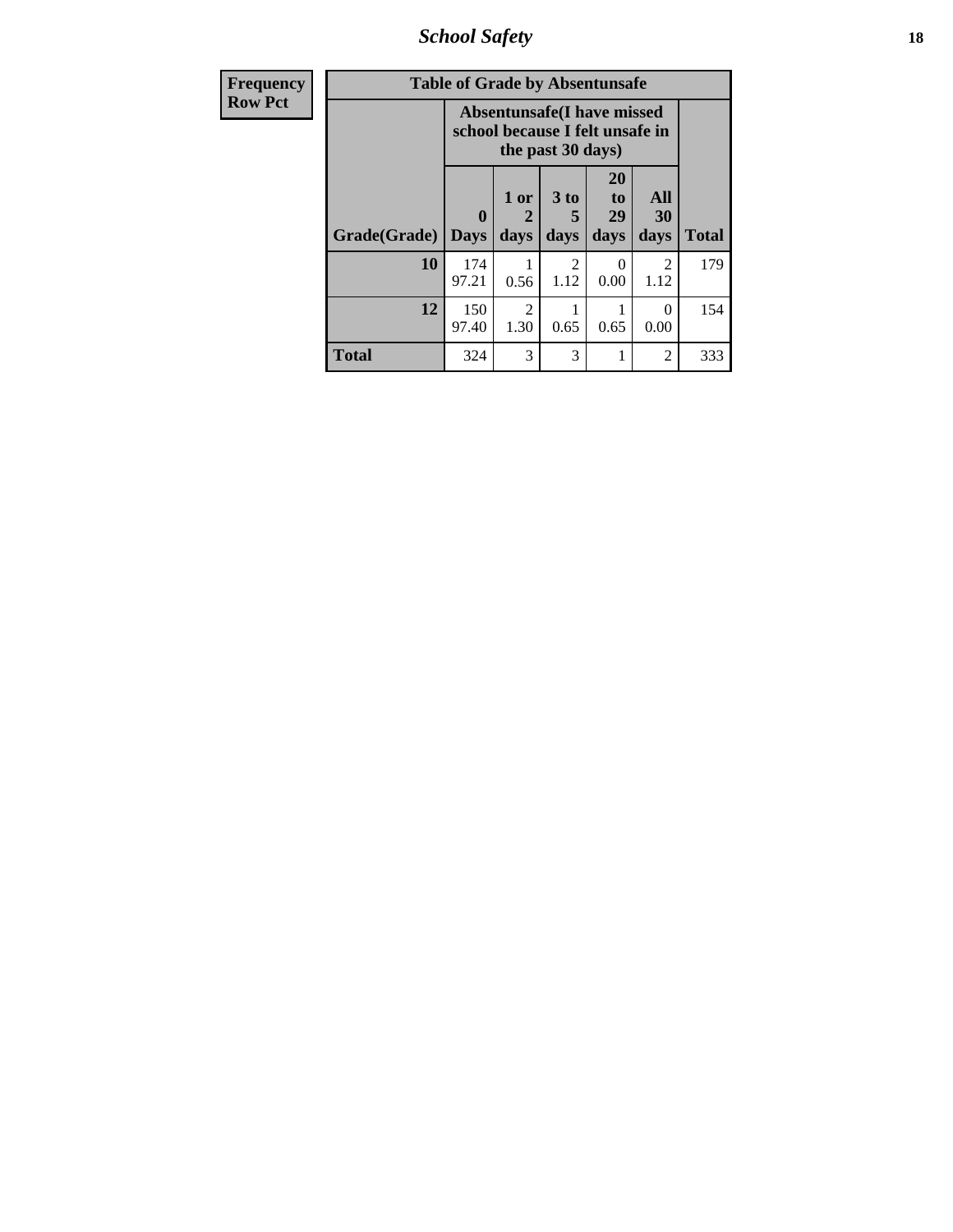| Frequency<br>Row Pct |
|---|

| Table of Grade by Absentunsafe | | | | | | |
|---|---|---|---|---|---|---|
| | Absentunsafe(I have missed school because I felt unsafe in the past 30 days) | | | | | |
| Grade(Grade) | 0 Days | 1 or 2 days | 3 to 5 days | 20 to 29 days | All 30 days | Total |
| **10** | 174<br>97.21 | 1<br>0.56 | 2<br>1.12 | 0<br>0.00 | 2<br>1.12 | 179 |
| **12** | 150<br>97.40 | 2<br>1.30 | 1<br>0.65 | 1<br>0.65 | 0<br>0.00 | 154 |
| **Total** | 324 | 3 | 3 | 1 | 2 | 333 |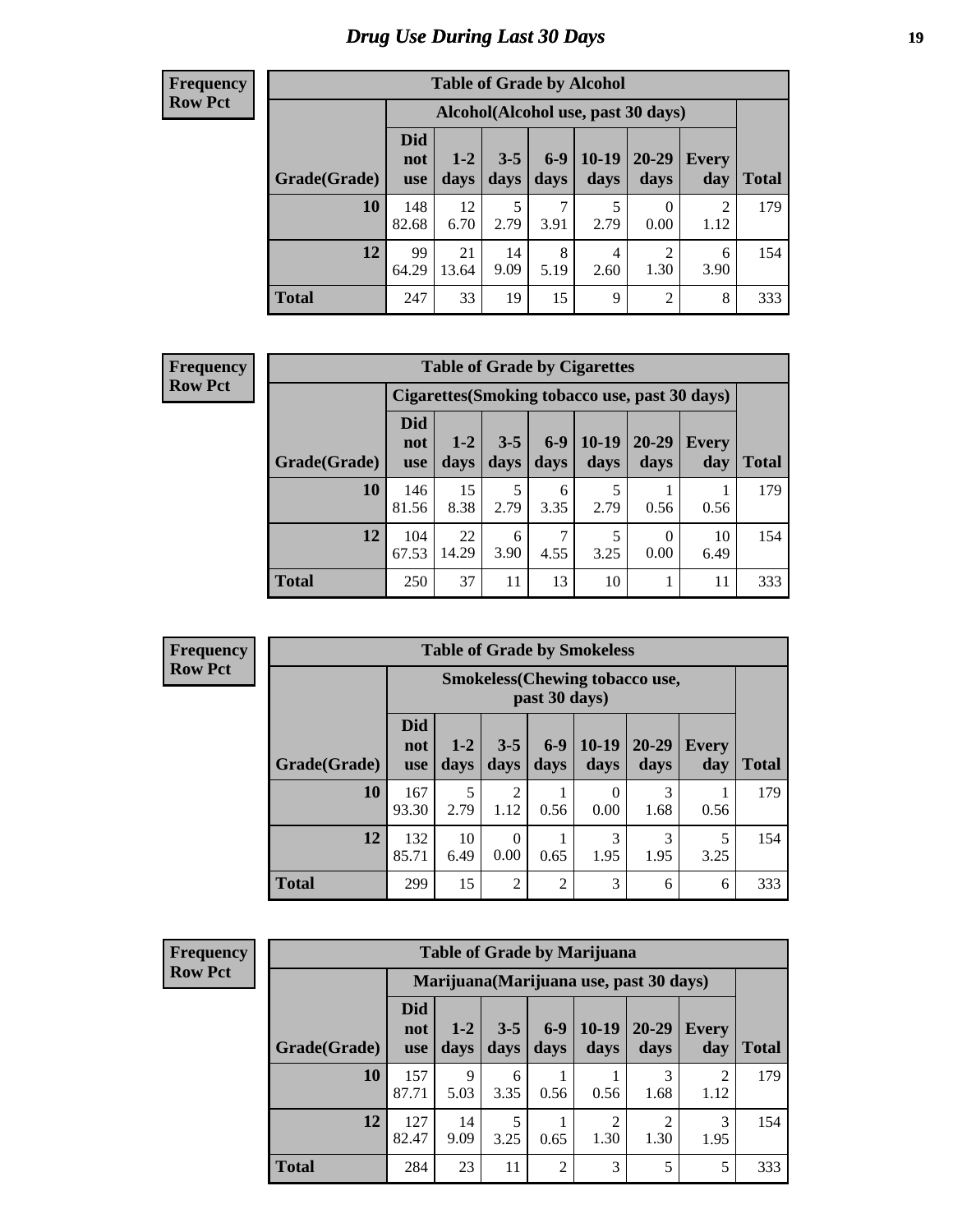# Drug Use During Last 30 Days

**Frequency**
**Row Pct**

| Table of Grade by Alcohol | | | | | | | | |
|---|---|---|---|---|---|---|---|---|
| | Alcohol(Alcohol use, past 30 days) | | | | | | | |
| Grade(Grade) | Did not use | 1-2 days | 3-5 days | 6-9 days | 10-19 days | 20-29 days | Every day | Total |
| **10** | 148<br>82.68 | 12<br>6.70 | 5<br>2.79 | 7<br>3.91 | 5<br>2.79 | 0<br>0.00 | 2<br>1.12 | 179 |
| **12** | 99<br>64.29 | 21<br>13.64 | 14<br>9.09 | 8<br>5.19 | 4<br>2.60 | 2<br>1.30 | 6<br>3.90 | 154 |
| **Total** | 247 | 33 | 19 | 15 | 9 | 2 | 8 | 333 |

**Frequency**
**Row Pct**

| Table of Grade by Cigarettes | | | | | | | | |
|---|---|---|---|---|---|---|---|---|
| | Cigarettes(Smoking tobacco use, past 30 days) | | | | | | | |
| Grade(Grade) | Did not use | 1-2 days | 3-5 days | 6-9 days | 10-19 days | 20-29 days | Every day | Total |
| **10** | 146<br>81.56 | 15<br>8.38 | 5<br>2.79 | 6<br>3.35 | 5<br>2.79 | 1<br>0.56 | 1<br>0.56 | 179 |
| **12** | 104<br>67.53 | 22<br>14.29 | 6<br>3.90 | 7<br>4.55 | 5<br>3.25 | 0<br>0.00 | 10<br>6.49 | 154 |
| **Total** | 250 | 37 | 11 | 13 | 10 | 1 | 11 | 333 |

**Frequency**
**Row Pct**

| Table of Grade by Smokeless | | | | | | | | |
|---|---|---|---|---|---|---|---|---|
| | Smokeless(Chewing tobacco use, past 30 days) | | | | | | | |
| Grade(Grade) | Did not use | 1-2 days | 3-5 days | 6-9 days | 10-19 days | 20-29 days | Every day | Total |
| **10** | 167<br>93.30 | 5<br>2.79 | 2<br>1.12 | 1<br>0.56 | 0<br>0.00 | 3<br>1.68 | 1<br>0.56 | 179 |
| **12** | 132<br>85.71 | 10<br>6.49 | 0<br>0.00 | 1<br>0.65 | 3<br>1.95 | 3<br>1.95 | 5<br>3.25 | 154 |
| **Total** | 299 | 15 | 2 | 2 | 3 | 6 | 6 | 333 |

**Frequency**
**Row Pct**

| Table of Grade by Marijuana | | | | | | | | |
|---|---|---|---|---|---|---|---|---|
| | Marijuana(Marijuana use, past 30 days) | | | | | | | |
| Grade(Grade) | Did not use | 1-2 days | 3-5 days | 6-9 days | 10-19 days | 20-29 days | Every day | Total |
| **10** | 157<br>87.71 | 9<br>5.03 | 6<br>3.35 | 1<br>0.56 | 1<br>0.56 | 3<br>1.68 | 2<br>1.12 | 179 |
| **12** | 127<br>82.47 | 14<br>9.09 | 5<br>3.25 | 1<br>0.65 | 2<br>1.30 | 2<br>1.30 | 3<br>1.95 | 154 |
| **Total** | 284 | 23 | 11 | 2 | 3 | 5 | 5 | 333 |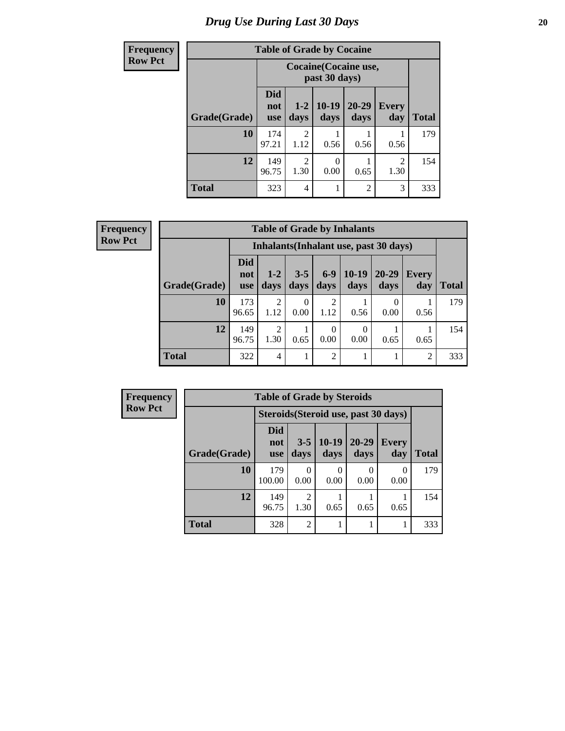# Drug Use During Last 30 Days

| Frequency<br>Row Pct | | | | | | |
|---|---|---|---|---|---|---|

**Table of Grade by Cocaine**

| | Cocaine(Cocaine use, past 30 days) | | | | | |
|---|---|---|---|---|---|---|
| Grade(Grade) | Did not use | 1-2 days | 10-19 days | 20-29 days | Every day | Total |
| **10** | 174<br>97.21 | 2<br>1.12 | 1<br>0.56 | 1<br>0.56 | 1<br>0.56 | 179 |
| **12** | 149<br>96.75 | 2<br>1.30 | 0<br>0.00 | 1<br>0.65 | 2<br>1.30 | 154 |
| **Total** | 323 | 4 | 1 | 2 | 3 | 333 |

| Frequency<br>Row Pct |
|---|

**Table of Grade by Inhalants**

| | Inhalants(Inhalant use, past 30 days) | | | | | | | |
|---|---|---|---|---|---|---|---|---|
| Grade(Grade) | Did not use | 1-2 days | 3-5 days | 6-9 days | 10-19 days | 20-29 days | Every day | Total |
| **10** | 173<br>96.65 | 2<br>1.12 | 0<br>0.00 | 2<br>1.12 | 1<br>0.56 | 0<br>0.00 | 1<br>0.56 | 179 |
| **12** | 149<br>96.75 | 2<br>1.30 | 1<br>0.65 | 0<br>0.00 | 0<br>0.00 | 1<br>0.65 | 1<br>0.65 | 154 |
| **Total** | 322 | 4 | 1 | 2 | 1 | 1 | 2 | 333 |

| Frequency<br>Row Pct |
|---|

**Table of Grade by Steroids**

| | Steroids(Steroid use, past 30 days) | | | | | |
|---|---|---|---|---|---|---|
| Grade(Grade) | Did not use | 3-5 days | 10-19 days | 20-29 days | Every day | Total |
| **10** | 179<br>100.00 | 0<br>0.00 | 0<br>0.00 | 0<br>0.00 | 0<br>0.00 | 179 |
| **12** | 149<br>96.75 | 2<br>1.30 | 1<br>0.65 | 1<br>0.65 | 1<br>0.65 | 154 |
| **Total** | 328 | 2 | 1 | 1 | 1 | 333 |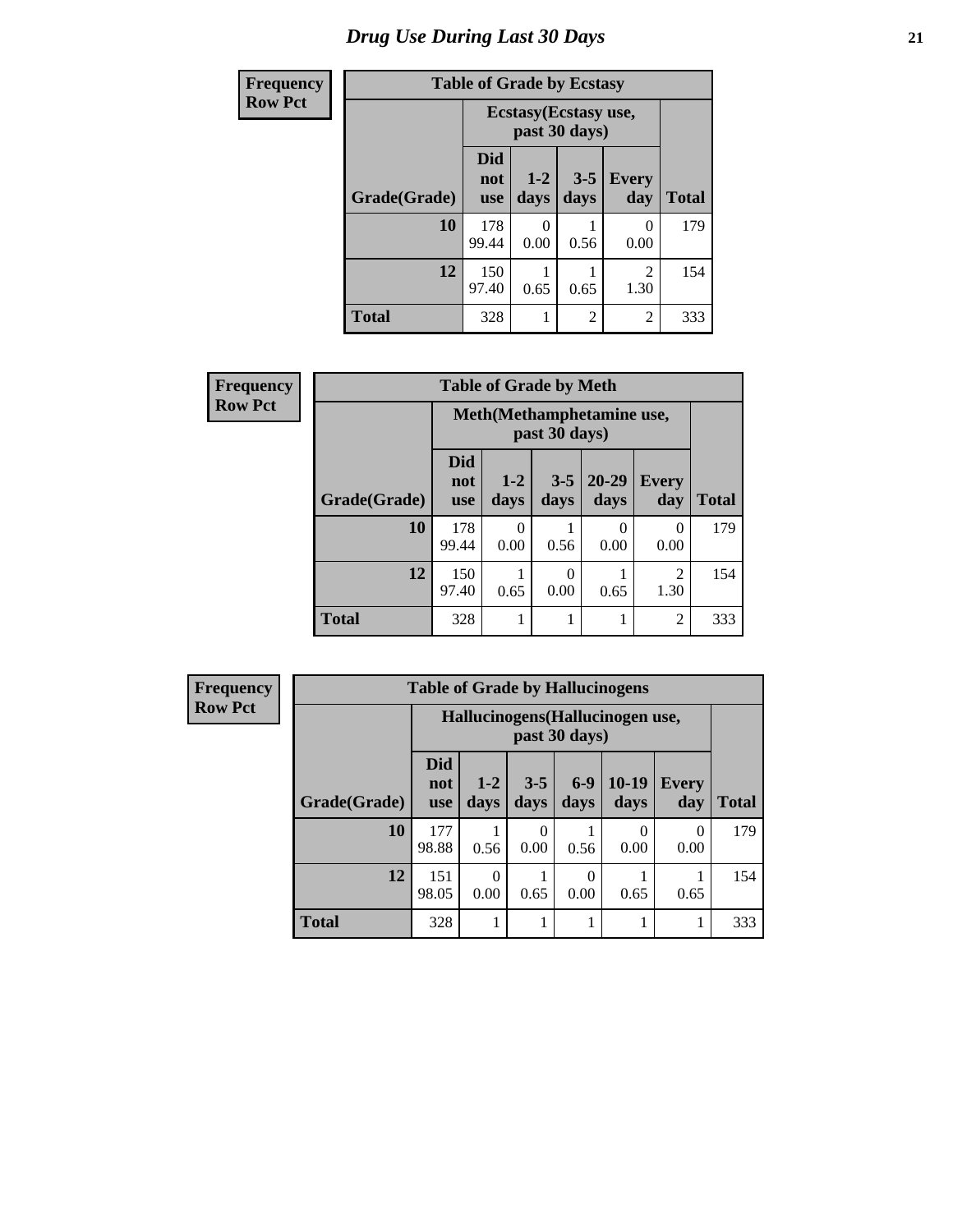# Drug Use During Last 30 Days

**Frequency**
**Row Pct**

| Table of Grade by Ecstasy | | | | | |
|---|---|---|---|---|---|
| | Ecstasy(Ecstasy use, past 30 days) | | | | |
| Grade(Grade) | Did not use | 1-2 days | 3-5 days | Every day | Total |
| 10 | 178<br>99.44 | 0<br>0.00 | 1<br>0.56 | 0<br>0.00 | 179 |
| 12 | 150<br>97.40 | 1<br>0.65 | 1<br>0.65 | 2<br>1.30 | 154 |
| Total | 328 | 1 | 2 | 2 | 333 |

**Frequency**
**Row Pct**

| Table of Grade by Meth | | | | | | |
|---|---|---|---|---|---|---|
| | Meth(Methamphetamine use, past 30 days) | | | | | |
| Grade(Grade) | Did not use | 1-2 days | 3-5 days | 20-29 days | Every day | Total |
| 10 | 178<br>99.44 | 0<br>0.00 | 1<br>0.56 | 0<br>0.00 | 0<br>0.00 | 179 |
| 12 | 150<br>97.40 | 1<br>0.65 | 0<br>0.00 | 1<br>0.65 | 2<br>1.30 | 154 |
| Total | 328 | 1 | 1 | 1 | 2 | 333 |

**Frequency**
**Row Pct**

| Table of Grade by Hallucinogens | | | | | | | |
|---|---|---|---|---|---|---|---|
| | Hallucinogens(Hallucinogen use, past 30 days) | | | | | | |
| Grade(Grade) | Did not use | 1-2 days | 3-5 days | 6-9 days | 10-19 days | Every day | Total |
| 10 | 177<br>98.88 | 1<br>0.56 | 0<br>0.00 | 1<br>0.56 | 0<br>0.00 | 0<br>0.00 | 179 |
| 12 | 151<br>98.05 | 0<br>0.00 | 1<br>0.65 | 0<br>0.00 | 1<br>0.65 | 1<br>0.65 | 154 |
| Total | 328 | 1 | 1 | 1 | 1 | 1 | 333 |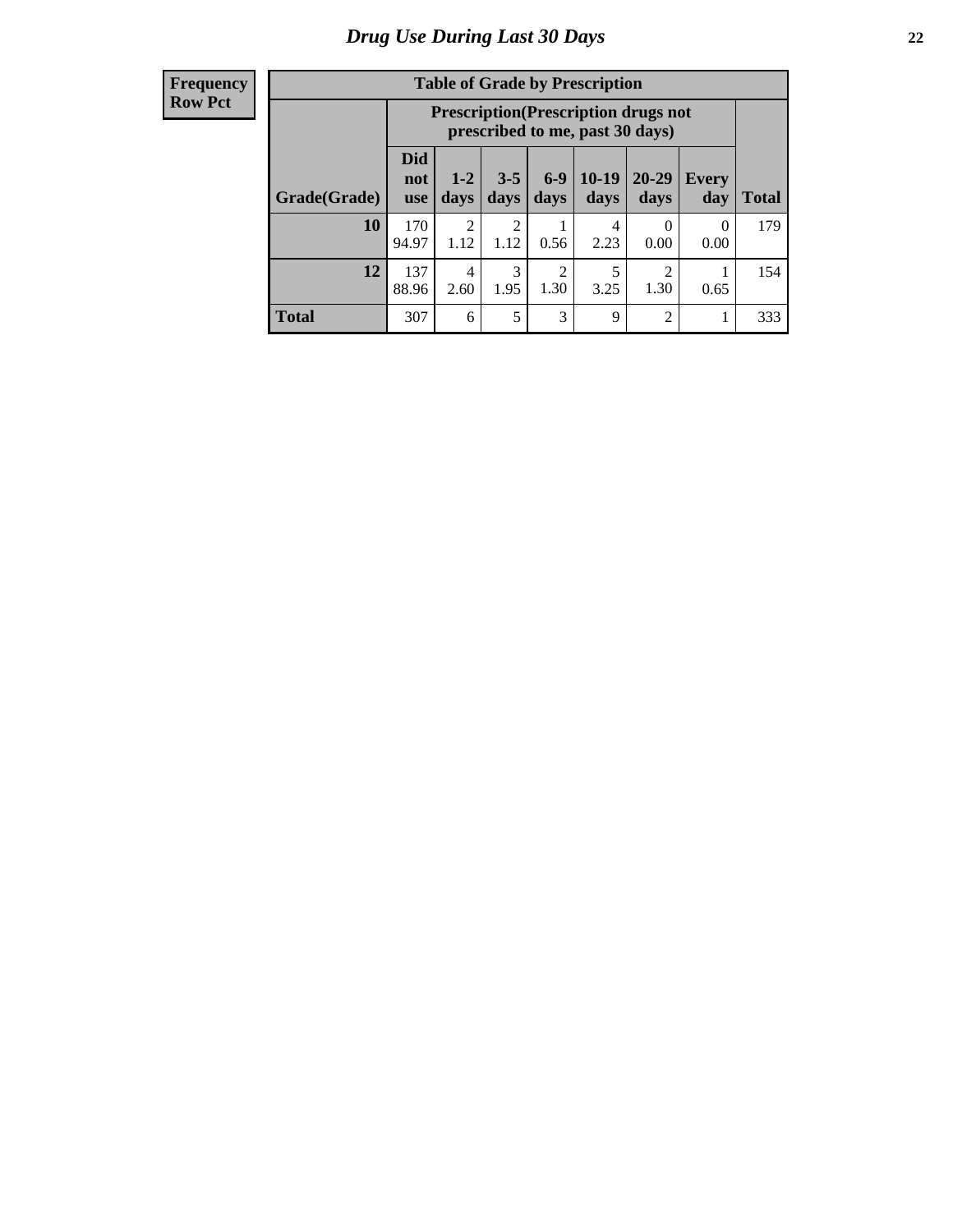# Drug Use During Last 30 Days

| Frequency<br>Row Pct | | | | | | | | |
|---|---|---|---|---|---|---|---|---|

**Table of Grade by Prescription**

| | Prescription(Prescription drugs not prescribed to me, past 30 days) | | | | | | | |
|---|---|---|---|---|---|---|---|---|
| Grade(Grade) | Did not use | 1-2 days | 3-5 days | 6-9 days | 10-19 days | 20-29 days | Every day | Total |
| 10 | 170<br>94.97 | 2<br>1.12 | 2<br>1.12 | 1<br>0.56 | 4<br>2.23 | 0<br>0.00 | 0<br>0.00 | 179 |
| 12 | 137<br>88.96 | 4<br>2.60 | 3<br>1.95 | 2<br>1.30 | 5<br>3.25 | 2<br>1.30 | 1<br>0.65 | 154 |
| Total | 307 | 6 | 5 | 3 | 9 | 2 | 1 | 333 |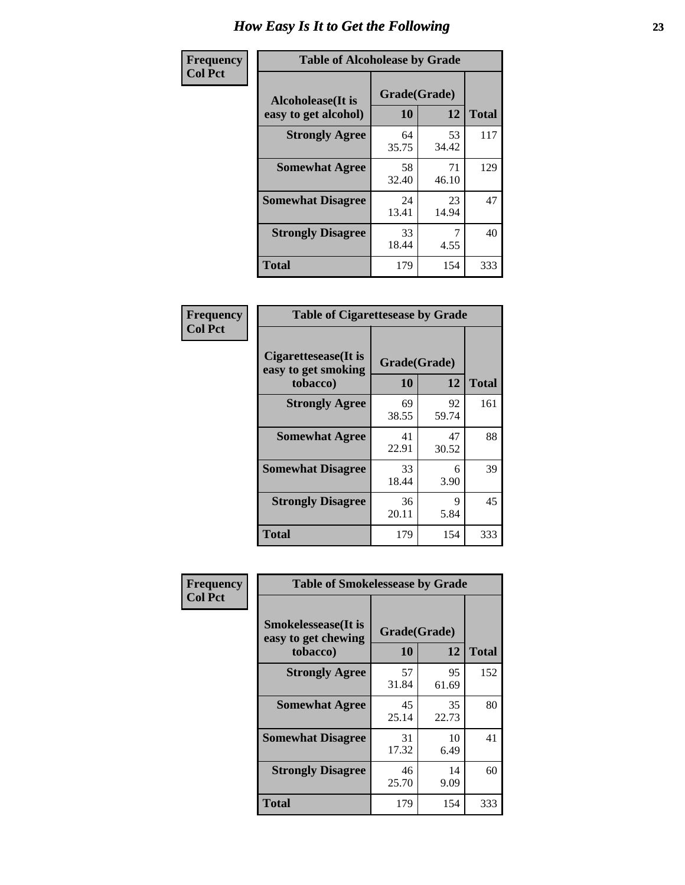# How Easy Is It to Get the Following

**Frequency**
**Col Pct**

**Table of Alcoholease by Grade**

| Alcoholease(It is easy to get alcohol) | Grade(Grade) | | Total |
|---|---|---|---|
| | 10 | 12 | |
| **Strongly Agree** | 64<br>35.75 | 53<br>34.42 | 117 |
| **Somewhat Agree** | 58<br>32.40 | 71<br>46.10 | 129 |
| **Somewhat Disagree** | 24<br>13.41 | 23<br>14.94 | 47 |
| **Strongly Disagree** | 33<br>18.44 | 7<br>4.55 | 40 |
| **Total** | 179 | 154 | 333 |

**Frequency**
**Col Pct**

**Table of Cigarettesease by Grade**

| Cigarettesease(It is easy to get smoking tobacco) | Grade(Grade) | | Total |
|---|---|---|---|
| | 10 | 12 | |
| **Strongly Agree** | 69<br>38.55 | 92<br>59.74 | 161 |
| **Somewhat Agree** | 41<br>22.91 | 47<br>30.52 | 88 |
| **Somewhat Disagree** | 33<br>18.44 | 6<br>3.90 | 39 |
| **Strongly Disagree** | 36<br>20.11 | 9<br>5.84 | 45 |
| **Total** | 179 | 154 | 333 |

**Frequency**
**Col Pct**

**Table of Smokelessease by Grade**

| Smokelessease(It is easy to get chewing tobacco) | Grade(Grade) | | Total |
|---|---|---|---|
| | 10 | 12 | |
| **Strongly Agree** | 57<br>31.84 | 95<br>61.69 | 152 |
| **Somewhat Agree** | 45<br>25.14 | 35<br>22.73 | 80 |
| **Somewhat Disagree** | 31<br>17.32 | 10<br>6.49 | 41 |
| **Strongly Disagree** | 46<br>25.70 | 14<br>9.09 | 60 |
| **Total** | 179 | 154 | 333 |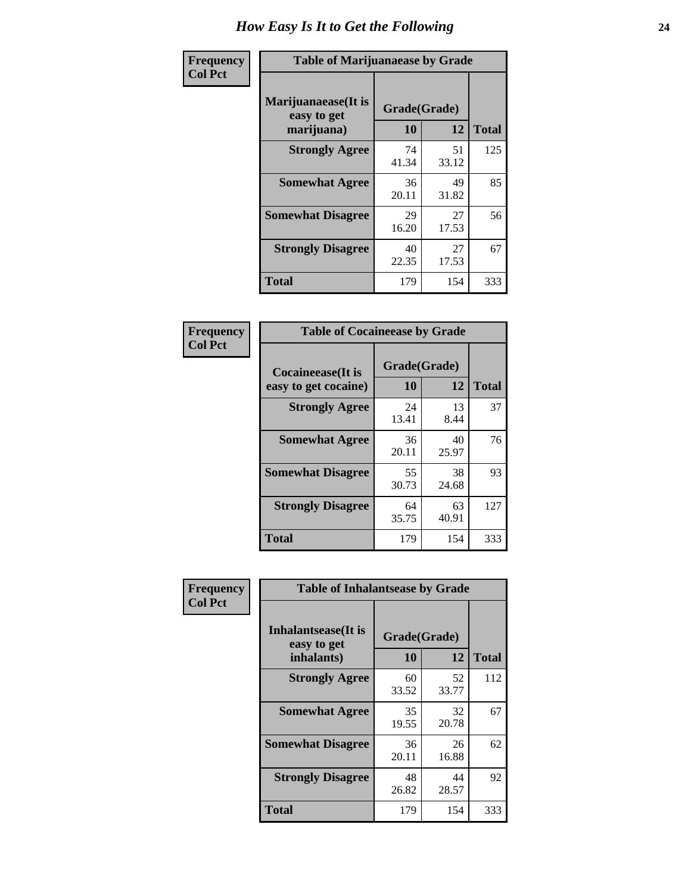# How Easy Is It to Get the Following

**Frequency**
**Col Pct**

**Table of Marijuanaease by Grade**

| Marijuanaease(It is easy to get marijuana) | Grade(Grade) | | Total |
|---|---|---|---|
| | 10 | 12 | |
| **Strongly Agree** | 74<br>41.34 | 51<br>33.12 | 125 |
| **Somewhat Agree** | 36<br>20.11 | 49<br>31.82 | 85 |
| **Somewhat Disagree** | 29<br>16.20 | 27<br>17.53 | 56 |
| **Strongly Disagree** | 40<br>22.35 | 27<br>17.53 | 67 |
| **Total** | 179 | 154 | 333 |

**Frequency**
**Col Pct**

**Table of Cocaineease by Grade**

| Cocaineease(It is easy to get cocaine) | Grade(Grade) | | Total |
|---|---|---|---|
| | 10 | 12 | |
| **Strongly Agree** | 24<br>13.41 | 13<br>8.44 | 37 |
| **Somewhat Agree** | 36<br>20.11 | 40<br>25.97 | 76 |
| **Somewhat Disagree** | 55<br>30.73 | 38<br>24.68 | 93 |
| **Strongly Disagree** | 64<br>35.75 | 63<br>40.91 | 127 |
| **Total** | 179 | 154 | 333 |

**Frequency**
**Col Pct**

**Table of Inhalantsease by Grade**

| Inhalantsease(It is easy to get inhalants) | Grade(Grade) | | Total |
|---|---|---|---|
| | 10 | 12 | |
| **Strongly Agree** | 60<br>33.52 | 52<br>33.77 | 112 |
| **Somewhat Agree** | 35<br>19.55 | 32<br>20.78 | 67 |
| **Somewhat Disagree** | 36<br>20.11 | 26<br>16.88 | 62 |
| **Strongly Disagree** | 48<br>26.82 | 44<br>28.57 | 92 |
| **Total** | 179 | 154 | 333 |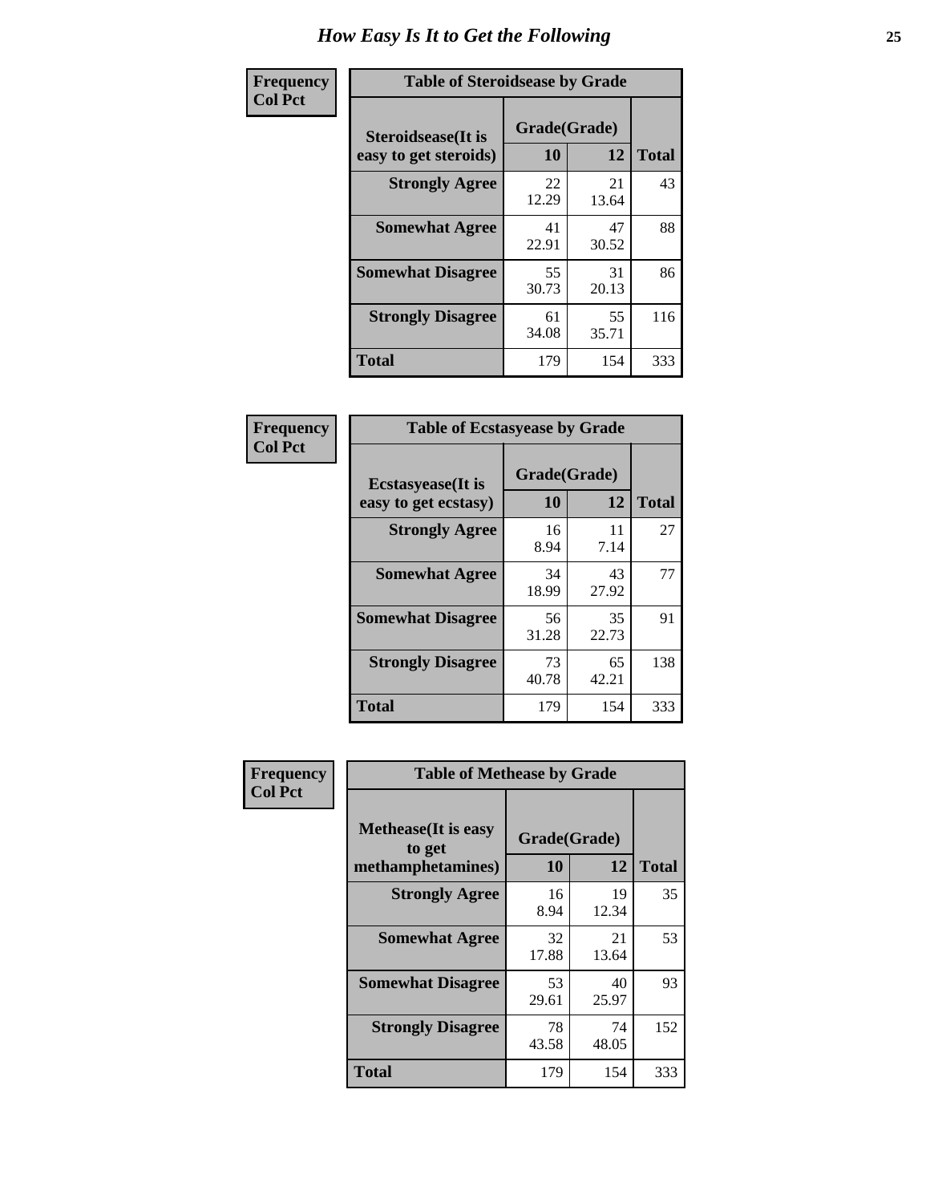# How Easy Is It to Get the Following

**Frequency**
**Col Pct**

**Table of Steroidsease by Grade**

| Steroidsease(It is easy to get steroids) | Grade(Grade) 10 | 12 | Total |
|---|---|---|---|
| **Strongly Agree** | 22<br>12.29 | 21<br>13.64 | 43 |
| **Somewhat Agree** | 41<br>22.91 | 47<br>30.52 | 88 |
| **Somewhat Disagree** | 55<br>30.73 | 31<br>20.13 | 86 |
| **Strongly Disagree** | 61<br>34.08 | 55<br>35.71 | 116 |
| **Total** | 179 | 154 | 333 |

**Frequency**
**Col Pct**

**Table of Ecstasyease by Grade**

| Ecstasyease(It is easy to get ecstasy) | Grade(Grade) 10 | 12 | Total |
|---|---|---|---|
| **Strongly Agree** | 16<br>8.94 | 11<br>7.14 | 27 |
| **Somewhat Agree** | 34<br>18.99 | 43<br>27.92 | 77 |
| **Somewhat Disagree** | 56<br>31.28 | 35<br>22.73 | 91 |
| **Strongly Disagree** | 73<br>40.78 | 65<br>42.21 | 138 |
| **Total** | 179 | 154 | 333 |

**Frequency**
**Col Pct**

**Table of Methease by Grade**

| Methease(It is easy to get methamphetamines) | Grade(Grade) 10 | 12 | Total |
|---|---|---|---|
| **Strongly Agree** | 16<br>8.94 | 19<br>12.34 | 35 |
| **Somewhat Agree** | 32<br>17.88 | 21<br>13.64 | 53 |
| **Somewhat Disagree** | 53<br>29.61 | 40<br>25.97 | 93 |
| **Strongly Disagree** | 78<br>43.58 | 74<br>48.05 | 152 |
| **Total** | 179 | 154 | 333 |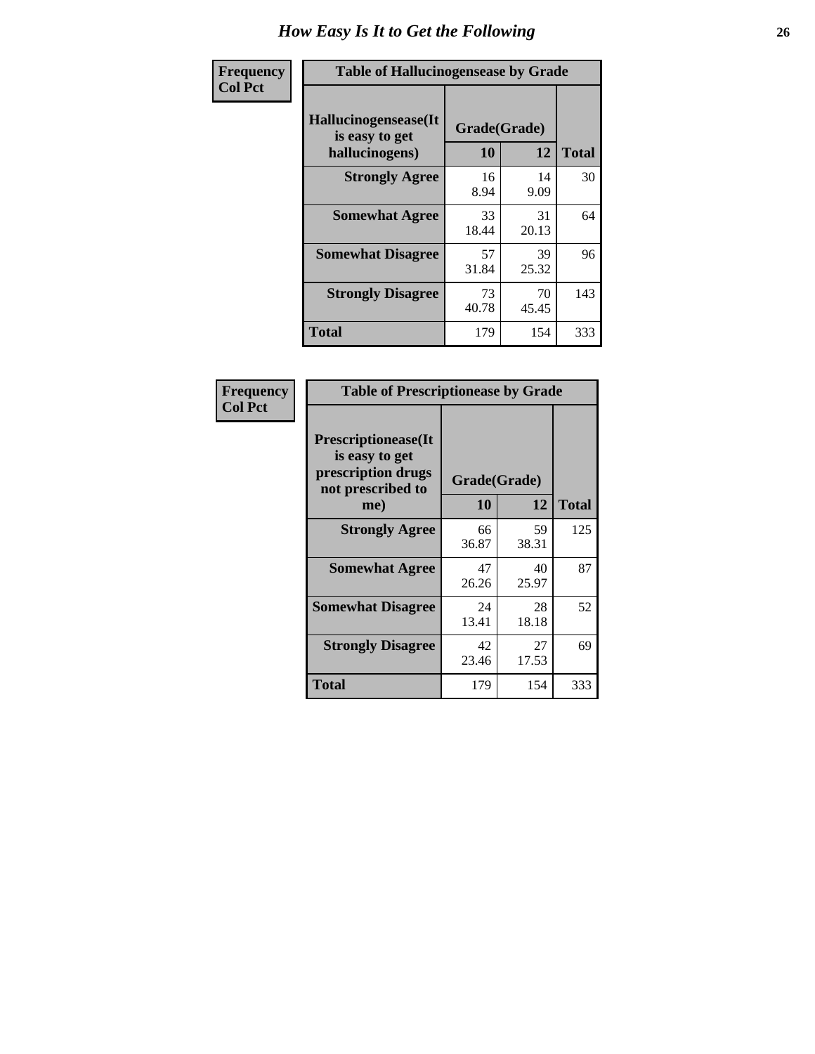# How Easy Is It to Get the Following

| Frequency Col Pct | | | |
|---|---|---|---|

**Table of Hallucinogensease by Grade**

| Hallucinogensease(It is easy to get hallucinogens) | Grade(Grade) 10 | 12 | Total |
|---|---|---|---|
| **Strongly Agree** | 16<br>8.94 | 14<br>9.09 | 30 |
| **Somewhat Agree** | 33<br>18.44 | 31<br>20.13 | 64 |
| **Somewhat Disagree** | 57<br>31.84 | 39<br>25.32 | 96 |
| **Strongly Disagree** | 73<br>40.78 | 70<br>45.45 | 143 |
| **Total** | 179 | 154 | 333 |

| Frequency Col Pct | | | |
|---|---|---|---|

**Table of Prescriptionease by Grade**

| Prescriptionease(It is easy to get prescription drugs not prescribed to me) | Grade(Grade) 10 | 12 | Total |
|---|---|---|---|
| **Strongly Agree** | 66<br>36.87 | 59<br>38.31 | 125 |
| **Somewhat Agree** | 47<br>26.26 | 40<br>25.97 | 87 |
| **Somewhat Disagree** | 24<br>13.41 | 28<br>18.18 | 52 |
| **Strongly Disagree** | 42<br>23.46 | 27<br>17.53 | 69 |
| **Total** | 179 | 154 | 333 |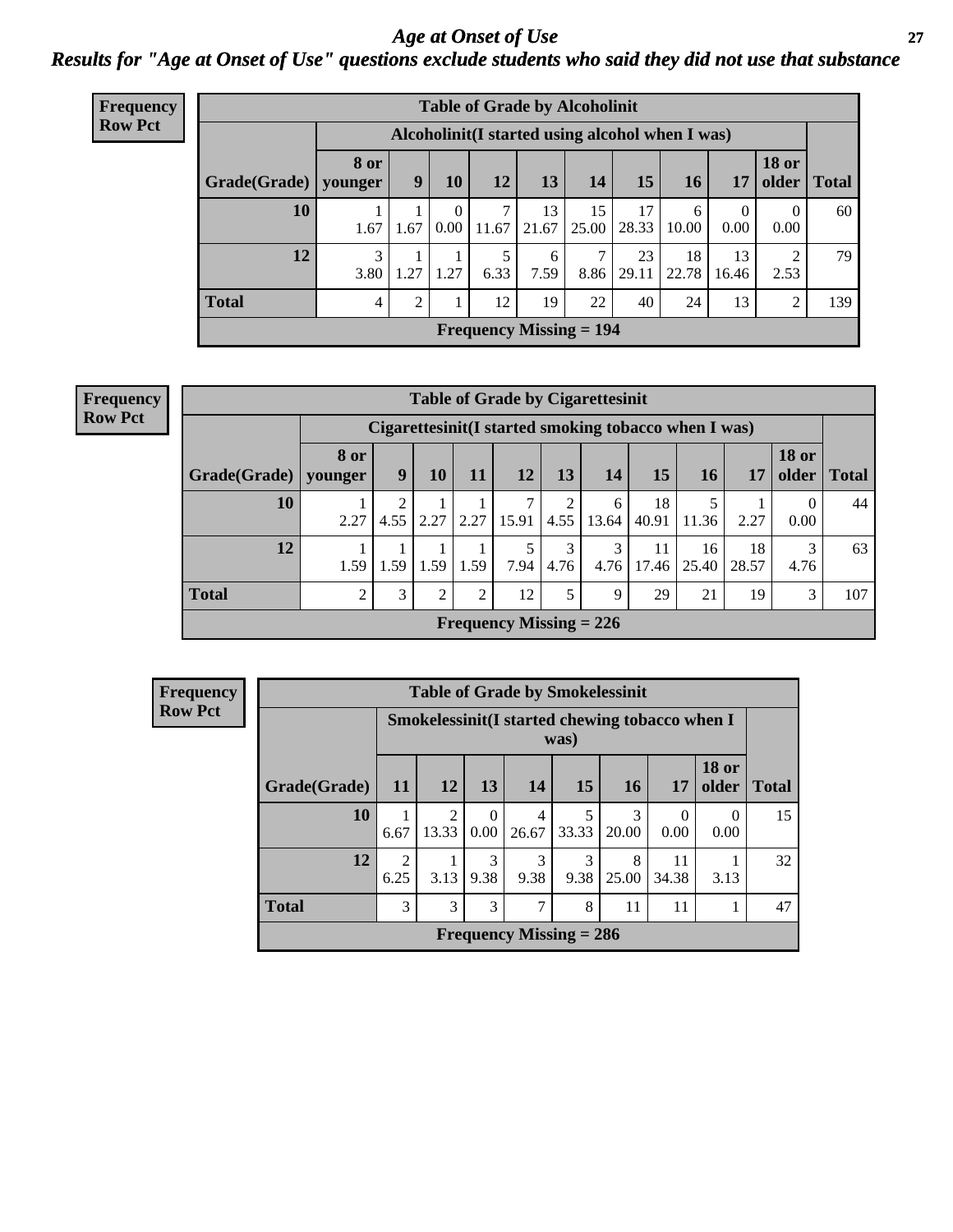# Age at Onset of Use

## Results for "Age at Onset of Use" questions exclude students who said they did not use that substance

**Frequency Row Pct**

| Table of Grade by Alcoholinit | | | | | | | | | | | |
|---|---|---|---|---|---|---|---|---|---|---|---|
| | Alcoholinit(I started using alcohol when I was) | | | | | | | | | | |
| Grade(Grade) | 8 or younger | 9 | 10 | 12 | 13 | 14 | 15 | 16 | 17 | 18 or older | Total |
| 10 | 1<br>1.67 | 1<br>1.67 | 0<br>0.00 | 7<br>11.67 | 13<br>21.67 | 15<br>25.00 | 17<br>28.33 | 6<br>10.00 | 0<br>0.00 | 0<br>0.00 | 60 |
| 12 | 3<br>3.80 | 1<br>1.27 | 1<br>1.27 | 5<br>6.33 | 6<br>7.59 | 7<br>8.86 | 23<br>29.11 | 18<br>22.78 | 13<br>16.46 | 2<br>2.53 | 79 |
| Total | 4 | 2 | 1 | 12 | 19 | 22 | 40 | 24 | 13 | 2 | 139 |
| Frequency Missing = 194 | | | | | | | | | | | |

**Frequency Row Pct**

| Table of Grade by Cigarettesinit | | | | | | | | | | | | |
|---|---|---|---|---|---|---|---|---|---|---|---|---|
| | Cigarettesinit(I started smoking tobacco when I was) | | | | | | | | | | | |
| Grade(Grade) | 8 or younger | 9 | 10 | 11 | 12 | 13 | 14 | 15 | 16 | 17 | 18 or older | Total |
| 10 | 1<br>2.27 | 2<br>4.55 | 1<br>2.27 | 1<br>2.27 | 7<br>15.91 | 2<br>4.55 | 6<br>13.64 | 18<br>40.91 | 5<br>11.36 | 1<br>2.27 | 0<br>0.00 | 44 |
| 12 | 1<br>1.59 | 1<br>1.59 | 1<br>1.59 | 1<br>1.59 | 5<br>7.94 | 3<br>4.76 | 3<br>4.76 | 11<br>17.46 | 16<br>25.40 | 18<br>28.57 | 3<br>4.76 | 63 |
| Total | 2 | 3 | 2 | 2 | 12 | 5 | 9 | 29 | 21 | 19 | 3 | 107 |
| Frequency Missing = 226 | | | | | | | | | | | | |

**Frequency Row Pct**

| Table of Grade by Smokelessinit | | | | | | | | | |
|---|---|---|---|---|---|---|---|---|---|
| | Smokelessinit(I started chewing tobacco when I was) | | | | | | | | |
| Grade(Grade) | 11 | 12 | 13 | 14 | 15 | 16 | 17 | 18 or older | Total |
| 10 | 1<br>6.67 | 2<br>13.33 | 0<br>0.00 | 4<br>26.67 | 5<br>33.33 | 3<br>20.00 | 0<br>0.00 | 0<br>0.00 | 15 |
| 12 | 2<br>6.25 | 1<br>3.13 | 3<br>9.38 | 3<br>9.38 | 3<br>9.38 | 8<br>25.00 | 11<br>34.38 | 1<br>3.13 | 32 |
| Total | 3 | 3 | 3 | 7 | 8 | 11 | 11 | 1 | 47 |
| Frequency Missing = 286 | | | | | | | | | |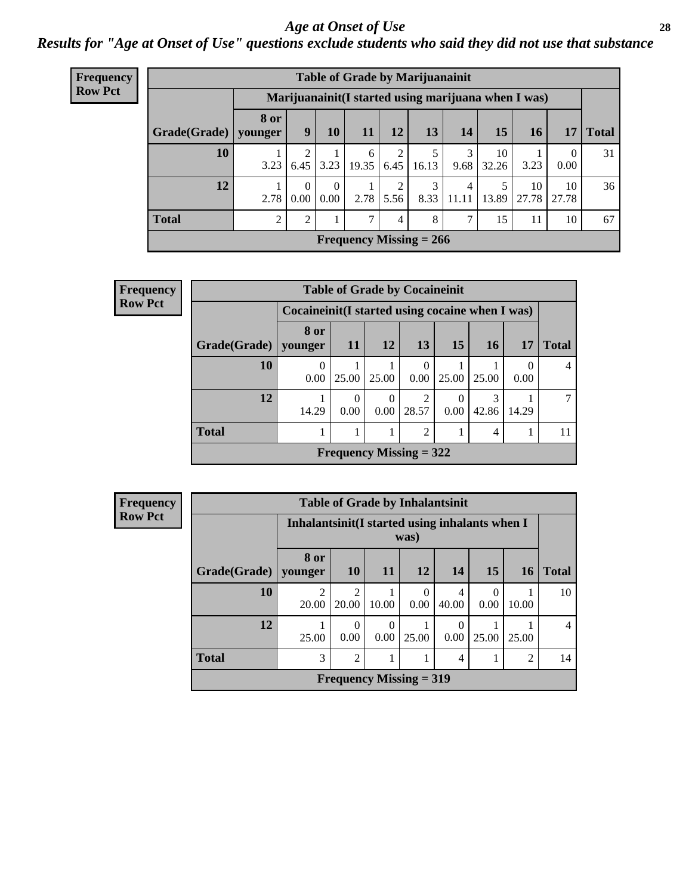# Age at Onset of Use

## Results for "Age at Onset of Use" questions exclude students who said they did not use that substance

**Frequency**
**Row Pct**

**Table of Grade by Marijuanainit**

| Grade(Grade) | Marijuanainit(I started using marijuana when I was) | | | | | | | | | | Total |
|---|---|---|---|---|---|---|---|---|---|---|---|
| | 8 or younger | 9 | 10 | 11 | 12 | 13 | 14 | 15 | 16 | 17 | |
| 10 | 1<br>3.23 | 2<br>6.45 | 1<br>3.23 | 6<br>19.35 | 2<br>6.45 | 5<br>16.13 | 3<br>9.68 | 10<br>32.26 | 1<br>3.23 | 0<br>0.00 | 31 |
| 12 | 1<br>2.78 | 0<br>0.00 | 0<br>0.00 | 1<br>2.78 | 2<br>5.56 | 3<br>8.33 | 4<br>11.11 | 5<br>13.89 | 10<br>27.78 | 10<br>27.78 | 36 |
| Total | 2 | 2 | 1 | 7 | 4 | 8 | 7 | 15 | 11 | 10 | 67 |

Frequency Missing = 266

**Frequency**
**Row Pct**

**Table of Grade by Cocaineinit**

| Grade(Grade) | Cocaineinit(I started using cocaine when I was) | | | | | | | Total |
|---|---|---|---|---|---|---|---|---|
| | 8 or younger | 11 | 12 | 13 | 15 | 16 | 17 | |
| 10 | 0<br>0.00 | 1<br>25.00 | 1<br>25.00 | 0<br>0.00 | 1<br>25.00 | 1<br>25.00 | 0<br>0.00 | 4 |
| 12 | 1<br>14.29 | 0<br>0.00 | 0<br>0.00 | 2<br>28.57 | 0<br>0.00 | 3<br>42.86 | 1<br>14.29 | 7 |
| Total | 1 | 1 | 1 | 2 | 1 | 4 | 1 | 11 |

Frequency Missing = 322

**Frequency**
**Row Pct**

**Table of Grade by Inhalantsinit**

| Grade(Grade) | Inhalantsinit(I started using inhalants when I was) | | | | | | | Total |
|---|---|---|---|---|---|---|---|---|
| | 8 or younger | 10 | 11 | 12 | 14 | 15 | 16 | |
| 10 | 2<br>20.00 | 2<br>20.00 | 1<br>10.00 | 0<br>0.00 | 4<br>40.00 | 0<br>0.00 | 1<br>10.00 | 10 |
| 12 | 1<br>25.00 | 0<br>0.00 | 0<br>0.00 | 1<br>25.00 | 0<br>0.00 | 1<br>25.00 | 1<br>25.00 | 4 |
| Total | 3 | 2 | 1 | 1 | 4 | 1 | 2 | 14 |

Frequency Missing = 319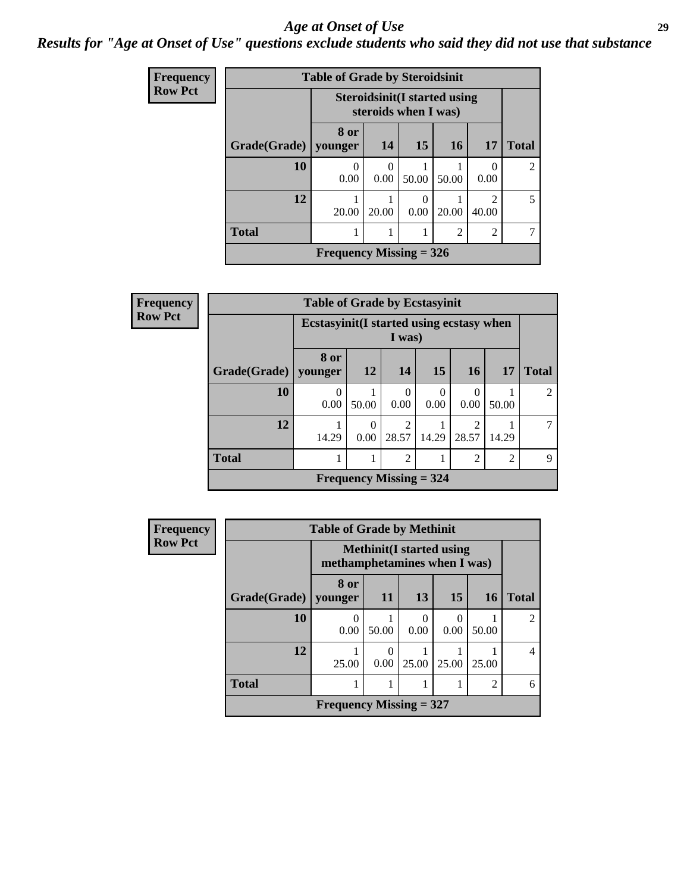# *Age at Onset of Use*

***Results for "Age at Onset of Use" questions exclude students who said they did not use that substance***

**Frequency**
**Row Pct**

| Table of Grade by Steroidsinit | | | | | | |
|---|---|---|---|---|---|---|
| | Steroidsinit(I started using steroids when I was) | | | | | |
| Grade(Grade) | 8 or younger | 14 | 15 | 16 | 17 | Total |
| 10 | 0<br>0.00 | 0<br>0.00 | 1<br>50.00 | 1<br>50.00 | 0<br>0.00 | 2 |
| 12 | 1<br>20.00 | 1<br>20.00 | 0<br>0.00 | 1<br>20.00 | 2<br>40.00 | 5 |
| Total | 1 | 1 | 1 | 2 | 2 | 7 |
| Frequency Missing = 326 | | | | | | |

**Frequency**
**Row Pct**

| Table of Grade by Ecstasyinit | | | | | | | |
|---|---|---|---|---|---|---|---|
| | Ecstasyinit(I started using ecstasy when I was) | | | | | | |
| Grade(Grade) | 8 or younger | 12 | 14 | 15 | 16 | 17 | Total |
| 10 | 0<br>0.00 | 1<br>50.00 | 0<br>0.00 | 0<br>0.00 | 0<br>0.00 | 1<br>50.00 | 2 |
| 12 | 1<br>14.29 | 0<br>0.00 | 2<br>28.57 | 1<br>14.29 | 2<br>28.57 | 1<br>14.29 | 7 |
| Total | 1 | 1 | 2 | 1 | 2 | 2 | 9 |
| Frequency Missing = 324 | | | | | | | |

**Frequency**
**Row Pct**

| Table of Grade by Methinit | | | | | | |
|---|---|---|---|---|---|---|
| | Methinit(I started using methamphetamines when I was) | | | | | |
| Grade(Grade) | 8 or younger | 11 | 13 | 15 | 16 | Total |
| 10 | 0<br>0.00 | 1<br>50.00 | 0<br>0.00 | 0<br>0.00 | 1<br>50.00 | 2 |
| 12 | 1<br>25.00 | 0<br>0.00 | 1<br>25.00 | 1<br>25.00 | 1<br>25.00 | 4 |
| Total | 1 | 1 | 1 | 1 | 2 | 6 |
| Frequency Missing = 327 | | | | | | |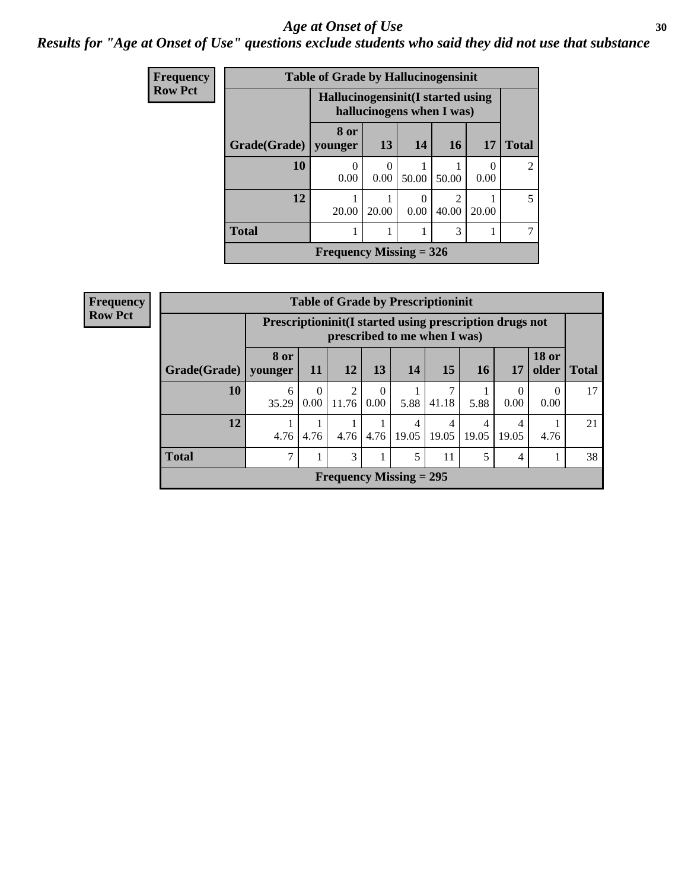# *Age at Onset of Use*

***Results for "Age at Onset of Use" questions exclude students who said they did not use that substance***

**Frequency**
**Row Pct**

**Table of Grade by Hallucinogensinit**

| | Hallucinogensinit(I started using hallucinogens when I was) | | | | | |
|---|---|---|---|---|---|---|
| **Grade(Grade)** | **8 or younger** | **13** | **14** | **16** | **17** | **Total** |
| **10** | 0<br>0.00 | 0<br>0.00 | 1<br>50.00 | 1<br>50.00 | 0<br>0.00 | 2 |
| **12** | 1<br>20.00 | 1<br>20.00 | 0<br>0.00 | 2<br>40.00 | 1<br>20.00 | 5 |
| **Total** | 1 | 1 | 1 | 3 | 1 | 7 |

**Frequency Missing = 326**

**Frequency**
**Row Pct**

**Table of Grade by Prescriptioninit**

| | Prescriptioninit(I started using prescription drugs not prescribed to me when I was) | | | | | | | | | |
|---|---|---|---|---|---|---|---|---|---|---|
| **Grade(Grade)** | **8 or younger** | **11** | **12** | **13** | **14** | **15** | **16** | **17** | **18 or older** | **Total** |
| **10** | 6<br>35.29 | 0<br>0.00 | 2<br>11.76 | 0<br>0.00 | 1<br>5.88 | 7<br>41.18 | 1<br>5.88 | 0<br>0.00 | 0<br>0.00 | 17 |
| **12** | 1<br>4.76 | 1<br>4.76 | 1<br>4.76 | 1<br>4.76 | 4<br>19.05 | 4<br>19.05 | 4<br>19.05 | 4<br>19.05 | 1<br>4.76 | 21 |
| **Total** | 7 | 1 | 3 | 1 | 5 | 11 | 5 | 4 | 1 | 38 |

**Frequency Missing = 295**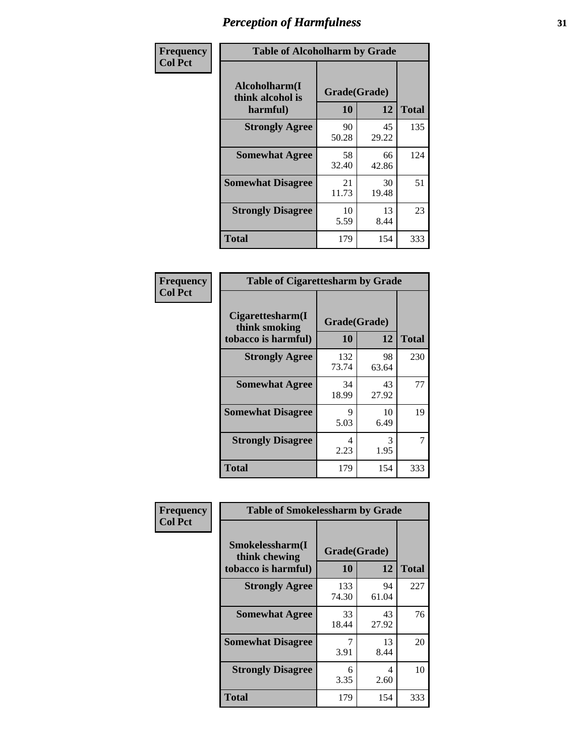# Perception of Harmfulness

| Frequency Col Pct | Table of Alcoholharm by Grade | | |
|---|---|---|---|
| Alcoholharm(I think alcohol is harmful) | Grade(Grade) | | |
| | 10 | 12 | Total |
| Strongly Agree | 90<br>50.28 | 45<br>29.22 | 135 |
| Somewhat Agree | 58<br>32.40 | 66<br>42.86 | 124 |
| Somewhat Disagree | 21<br>11.73 | 30<br>19.48 | 51 |
| Strongly Disagree | 10<br>5.59 | 13<br>8.44 | 23 |
| Total | 179 | 154 | 333 |

| Frequency Col Pct | Table of Cigarettesharm by Grade | | |
|---|---|---|---|
| Cigarettesharm(I think smoking tobacco is harmful) | Grade(Grade) | | |
| | 10 | 12 | Total |
| Strongly Agree | 132<br>73.74 | 98<br>63.64 | 230 |
| Somewhat Agree | 34<br>18.99 | 43<br>27.92 | 77 |
| Somewhat Disagree | 9<br>5.03 | 10<br>6.49 | 19 |
| Strongly Disagree | 4<br>2.23 | 3<br>1.95 | 7 |
| Total | 179 | 154 | 333 |

| Frequency Col Pct | Table of Smokelessharm by Grade | | |
|---|---|---|---|
| Smokelessharm(I think chewing tobacco is harmful) | Grade(Grade) | | |
| | 10 | 12 | Total |
| Strongly Agree | 133<br>74.30 | 94<br>61.04 | 227 |
| Somewhat Agree | 33<br>18.44 | 43<br>27.92 | 76 |
| Somewhat Disagree | 7<br>3.91 | 13<br>8.44 | 20 |
| Strongly Disagree | 6<br>3.35 | 4<br>2.60 | 10 |
| Total | 179 | 154 | 333 |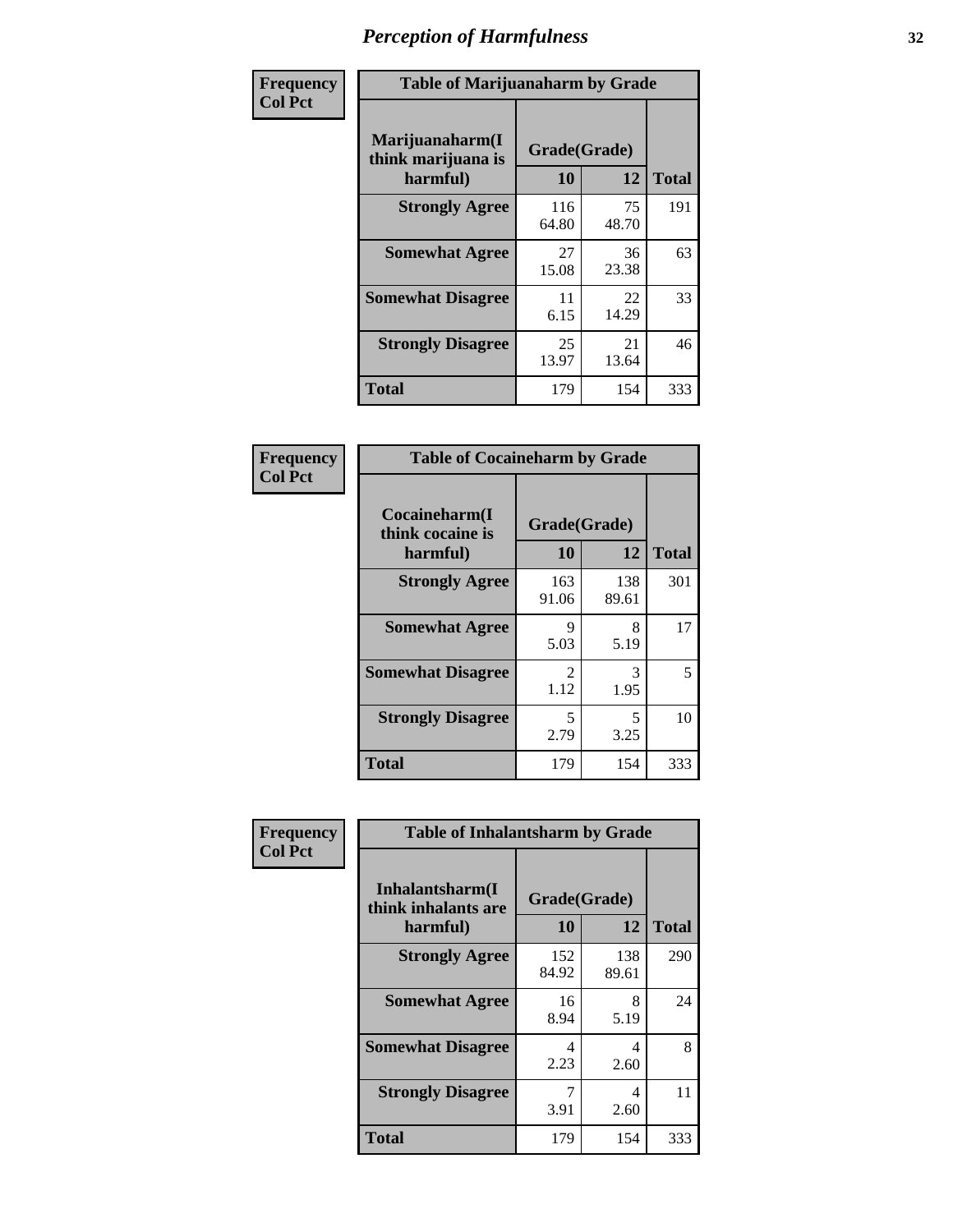# Perception of Harmfulness

**Frequency**
**Col Pct**

| Table of Marijuanaharm by Grade | | | |
|---|---|---|---|
| Marijuanaharm(I think marijuana is harmful) | Grade(Grade) | | Total |
| | 10 | 12 | |
| **Strongly Agree** | 116<br>64.80 | 75<br>48.70 | 191 |
| **Somewhat Agree** | 27<br>15.08 | 36<br>23.38 | 63 |
| **Somewhat Disagree** | 11<br>6.15 | 22<br>14.29 | 33 |
| **Strongly Disagree** | 25<br>13.97 | 21<br>13.64 | 46 |
| **Total** | 179 | 154 | 333 |

**Frequency**
**Col Pct**

| Table of Cocaineharm by Grade | | | |
|---|---|---|---|
| Cocaineharm(I think cocaine is harmful) | Grade(Grade) | | Total |
| | 10 | 12 | |
| **Strongly Agree** | 163<br>91.06 | 138<br>89.61 | 301 |
| **Somewhat Agree** | 9<br>5.03 | 8<br>5.19 | 17 |
| **Somewhat Disagree** | 2<br>1.12 | 3<br>1.95 | 5 |
| **Strongly Disagree** | 5<br>2.79 | 5<br>3.25 | 10 |
| **Total** | 179 | 154 | 333 |

**Frequency**
**Col Pct**

| Table of Inhalantsharm by Grade | | | |
|---|---|---|---|
| Inhalantsharm(I think inhalants are harmful) | Grade(Grade) | | Total |
| | 10 | 12 | |
| **Strongly Agree** | 152<br>84.92 | 138<br>89.61 | 290 |
| **Somewhat Agree** | 16<br>8.94 | 8<br>5.19 | 24 |
| **Somewhat Disagree** | 4<br>2.23 | 4<br>2.60 | 8 |
| **Strongly Disagree** | 7<br>3.91 | 4<br>2.60 | 11 |
| **Total** | 179 | 154 | 333 |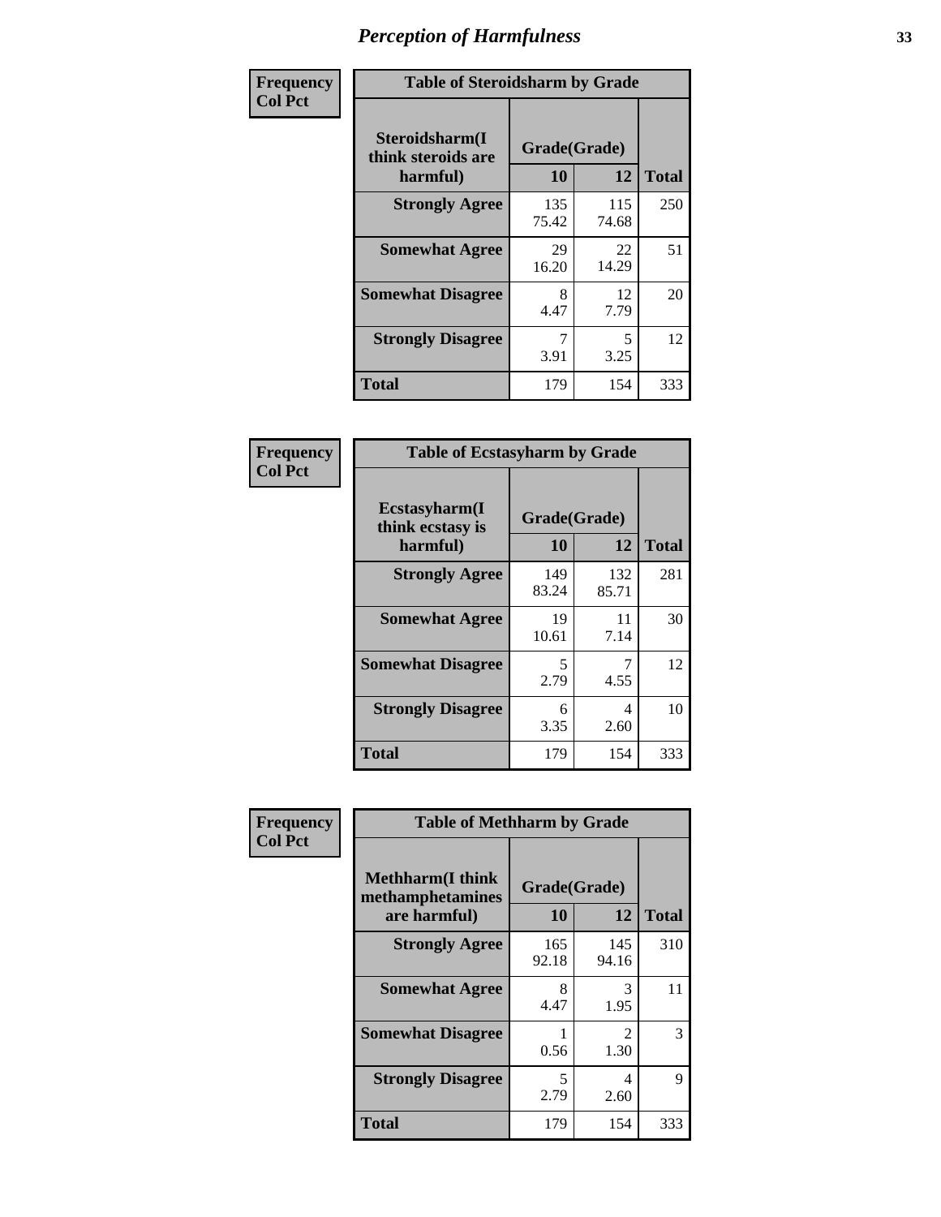| Frequency Col Pct |
|---|

**Table of Steroidsharm by Grade**

| Steroidsharm(I think steroids are harmful) | Grade(Grade) 10 | 12 | Total |
|---|---|---|---|
| **Strongly Agree** | 135<br>75.42 | 115<br>74.68 | 250 |
| **Somewhat Agree** | 29<br>16.20 | 22<br>14.29 | 51 |
| **Somewhat Disagree** | 8<br>4.47 | 12<br>7.79 | 20 |
| **Strongly Disagree** | 7<br>3.91 | 5<br>3.25 | 12 |
| **Total** | 179 | 154 | 333 |

| Frequency Col Pct |
|---|

**Table of Ecstasyharm by Grade**

| Ecstasyharm(I think ecstasy is harmful) | Grade(Grade) 10 | 12 | Total |
|---|---|---|---|
| **Strongly Agree** | 149<br>83.24 | 132<br>85.71 | 281 |
| **Somewhat Agree** | 19<br>10.61 | 11<br>7.14 | 30 |
| **Somewhat Disagree** | 5<br>2.79 | 7<br>4.55 | 12 |
| **Strongly Disagree** | 6<br>3.35 | 4<br>2.60 | 10 |
| **Total** | 179 | 154 | 333 |

| Frequency Col Pct |
|---|

**Table of Methharm by Grade**

| Methharm(I think methamphetamines are harmful) | Grade(Grade) 10 | 12 | Total |
|---|---|---|---|
| **Strongly Agree** | 165<br>92.18 | 145<br>94.16 | 310 |
| **Somewhat Agree** | 8<br>4.47 | 3<br>1.95 | 11 |
| **Somewhat Disagree** | 1<br>0.56 | 2<br>1.30 | 3 |
| **Strongly Disagree** | 5<br>2.79 | 4<br>2.60 | 9 |
| **Total** | 179 | 154 | 333 |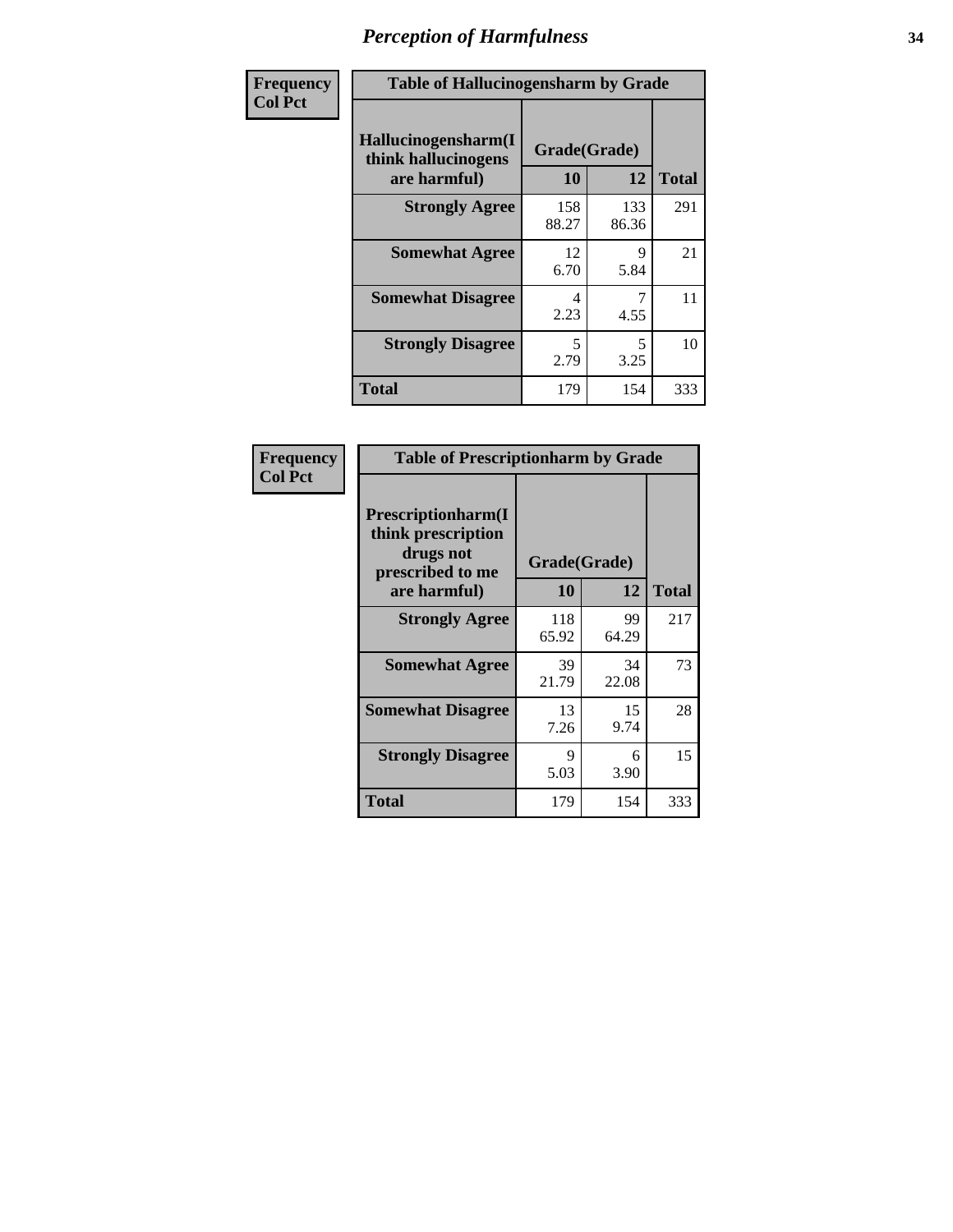# Perception of Harmfulness

| Frequency Col Pct | Table of Hallucinogensharm by Grade | | |
|---|---|---|---|
| Hallucinogensharm(I think hallucinogens are harmful) | Grade(Grade) | | |
| | 10 | 12 | Total |
| Strongly Agree | 158<br>88.27 | 133<br>86.36 | 291 |
| Somewhat Agree | 12<br>6.70 | 9<br>5.84 | 21 |
| Somewhat Disagree | 4<br>2.23 | 7<br>4.55 | 11 |
| Strongly Disagree | 5<br>2.79 | 5<br>3.25 | 10 |
| Total | 179 | 154 | 333 |

| Frequency Col Pct | Table of Prescriptionharm by Grade | | |
|---|---|---|---|
| Prescriptionharm(I think prescription drugs not prescribed to me are harmful) | Grade(Grade) | | |
| | 10 | 12 | Total |
| Strongly Agree | 118<br>65.92 | 99<br>64.29 | 217 |
| Somewhat Agree | 39<br>21.79 | 34<br>22.08 | 73 |
| Somewhat Disagree | 13<br>7.26 | 15<br>9.74 | 28 |
| Strongly Disagree | 9<br>5.03 | 6<br>3.90 | 15 |
| Total | 179 | 154 | 333 |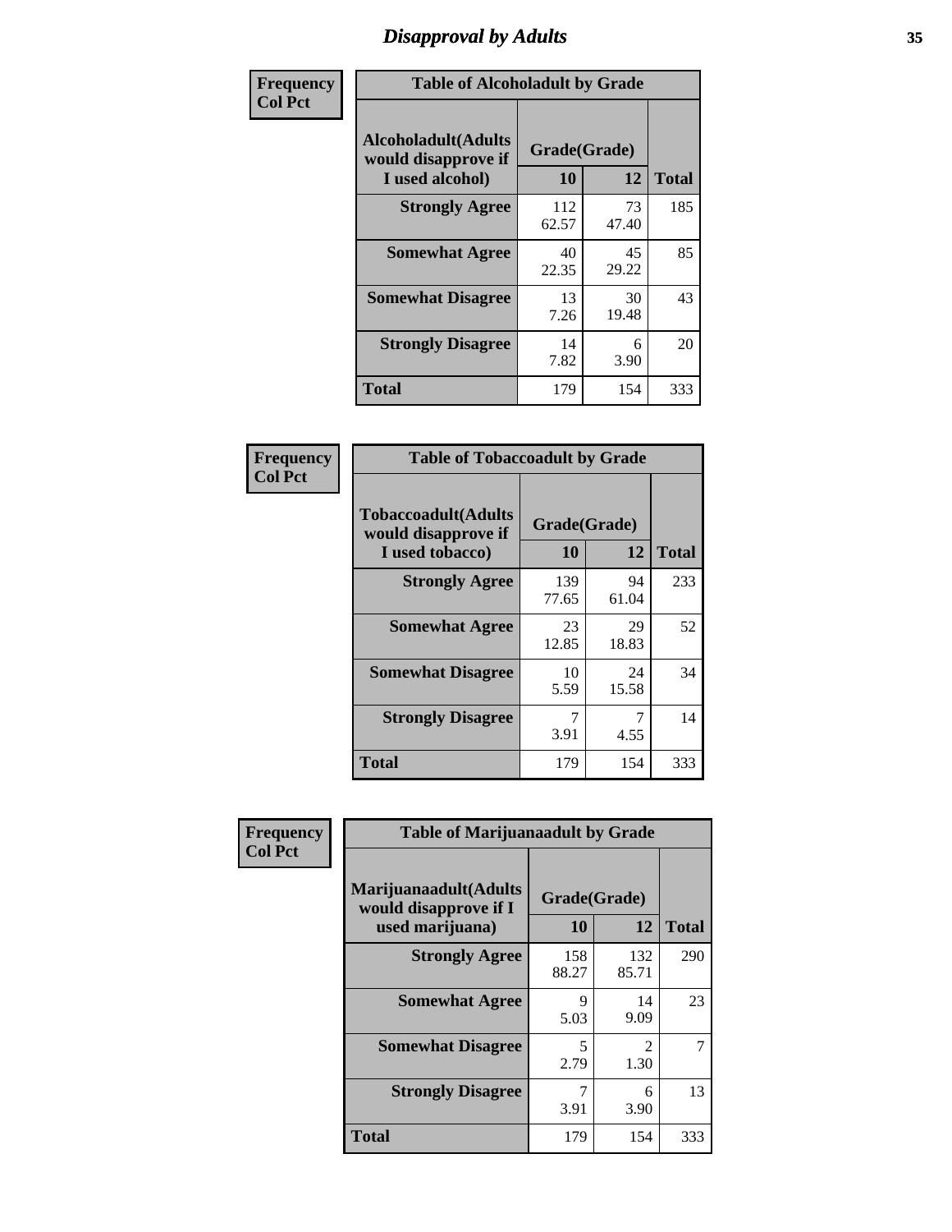# Disapproval by Adults

**Frequency**
**Col Pct**

| Table of Alcoholadult by Grade | | | |
|---|---|---|---|
| Alcoholadult(Adults would disapprove if I used alcohol) | Grade(Grade) | | Total |
| | 10 | 12 | |
| **Strongly Agree** | 112<br>62.57 | 73<br>47.40 | 185 |
| **Somewhat Agree** | 40<br>22.35 | 45<br>29.22 | 85 |
| **Somewhat Disagree** | 13<br>7.26 | 30<br>19.48 | 43 |
| **Strongly Disagree** | 14<br>7.82 | 6<br>3.90 | 20 |
| **Total** | 179 | 154 | 333 |

**Frequency**
**Col Pct**

| Table of Tobaccoadult by Grade | | | |
|---|---|---|---|
| Tobaccoadult(Adults would disapprove if I used tobacco) | Grade(Grade) | | Total |
| | 10 | 12 | |
| **Strongly Agree** | 139<br>77.65 | 94<br>61.04 | 233 |
| **Somewhat Agree** | 23<br>12.85 | 29<br>18.83 | 52 |
| **Somewhat Disagree** | 10<br>5.59 | 24<br>15.58 | 34 |
| **Strongly Disagree** | 7<br>3.91 | 7<br>4.55 | 14 |
| **Total** | 179 | 154 | 333 |

**Frequency**
**Col Pct**

| Table of Marijuanaadult by Grade | | | |
|---|---|---|---|
| Marijuanaadult(Adults would disapprove if I used marijuana) | Grade(Grade) | | Total |
| | 10 | 12 | |
| **Strongly Agree** | 158<br>88.27 | 132<br>85.71 | 290 |
| **Somewhat Agree** | 9<br>5.03 | 14<br>9.09 | 23 |
| **Somewhat Disagree** | 5<br>2.79 | 2<br>1.30 | 7 |
| **Strongly Disagree** | 7<br>3.91 | 6<br>3.90 | 13 |
| **Total** | 179 | 154 | 333 |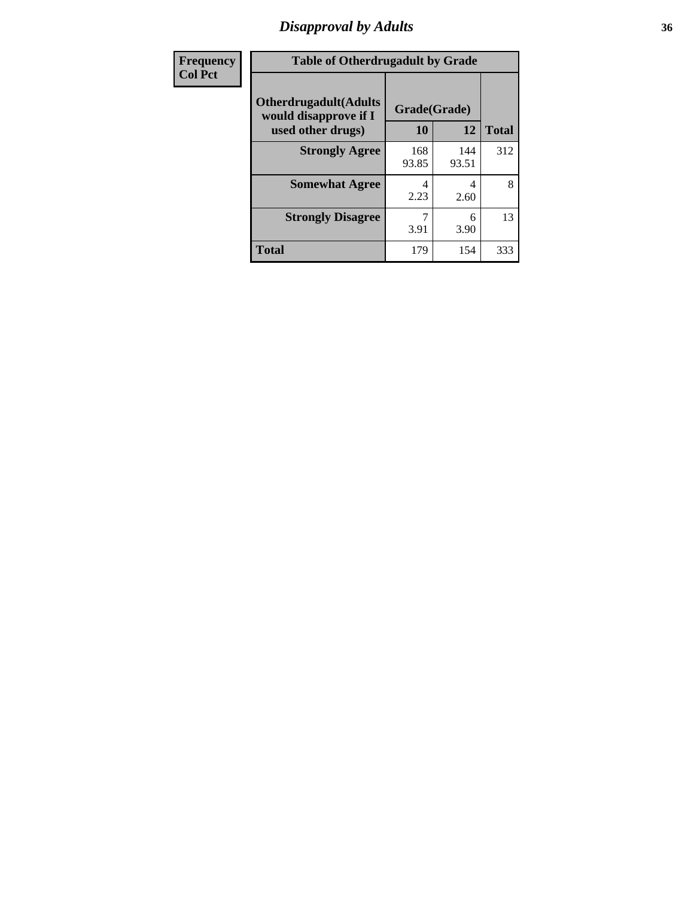## Disapproval by Adults

| Frequency<br>Col Pct |
|---|

**Table of Otherdrugadult by Grade**

| Otherdrugadult(Adults would disapprove if I used other drugs) | Grade(Grade) | | |
|---|---|---|---|
| | 10 | 12 | Total |
| Strongly Agree | 168<br>93.85 | 144<br>93.51 | 312 |
| Somewhat Agree | 4<br>2.23 | 4<br>2.60 | 8 |
| Strongly Disagree | 7<br>3.91 | 6<br>3.90 | 13 |
| Total | 179 | 154 | 333 |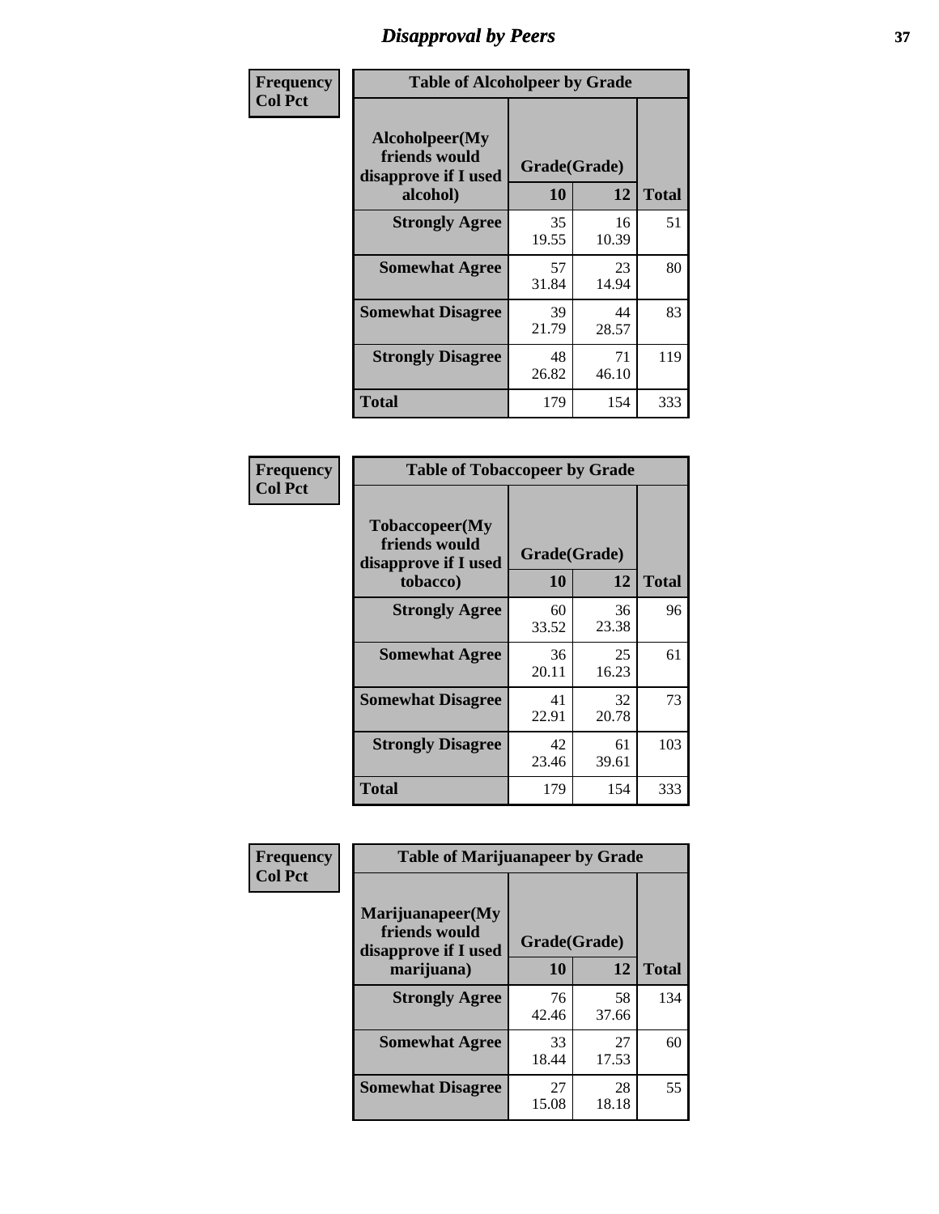# Disapproval by Peers

**Frequency Col Pct**

**Table of Alcoholpeer by Grade**

| Alcoholpeer(My friends would disapprove if I used alcohol) | Grade(Grade) 10 | 12 | Total |
|---|---|---|---|
| **Strongly Agree** | 35<br>19.55 | 16<br>10.39 | 51 |
| **Somewhat Agree** | 57<br>31.84 | 23<br>14.94 | 80 |
| **Somewhat Disagree** | 39<br>21.79 | 44<br>28.57 | 83 |
| **Strongly Disagree** | 48<br>26.82 | 71<br>46.10 | 119 |
| **Total** | 179 | 154 | 333 |

**Frequency Col Pct**

**Table of Tobaccopeer by Grade**

| Tobaccopeer(My friends would disapprove if I used tobacco) | Grade(Grade) 10 | 12 | Total |
|---|---|---|---|
| **Strongly Agree** | 60<br>33.52 | 36<br>23.38 | 96 |
| **Somewhat Agree** | 36<br>20.11 | 25<br>16.23 | 61 |
| **Somewhat Disagree** | 41<br>22.91 | 32<br>20.78 | 73 |
| **Strongly Disagree** | 42<br>23.46 | 61<br>39.61 | 103 |
| **Total** | 179 | 154 | 333 |

**Frequency Col Pct**

**Table of Marijuanapeer by Grade**

| Marijuanapeer(My friends would disapprove if I used marijuana) | Grade(Grade) 10 | 12 | Total |
|---|---|---|---|
| **Strongly Agree** | 76<br>42.46 | 58<br>37.66 | 134 |
| **Somewhat Agree** | 33<br>18.44 | 27<br>17.53 | 60 |
| **Somewhat Disagree** | 27<br>15.08 | 28<br>18.18 | 55 |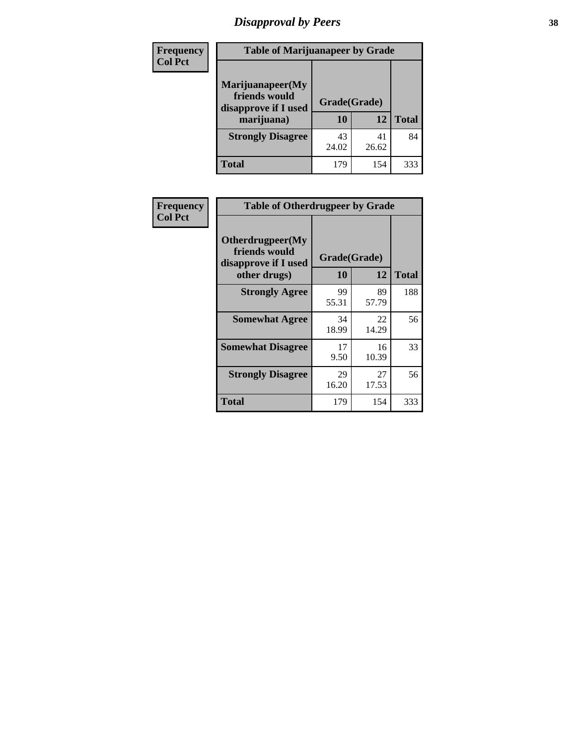# Disapproval by Peers

| Frequency Col Pct | Table of Marijuanapeer by Grade | | |
|---|---|---|---|
| Marijuanapeer(My friends would disapprove if I used marijuana) | Grade(Grade) | | |
| | 10 | 12 | Total |
| Strongly Disagree | 43<br>24.02 | 41<br>26.62 | 84 |
| Total | 179 | 154 | 333 |

| Frequency Col Pct | Table of Otherdrugpeer by Grade | | |
|---|---|---|---|
| Otherdrugpeer(My friends would disapprove if I used other drugs) | Grade(Grade) | | |
| | 10 | 12 | Total |
| Strongly Agree | 99<br>55.31 | 89<br>57.79 | 188 |
| Somewhat Agree | 34<br>18.99 | 22<br>14.29 | 56 |
| Somewhat Disagree | 17<br>9.50 | 16<br>10.39 | 33 |
| Strongly Disagree | 29<br>16.20 | 27<br>17.53 | 56 |
| Total | 179 | 154 | 333 |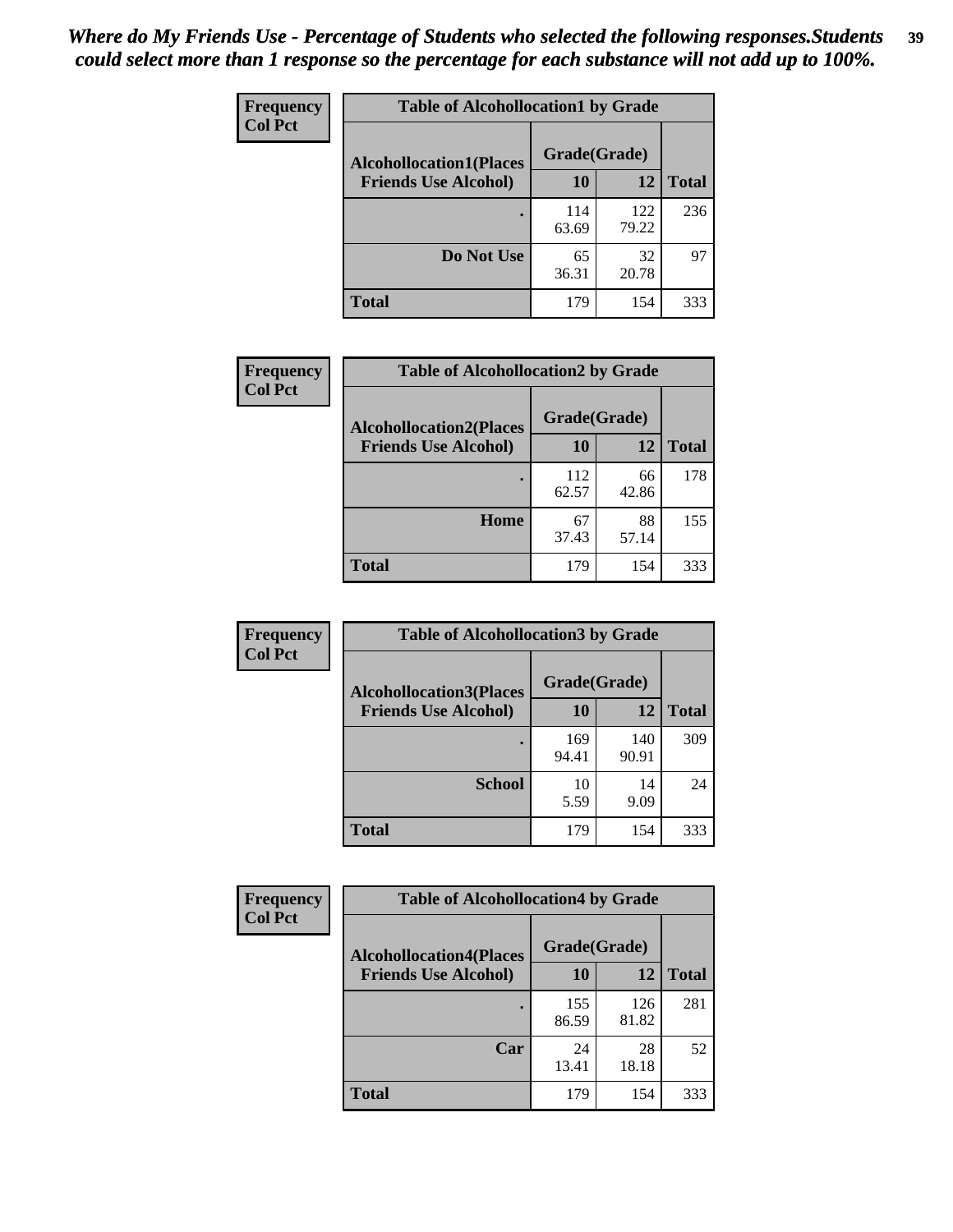*Where do My Friends Use - Percentage of Students who selected the following responses.Students could select more than 1 response so the percentage for each substance will not add up to 100%.*

**Frequency**
**Col Pct**

| Table of Alcohollocation1 by Grade | | | |
|---|---|---|---|
| **Alcohollocation1(Places Friends Use Alcohol)** | **Grade(Grade)** | | |
| | **10** | **12** | **Total** |
| **.** | 114<br>63.69 | 122<br>79.22 | 236 |
| **Do Not Use** | 65<br>36.31 | 32<br>20.78 | 97 |
| **Total** | 179 | 154 | 333 |

**Frequency**
**Col Pct**

| Table of Alcohollocation2 by Grade | | | |
|---|---|---|---|
| **Alcohollocation2(Places Friends Use Alcohol)** | **Grade(Grade)** | | |
| | **10** | **12** | **Total** |
| **.** | 112<br>62.57 | 66<br>42.86 | 178 |
| **Home** | 67<br>37.43 | 88<br>57.14 | 155 |
| **Total** | 179 | 154 | 333 |

**Frequency**
**Col Pct**

| Table of Alcohollocation3 by Grade | | | |
|---|---|---|---|
| **Alcohollocation3(Places Friends Use Alcohol)** | **Grade(Grade)** | | |
| | **10** | **12** | **Total** |
| **.** | 169<br>94.41 | 140<br>90.91 | 309 |
| **School** | 10<br>5.59 | 14<br>9.09 | 24 |
| **Total** | 179 | 154 | 333 |

**Frequency**
**Col Pct**

| Table of Alcohollocation4 by Grade | | | |
|---|---|---|---|
| **Alcohollocation4(Places Friends Use Alcohol)** | **Grade(Grade)** | | |
| | **10** | **12** | **Total** |
| **.** | 155<br>86.59 | 126<br>81.82 | 281 |
| **Car** | 24<br>13.41 | 28<br>18.18 | 52 |
| **Total** | 179 | 154 | 333 |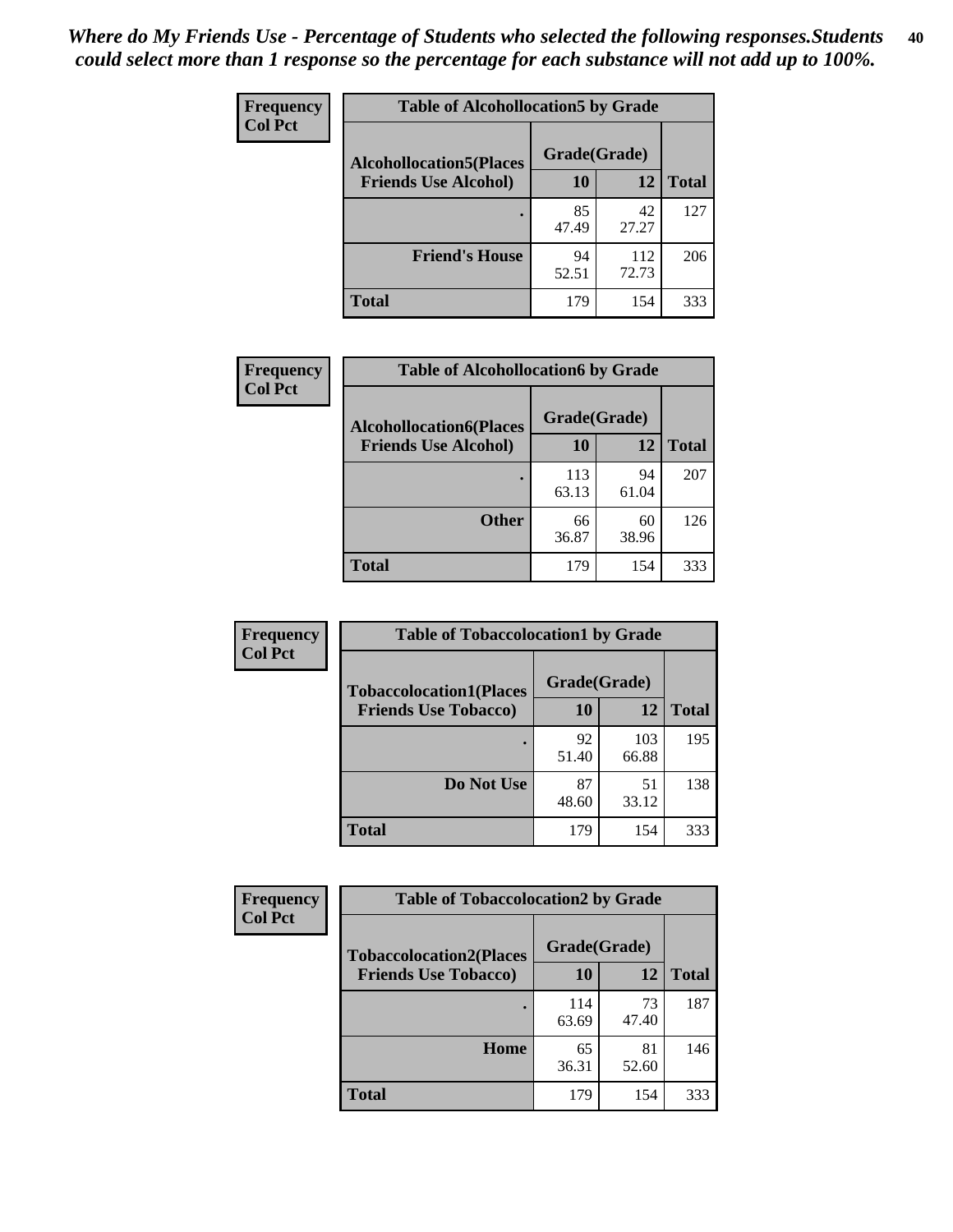*Where do My Friends Use - Percentage of Students who selected the following responses.Students could select more than 1 response so the percentage for each substance will not add up to 100%.*

**Frequency / Col Pct**

| Table of Alcohollocation5 by Grade | | | |
|---|---|---|---|
| Alcohollocation5(Places Friends Use Alcohol) | Grade(Grade) | | Total |
| | 10 | 12 | |
| . | 85<br>47.49 | 42<br>27.27 | 127 |
| Friend's House | 94<br>52.51 | 112<br>72.73 | 206 |
| Total | 179 | 154 | 333 |

**Frequency / Col Pct**

| Table of Alcohollocation6 by Grade | | | |
|---|---|---|---|
| Alcohollocation6(Places Friends Use Alcohol) | Grade(Grade) | | Total |
| | 10 | 12 | |
| . | 113<br>63.13 | 94<br>61.04 | 207 |
| Other | 66<br>36.87 | 60<br>38.96 | 126 |
| Total | 179 | 154 | 333 |

**Frequency / Col Pct**

| Table of Tobaccolocation1 by Grade | | | |
|---|---|---|---|
| Tobaccolocation1(Places Friends Use Tobacco) | Grade(Grade) | | Total |
| | 10 | 12 | |
| . | 92<br>51.40 | 103<br>66.88 | 195 |
| Do Not Use | 87<br>48.60 | 51<br>33.12 | 138 |
| Total | 179 | 154 | 333 |

**Frequency / Col Pct**

| Table of Tobaccolocation2 by Grade | | | |
|---|---|---|---|
| Tobaccolocation2(Places Friends Use Tobacco) | Grade(Grade) | | Total |
| | 10 | 12 | |
| . | 114<br>63.69 | 73<br>47.40 | 187 |
| Home | 65<br>36.31 | 81<br>52.60 | 146 |
| Total | 179 | 154 | 333 |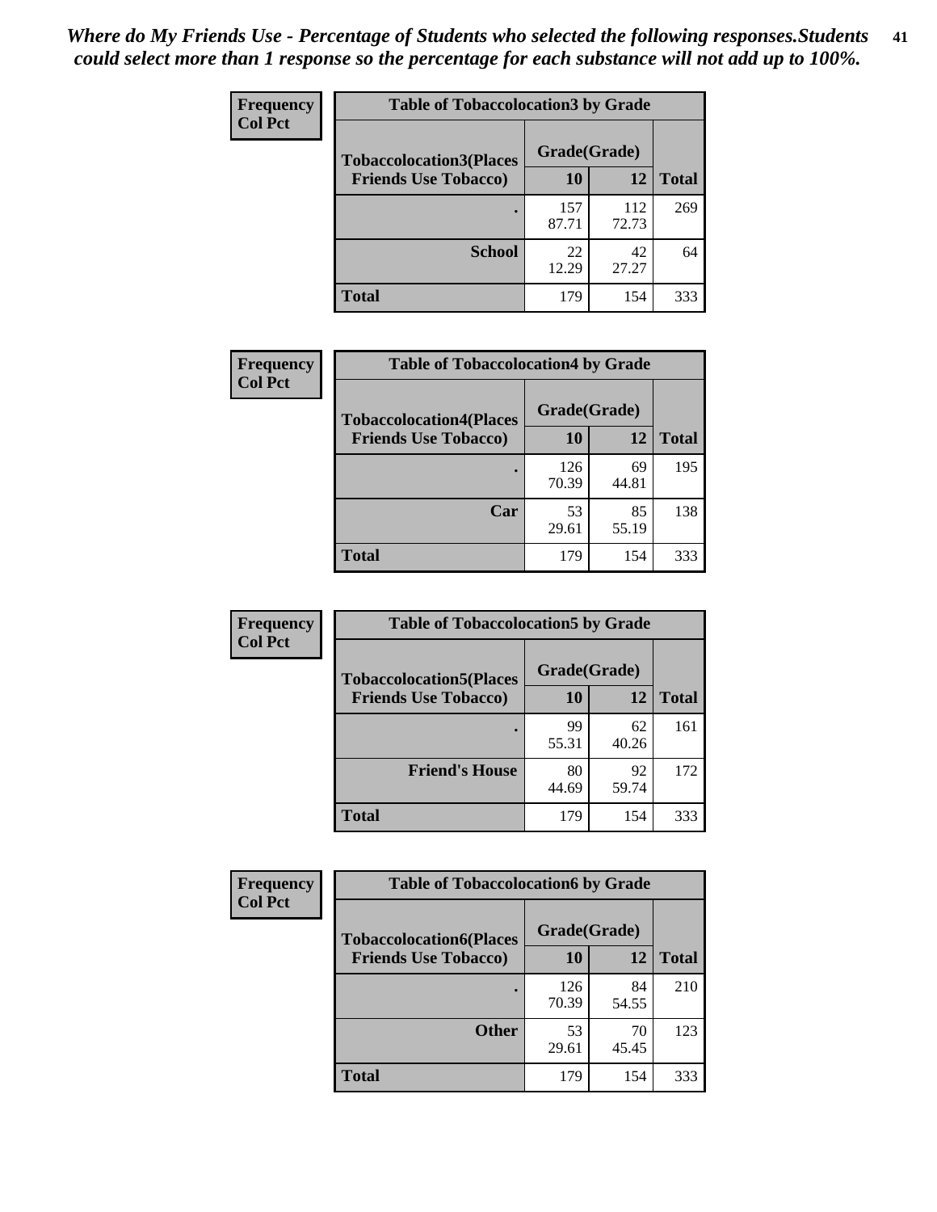*Where do My Friends Use - Percentage of Students who selected the following responses.Students could select more than 1 response so the percentage for each substance will not add up to 100%.*

**Frequency**
**Col Pct**

| Table of Tobaccolocation3 by Grade | | | |
|---|---|---|---|
| **Tobaccolocation3(Places Friends Use Tobacco)** | **Grade(Grade)** | | **Total** |
| | **10** | **12** | |
| **.** | 157<br>87.71 | 112<br>72.73 | 269 |
| **School** | 22<br>12.29 | 42<br>27.27 | 64 |
| **Total** | 179 | 154 | 333 |

**Frequency**
**Col Pct**

| Table of Tobaccolocation4 by Grade | | | |
|---|---|---|---|
| **Tobaccolocation4(Places Friends Use Tobacco)** | **Grade(Grade)** | | **Total** |
| | **10** | **12** | |
| **.** | 126<br>70.39 | 69<br>44.81 | 195 |
| **Car** | 53<br>29.61 | 85<br>55.19 | 138 |
| **Total** | 179 | 154 | 333 |

**Frequency**
**Col Pct**

| Table of Tobaccolocation5 by Grade | | | |
|---|---|---|---|
| **Tobaccolocation5(Places Friends Use Tobacco)** | **Grade(Grade)** | | **Total** |
| | **10** | **12** | |
| **.** | 99<br>55.31 | 62<br>40.26 | 161 |
| **Friend's House** | 80<br>44.69 | 92<br>59.74 | 172 |
| **Total** | 179 | 154 | 333 |

**Frequency**
**Col Pct**

| Table of Tobaccolocation6 by Grade | | | |
|---|---|---|---|
| **Tobaccolocation6(Places Friends Use Tobacco)** | **Grade(Grade)** | | **Total** |
| | **10** | **12** | |
| **.** | 126<br>70.39 | 84<br>54.55 | 210 |
| **Other** | 53<br>29.61 | 70<br>45.45 | 123 |
| **Total** | 179 | 154 | 333 |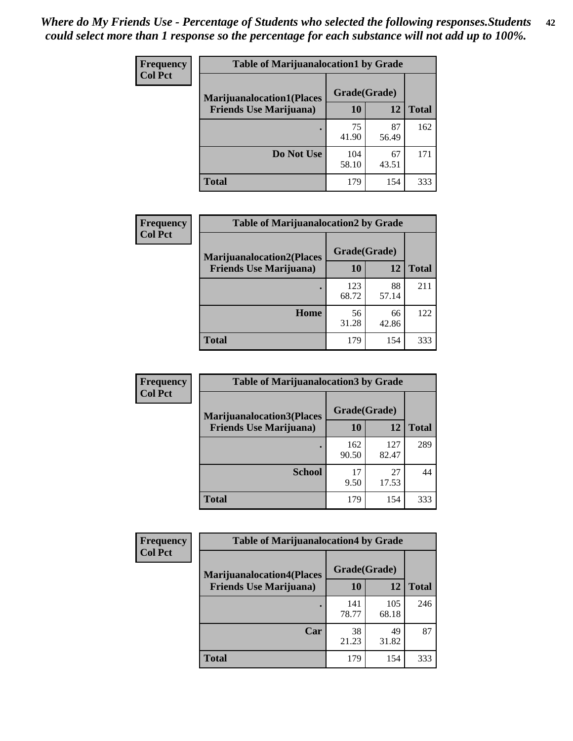*Where do My Friends Use - Percentage of Students who selected the following responses.Students could select more than 1 response so the percentage for each substance will not add up to 100%.*

**Frequency**
**Col Pct**

| Table of Marijuanalocation1 by Grade | | | |
|---|---|---|---|
| **Marijuanalocation1(Places Friends Use Marijuana)** | **Grade(Grade)** | | **Total** |
| | **10** | **12** | |
| **.** | 75<br>41.90 | 87<br>56.49 | 162 |
| **Do Not Use** | 104<br>58.10 | 67<br>43.51 | 171 |
| **Total** | 179 | 154 | 333 |

**Frequency**
**Col Pct**

| Table of Marijuanalocation2 by Grade | | | |
|---|---|---|---|
| **Marijuanalocation2(Places Friends Use Marijuana)** | **Grade(Grade)** | | **Total** |
| | **10** | **12** | |
| **.** | 123<br>68.72 | 88<br>57.14 | 211 |
| **Home** | 56<br>31.28 | 66<br>42.86 | 122 |
| **Total** | 179 | 154 | 333 |

**Frequency**
**Col Pct**

| Table of Marijuanalocation3 by Grade | | | |
|---|---|---|---|
| **Marijuanalocation3(Places Friends Use Marijuana)** | **Grade(Grade)** | | **Total** |
| | **10** | **12** | |
| **.** | 162<br>90.50 | 127<br>82.47 | 289 |
| **School** | 17<br>9.50 | 27<br>17.53 | 44 |
| **Total** | 179 | 154 | 333 |

**Frequency**
**Col Pct**

| Table of Marijuanalocation4 by Grade | | | |
|---|---|---|---|
| **Marijuanalocation4(Places Friends Use Marijuana)** | **Grade(Grade)** | | **Total** |
| | **10** | **12** | |
| **.** | 141<br>78.77 | 105<br>68.18 | 246 |
| **Car** | 38<br>21.23 | 49<br>31.82 | 87 |
| **Total** | 179 | 154 | 333 |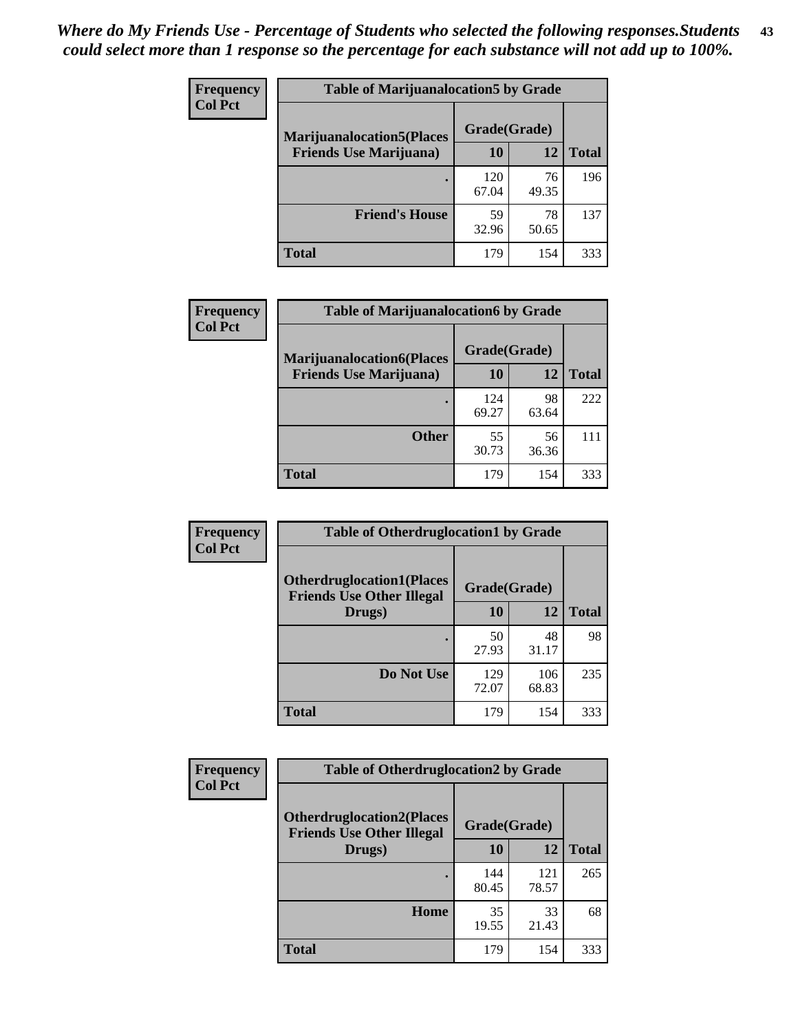*Where do My Friends Use - Percentage of Students who selected the following responses.Students could select more than 1 response so the percentage for each substance will not add up to 100%.*

**Table of Marijuanalocation5 by Grade**

| Frequency / Col Pct | | | |
|---|---|---|---|
| **Marijuanalocation5(Places Friends Use Marijuana)** | **Grade(Grade)** | | |
| | **10** | **12** | **Total** |
| . | 120<br>67.04 | 76<br>49.35 | 196 |
| **Friend's House** | 59<br>32.96 | 78<br>50.65 | 137 |
| **Total** | 179 | 154 | 333 |

**Table of Marijuanalocation6 by Grade**

| Frequency / Col Pct | | | |
|---|---|---|---|
| **Marijuanalocation6(Places Friends Use Marijuana)** | **Grade(Grade)** | | |
| | **10** | **12** | **Total** |
| . | 124<br>69.27 | 98<br>63.64 | 222 |
| **Other** | 55<br>30.73 | 56<br>36.36 | 111 |
| **Total** | 179 | 154 | 333 |

**Table of Otherdruglocation1 by Grade**

| Frequency / Col Pct | | | |
|---|---|---|---|
| **Otherdruglocation1(Places Friends Use Other Illegal Drugs)** | **Grade(Grade)** | | |
| | **10** | **12** | **Total** |
| . | 50<br>27.93 | 48<br>31.17 | 98 |
| **Do Not Use** | 129<br>72.07 | 106<br>68.83 | 235 |
| **Total** | 179 | 154 | 333 |

**Table of Otherdruglocation2 by Grade**

| Frequency / Col Pct | | | |
|---|---|---|---|
| **Otherdruglocation2(Places Friends Use Other Illegal Drugs)** | **Grade(Grade)** | | |
| | **10** | **12** | **Total** |
| . | 144<br>80.45 | 121<br>78.57 | 265 |
| **Home** | 35<br>19.55 | 33<br>21.43 | 68 |
| **Total** | 179 | 154 | 333 |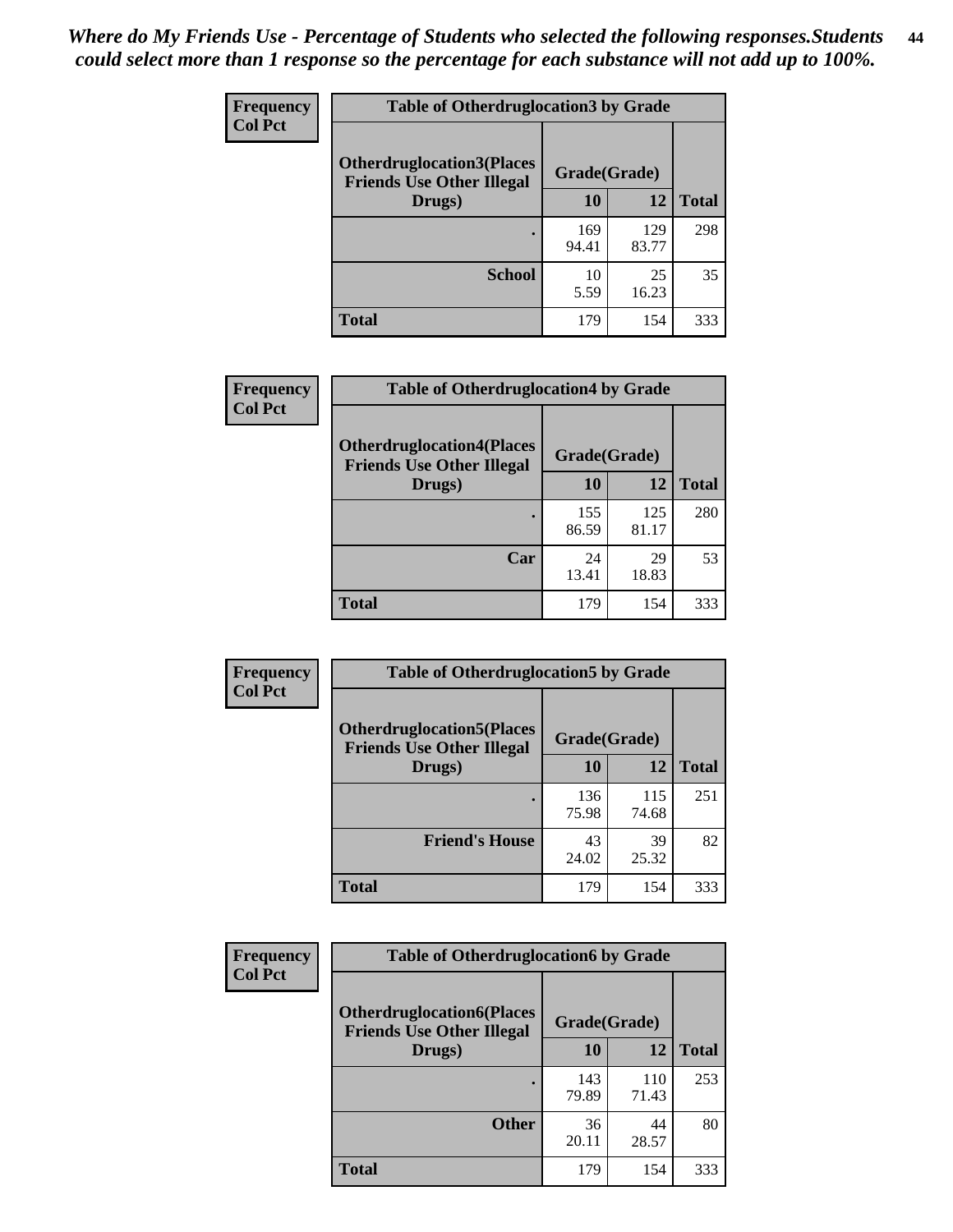*Where do My Friends Use - Percentage of Students who selected the following responses.Students could select more than 1 response so the percentage for each substance will not add up to 100%.*

**Frequency**
**Col Pct**

| Table of Otherdruglocation3 by Grade | | | |
|---|---|---|---|
| **Otherdruglocation3(Places Friends Use Other Illegal Drugs)** | **Grade(Grade)** | | |
| | **10** | **12** | **Total** |
| **.** | 169<br>94.41 | 129<br>83.77 | 298 |
| **School** | 10<br>5.59 | 25<br>16.23 | 35 |
| **Total** | 179 | 154 | 333 |

**Frequency**
**Col Pct**

| Table of Otherdruglocation4 by Grade | | | |
|---|---|---|---|
| **Otherdruglocation4(Places Friends Use Other Illegal Drugs)** | **Grade(Grade)** | | |
| | **10** | **12** | **Total** |
| **.** | 155<br>86.59 | 125<br>81.17 | 280 |
| **Car** | 24<br>13.41 | 29<br>18.83 | 53 |
| **Total** | 179 | 154 | 333 |

**Frequency**
**Col Pct**

| Table of Otherdruglocation5 by Grade | | | |
|---|---|---|---|
| **Otherdruglocation5(Places Friends Use Other Illegal Drugs)** | **Grade(Grade)** | | |
| | **10** | **12** | **Total** |
| **.** | 136<br>75.98 | 115<br>74.68 | 251 |
| **Friend's House** | 43<br>24.02 | 39<br>25.32 | 82 |
| **Total** | 179 | 154 | 333 |

**Frequency**
**Col Pct**

| Table of Otherdruglocation6 by Grade | | | |
|---|---|---|---|
| **Otherdruglocation6(Places Friends Use Other Illegal Drugs)** | **Grade(Grade)** | | |
| | **10** | **12** | **Total** |
| **.** | 143<br>79.89 | 110<br>71.43 | 253 |
| **Other** | 36<br>20.11 | 44<br>28.57 | 80 |
| **Total** | 179 | 154 | 333 |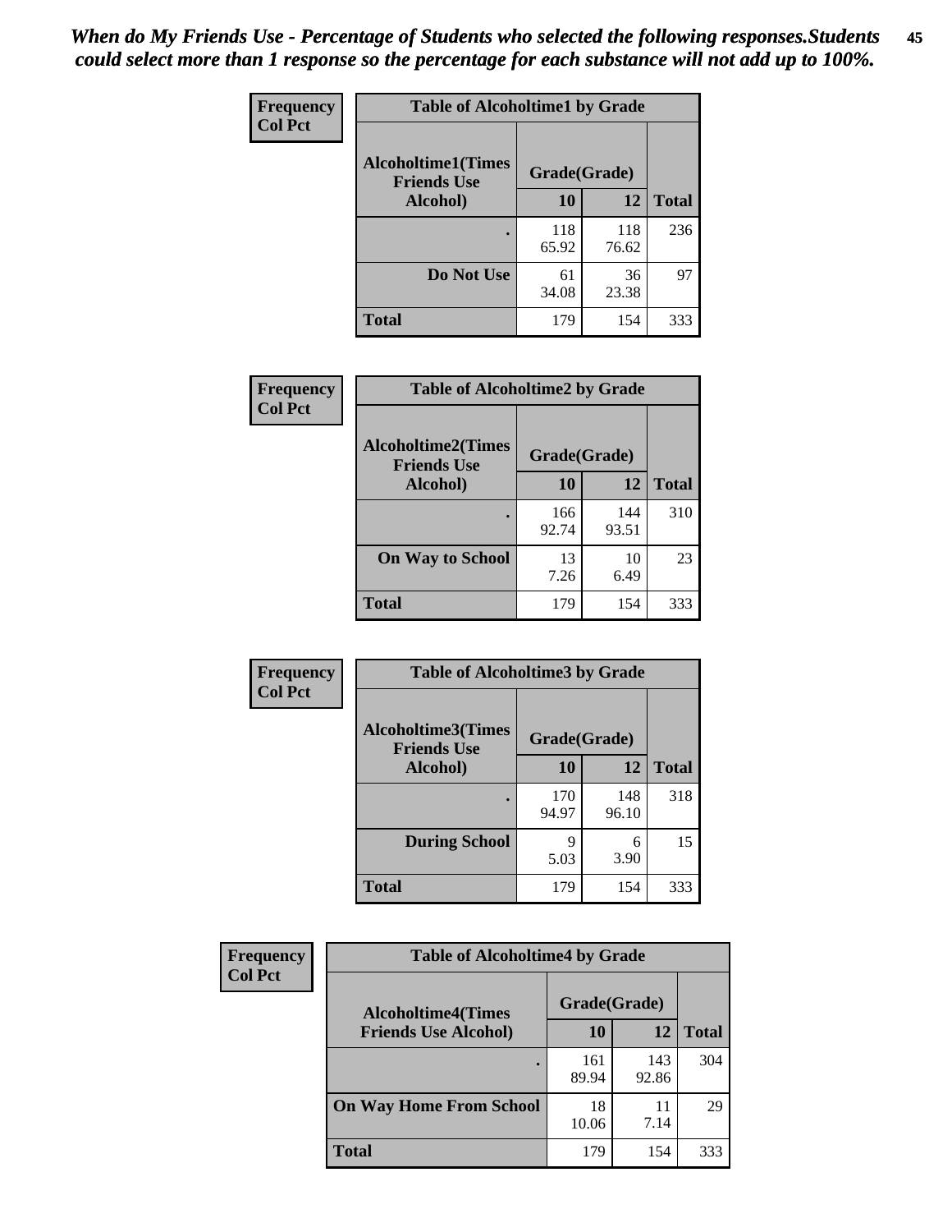*When do My Friends Use - Percentage of Students who selected the following responses.Students could select more than 1 response so the percentage for each substance will not add up to 100%.*

| Frequency<br>Col Pct | Table of Alcoholtime1 by Grade | | |
|---|---|---|---|
| Alcoholtime1(Times Friends Use Alcohol) | Grade(Grade) | | |
| | 10 | 12 | Total |
| . | 118<br>65.92 | 118<br>76.62 | 236 |
| Do Not Use | 61<br>34.08 | 36<br>23.38 | 97 |
| Total | 179 | 154 | 333 |

| Frequency<br>Col Pct | Table of Alcoholtime2 by Grade | | |
|---|---|---|---|
| Alcoholtime2(Times Friends Use Alcohol) | Grade(Grade) | | |
| | 10 | 12 | Total |
| . | 166<br>92.74 | 144<br>93.51 | 310 |
| On Way to School | 13<br>7.26 | 10<br>6.49 | 23 |
| Total | 179 | 154 | 333 |

| Frequency<br>Col Pct | Table of Alcoholtime3 by Grade | | |
|---|---|---|---|
| Alcoholtime3(Times Friends Use Alcohol) | Grade(Grade) | | |
| | 10 | 12 | Total |
| . | 170<br>94.97 | 148<br>96.10 | 318 |
| During School | 9<br>5.03 | 6<br>3.90 | 15 |
| Total | 179 | 154 | 333 |

| Frequency<br>Col Pct | Table of Alcoholtime4 by Grade | | |
|---|---|---|---|
| Alcoholtime4(Times Friends Use Alcohol) | Grade(Grade) | | |
| | 10 | 12 | Total |
| . | 161<br>89.94 | 143<br>92.86 | 304 |
| On Way Home From School | 18<br>10.06 | 11<br>7.14 | 29 |
| Total | 179 | 154 | 333 |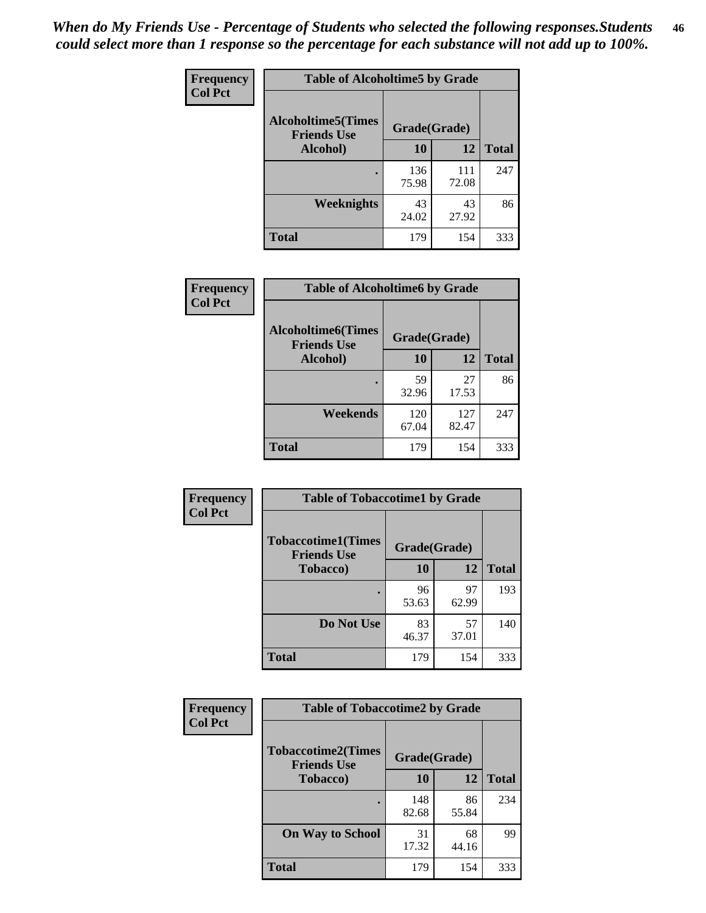*When do My Friends Use - Percentage of Students who selected the following responses.Students could select more than 1 response so the percentage for each substance will not add up to 100%.*

**Frequency**
**Col Pct**

| Table of Alcoholtime5 by Grade | | | |
|---|---|---|---|
| **Alcoholtime5(Times Friends Use Alcohol)** | **Grade(Grade)** | | **Total** |
| | **10** | **12** | |
| **.** | 136<br>75.98 | 111<br>72.08 | 247 |
| **Weeknights** | 43<br>24.02 | 43<br>27.92 | 86 |
| **Total** | 179 | 154 | 333 |

**Frequency**
**Col Pct**

| Table of Alcoholtime6 by Grade | | | |
|---|---|---|---|
| **Alcoholtime6(Times Friends Use Alcohol)** | **Grade(Grade)** | | **Total** |
| | **10** | **12** | |
| **.** | 59<br>32.96 | 27<br>17.53 | 86 |
| **Weekends** | 120<br>67.04 | 127<br>82.47 | 247 |
| **Total** | 179 | 154 | 333 |

**Frequency**
**Col Pct**

| Table of Tobaccotime1 by Grade | | | |
|---|---|---|---|
| **Tobaccotime1(Times Friends Use Tobacco)** | **Grade(Grade)** | | **Total** |
| | **10** | **12** | |
| **.** | 96<br>53.63 | 97<br>62.99 | 193 |
| **Do Not Use** | 83<br>46.37 | 57<br>37.01 | 140 |
| **Total** | 179 | 154 | 333 |

**Frequency**
**Col Pct**

| Table of Tobaccotime2 by Grade | | | |
|---|---|---|---|
| **Tobaccotime2(Times Friends Use Tobacco)** | **Grade(Grade)** | | **Total** |
| | **10** | **12** | |
| **.** | 148<br>82.68 | 86<br>55.84 | 234 |
| **On Way to School** | 31<br>17.32 | 68<br>44.16 | 99 |
| **Total** | 179 | 154 | 333 |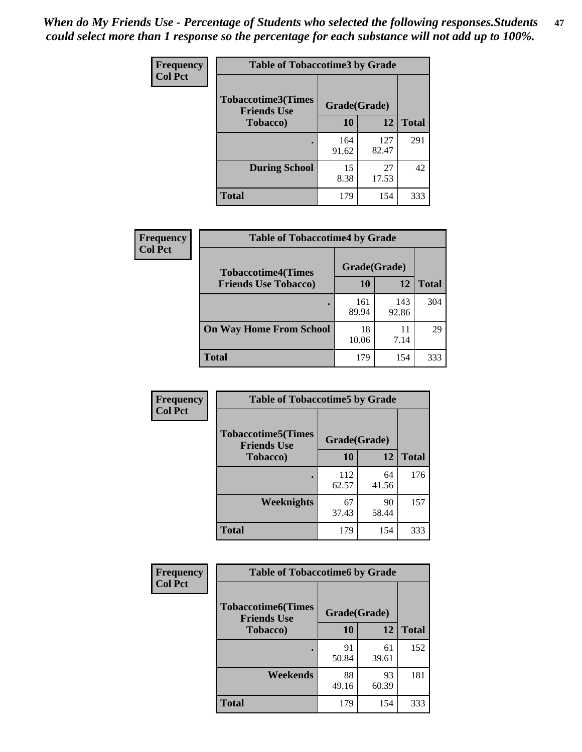*When do My Friends Use - Percentage of Students who selected the following responses.Students could select more than 1 response so the percentage for each substance will not add up to 100%.*

**Table of Tobaccotime3 by Grade**

| Tobaccotime3(Times Friends Use Tobacco) | Grade(Grade) 10 | 12 | Total |
|---|---|---|---|
| . | 164<br>91.62 | 127<br>82.47 | 291 |
| During School | 15<br>8.38 | 27<br>17.53 | 42 |
| Total | 179 | 154 | 333 |

Frequency / Col Pct

**Table of Tobaccotime4 by Grade**

| Tobaccotime4(Times Friends Use Tobacco) | Grade(Grade) 10 | 12 | Total |
|---|---|---|---|
| . | 161<br>89.94 | 143<br>92.86 | 304 |
| On Way Home From School | 18<br>10.06 | 11<br>7.14 | 29 |
| Total | 179 | 154 | 333 |

Frequency / Col Pct

**Table of Tobaccotime5 by Grade**

| Tobaccotime5(Times Friends Use Tobacco) | Grade(Grade) 10 | 12 | Total |
|---|---|---|---|
| . | 112<br>62.57 | 64<br>41.56 | 176 |
| Weeknights | 67<br>37.43 | 90<br>58.44 | 157 |
| Total | 179 | 154 | 333 |

Frequency / Col Pct

**Table of Tobaccotime6 by Grade**

| Tobaccotime6(Times Friends Use Tobacco) | Grade(Grade) 10 | 12 | Total |
|---|---|---|---|
| . | 91<br>50.84 | 61<br>39.61 | 152 |
| Weekends | 88<br>49.16 | 93<br>60.39 | 181 |
| Total | 179 | 154 | 333 |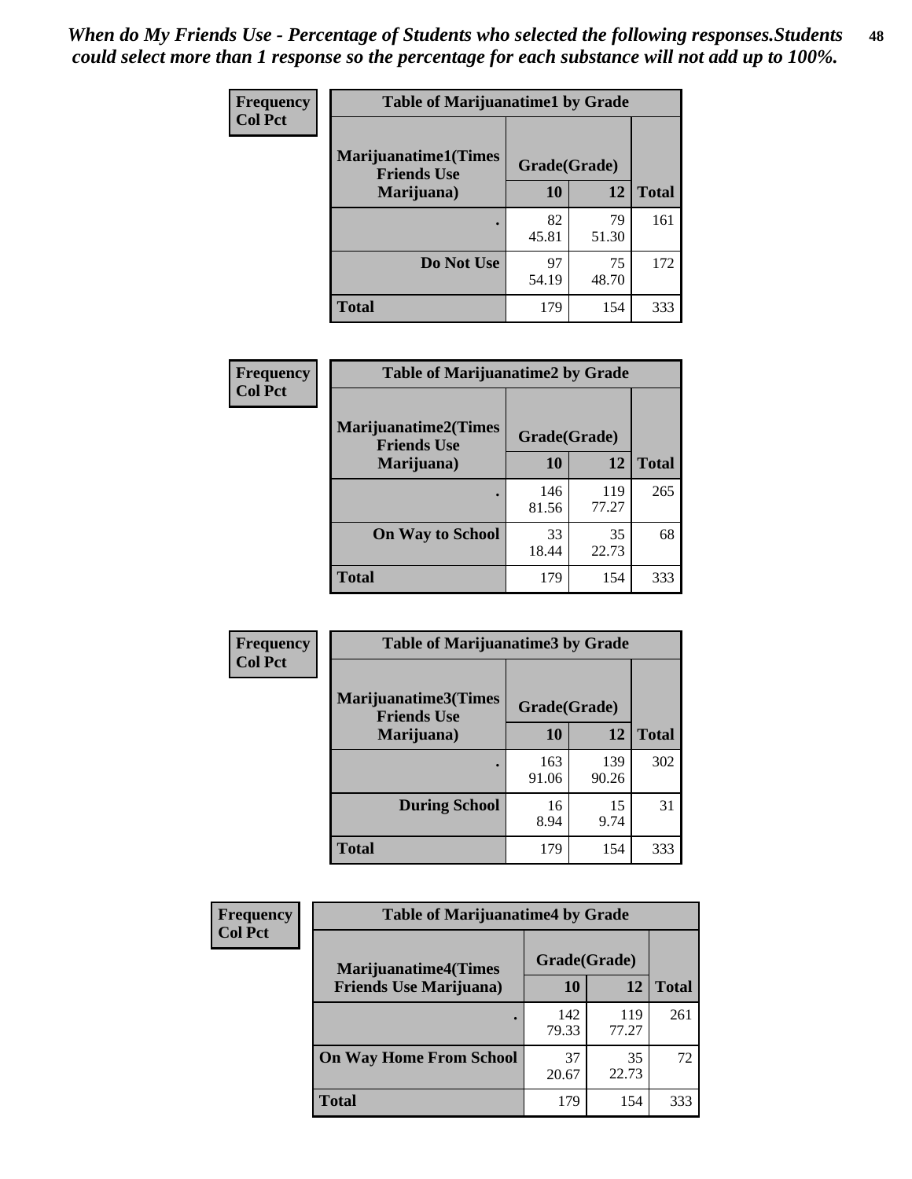*When do My Friends Use - Percentage of Students who selected the following responses.Students could select more than 1 response so the percentage for each substance will not add up to 100%.*

| Frequency<br>Col Pct | Table of Marijuanatime1 by Grade | | |
|---|---|---|---|
| Marijuanatime1(Times Friends Use Marijuana) | Grade(Grade) | | |
| | 10 | 12 | Total |
| . | 82<br>45.81 | 79<br>51.30 | 161 |
| Do Not Use | 97<br>54.19 | 75<br>48.70 | 172 |
| Total | 179 | 154 | 333 |

| Frequency<br>Col Pct | Table of Marijuanatime2 by Grade | | |
|---|---|---|---|
| Marijuanatime2(Times Friends Use Marijuana) | Grade(Grade) | | |
| | 10 | 12 | Total |
| . | 146<br>81.56 | 119<br>77.27 | 265 |
| On Way to School | 33<br>18.44 | 35<br>22.73 | 68 |
| Total | 179 | 154 | 333 |

| Frequency<br>Col Pct | Table of Marijuanatime3 by Grade | | |
|---|---|---|---|
| Marijuanatime3(Times Friends Use Marijuana) | Grade(Grade) | | |
| | 10 | 12 | Total |
| . | 163<br>91.06 | 139<br>90.26 | 302 |
| During School | 16<br>8.94 | 15<br>9.74 | 31 |
| Total | 179 | 154 | 333 |

| Frequency<br>Col Pct | Table of Marijuanatime4 by Grade | | |
|---|---|---|---|
| Marijuanatime4(Times Friends Use Marijuana) | Grade(Grade) | | |
| | 10 | 12 | Total |
| . | 142<br>79.33 | 119<br>77.27 | 261 |
| On Way Home From School | 37<br>20.67 | 35<br>22.73 | 72 |
| Total | 179 | 154 | 333 |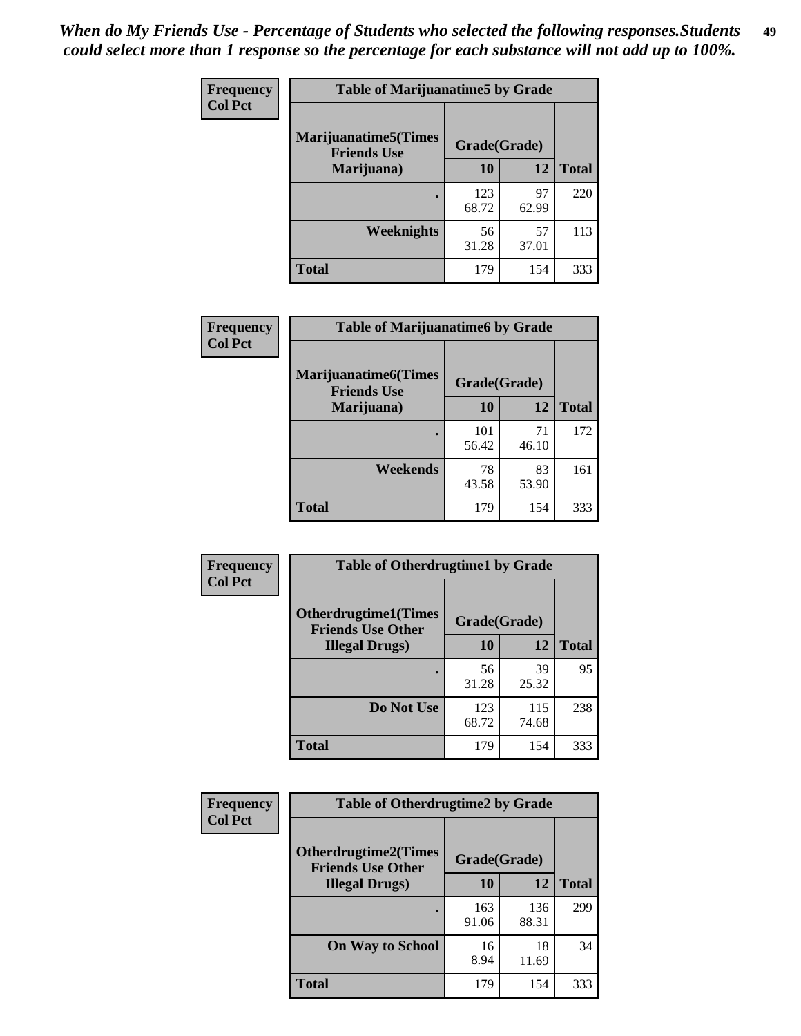*When do My Friends Use - Percentage of Students who selected the following responses.Students could select more than 1 response so the percentage for each substance will not add up to 100%.*

**Frequency**
**Col Pct**

**Table of Marijuanatime5 by Grade**

| Marijuanatime5(Times Friends Use Marijuana) | Grade(Grade) | | Total |
|---|---|---|---|
| | 10 | 12 | |
| . | 123<br>68.72 | 97<br>62.99 | 220 |
| Weeknights | 56<br>31.28 | 57<br>37.01 | 113 |
| Total | 179 | 154 | 333 |

**Frequency**
**Col Pct**

**Table of Marijuanatime6 by Grade**

| Marijuanatime6(Times Friends Use Marijuana) | Grade(Grade) | | Total |
|---|---|---|---|
| | 10 | 12 | |
| . | 101<br>56.42 | 71<br>46.10 | 172 |
| Weekends | 78<br>43.58 | 83<br>53.90 | 161 |
| Total | 179 | 154 | 333 |

**Frequency**
**Col Pct**

**Table of Otherdrugtime1 by Grade**

| Otherdrugtime1(Times Friends Use Other Illegal Drugs) | Grade(Grade) | | Total |
|---|---|---|---|
| | 10 | 12 | |
| . | 56<br>31.28 | 39<br>25.32 | 95 |
| Do Not Use | 123<br>68.72 | 115<br>74.68 | 238 |
| Total | 179 | 154 | 333 |

**Frequency**
**Col Pct**

**Table of Otherdrugtime2 by Grade**

| Otherdrugtime2(Times Friends Use Other Illegal Drugs) | Grade(Grade) | | Total |
|---|---|---|---|
| | 10 | 12 | |
| . | 163<br>91.06 | 136<br>88.31 | 299 |
| On Way to School | 16<br>8.94 | 18<br>11.69 | 34 |
| Total | 179 | 154 | 333 |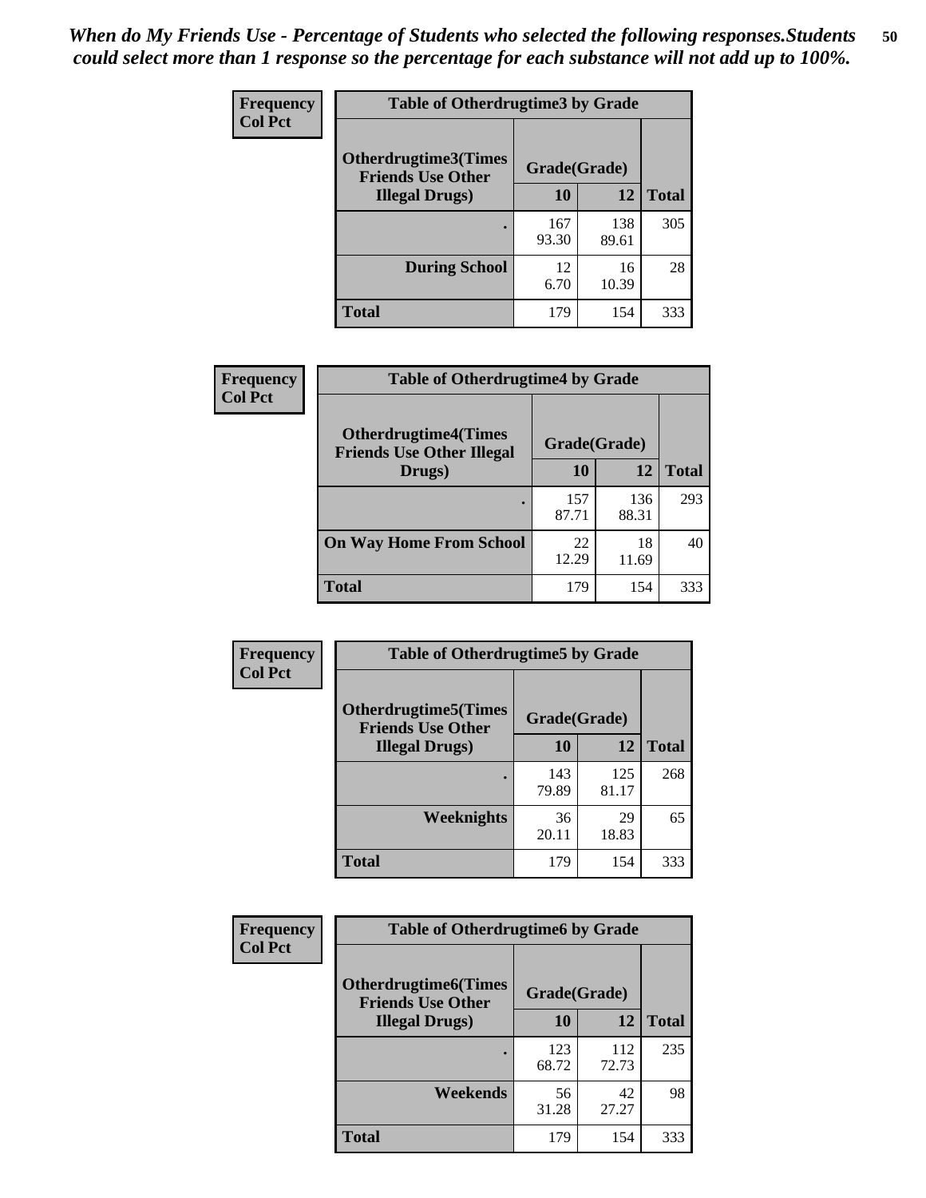*When do My Friends Use - Percentage of Students who selected the following responses.Students could select more than 1 response so the percentage for each substance will not add up to 100%.*

**Frequency**
**Col Pct**

| Table of Otherdrugtime3 by Grade | | | |
|---|---|---|---|
| Otherdrugtime3(Times Friends Use Other Illegal Drugs) | Grade(Grade) | | |
| | 10 | 12 | Total |
| . | 167<br>93.30 | 138<br>89.61 | 305 |
| During School | 12<br>6.70 | 16<br>10.39 | 28 |
| Total | 179 | 154 | 333 |

**Frequency**
**Col Pct**

| Table of Otherdrugtime4 by Grade | | | |
|---|---|---|---|
| Otherdrugtime4(Times Friends Use Other Illegal Drugs) | Grade(Grade) | | |
| | 10 | 12 | Total |
| . | 157<br>87.71 | 136<br>88.31 | 293 |
| On Way Home From School | 22<br>12.29 | 18<br>11.69 | 40 |
| Total | 179 | 154 | 333 |

**Frequency**
**Col Pct**

| Table of Otherdrugtime5 by Grade | | | |
|---|---|---|---|
| Otherdrugtime5(Times Friends Use Other Illegal Drugs) | Grade(Grade) | | |
| | 10 | 12 | Total |
| . | 143<br>79.89 | 125<br>81.17 | 268 |
| Weeknights | 36<br>20.11 | 29<br>18.83 | 65 |
| Total | 179 | 154 | 333 |

**Frequency**
**Col Pct**

| Table of Otherdrugtime6 by Grade | | | |
|---|---|---|---|
| Otherdrugtime6(Times Friends Use Other Illegal Drugs) | Grade(Grade) | | |
| | 10 | 12 | Total |
| . | 123<br>68.72 | 112<br>72.73 | 235 |
| Weekends | 56<br>31.28 | 42<br>27.27 | 98 |
| Total | 179 | 154 | 333 |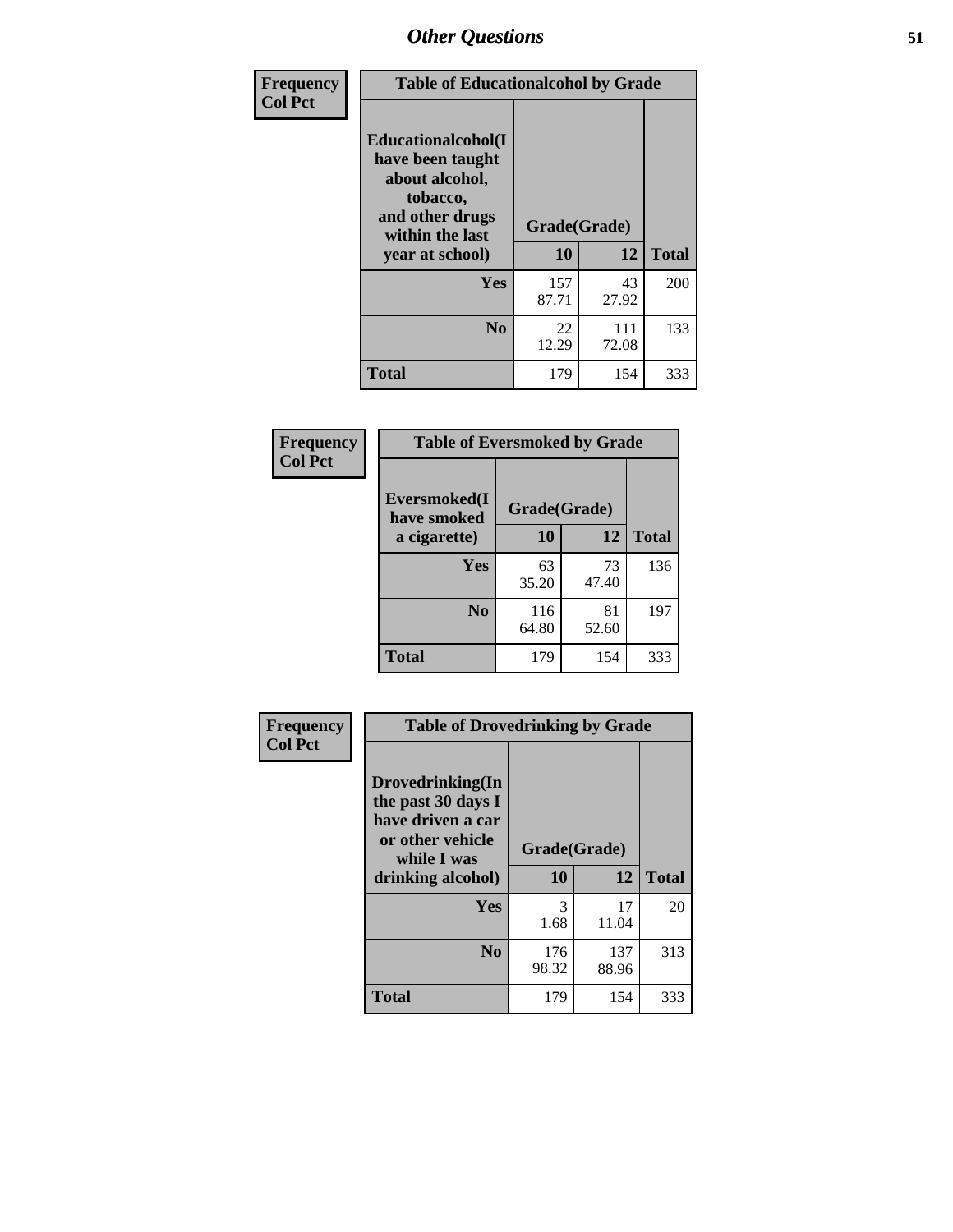## Other Questions

| Frequency Col Pct | Table of Educationalalcohol by Grade | | |
|---|---|---|---|
| Educationalalcohol(I have been taught about alcohol, tobacco, and other drugs within the last year at school) | Grade(Grade) | | |
| | 10 | 12 | Total |
| Yes | 157<br>87.71 | 43<br>27.92 | 200 |
| No | 22<br>12.29 | 111<br>72.08 | 133 |
| Total | 179 | 154 | 333 |

| Frequency Col Pct | Table of Eversmoked by Grade | | |
|---|---|---|---|
| Eversmoked(I have smoked a cigarette) | Grade(Grade) | | |
| | 10 | 12 | Total |
| Yes | 63<br>35.20 | 73<br>47.40 | 136 |
| No | 116<br>64.80 | 81<br>52.60 | 197 |
| Total | 179 | 154 | 333 |

| Frequency Col Pct | Table of Drovedrinking by Grade | | |
|---|---|---|---|
| Drovedrinking(In the past 30 days I have driven a car or other vehicle while I was drinking alcohol) | Grade(Grade) | | |
| | 10 | 12 | Total |
| Yes | 3<br>1.68 | 17<br>11.04 | 20 |
| No | 176<br>98.32 | 137<br>88.96 | 313 |
| Total | 179 | 154 | 333 |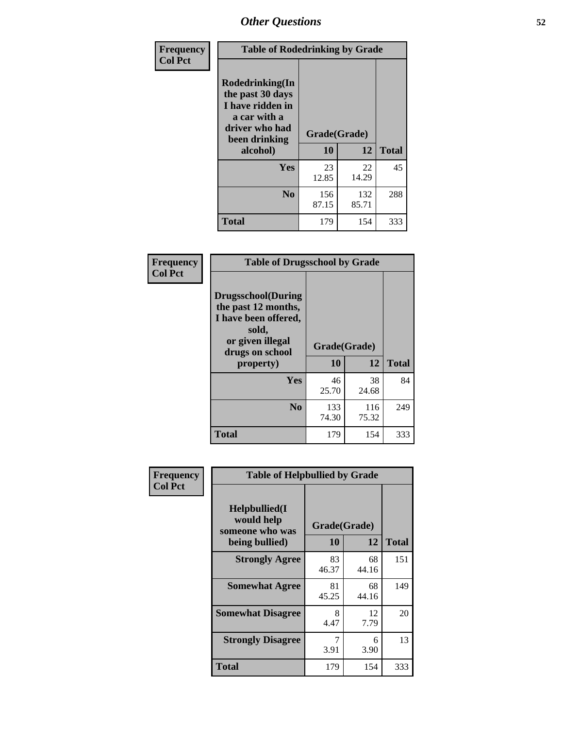# Other Questions

**Frequency**
**Col Pct**

| Table of Rodedrinking by Grade | | | |
|---|---|---|---|
| Rodedrinking(In the past 30 days I have ridden in a car with a driver who had been drinking alcohol) | Grade(Grade) | | |
| | 10 | 12 | Total |
| Yes | 23<br>12.85 | 22<br>14.29 | 45 |
| No | 156<br>87.15 | 132<br>85.71 | 288 |
| Total | 179 | 154 | 333 |

**Frequency**
**Col Pct**

| Table of Drugsschool by Grade | | | |
|---|---|---|---|
| Drugsschool(During the past 12 months, I have been offered, sold, or given illegal drugs on school property) | Grade(Grade) | | |
| | 10 | 12 | Total |
| Yes | 46<br>25.70 | 38<br>24.68 | 84 |
| No | 133<br>74.30 | 116<br>75.32 | 249 |
| Total | 179 | 154 | 333 |

**Frequency**
**Col Pct**

| Table of Helpbullied by Grade | | | |
|---|---|---|---|
| Helpbullied(I would help someone who was being bullied) | Grade(Grade) | | |
| | 10 | 12 | Total |
| Strongly Agree | 83<br>46.37 | 68<br>44.16 | 151 |
| Somewhat Agree | 81<br>45.25 | 68<br>44.16 | 149 |
| Somewhat Disagree | 8<br>4.47 | 12<br>7.79 | 20 |
| Strongly Disagree | 7<br>3.91 | 6<br>3.90 | 13 |
| Total | 179 | 154 | 333 |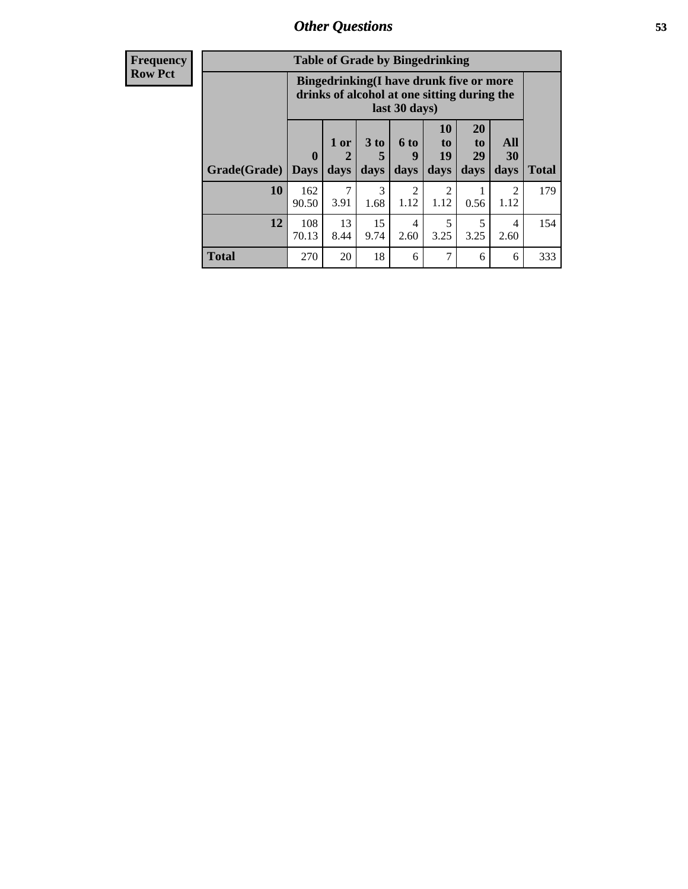## Other Questions

| Frequency Row Pct |
|---|

**Table of Grade by Bingedrinking**

| Grade(Grade) | Bingedrinking(I have drunk five or more drinks of alcohol at one sitting during the last 30 days) | | | | | | | Total |
|---|---|---|---|---|---|---|---|---|
| | 0 Days | 1 or 2 days | 3 to 5 days | 6 to 9 days | 10 to 19 days | 20 to 29 days | All 30 days | |
| **10** | 162<br>90.50 | 7<br>3.91 | 3<br>1.68 | 2<br>1.12 | 2<br>1.12 | 1<br>0.56 | 2<br>1.12 | 179 |
| **12** | 108<br>70.13 | 13<br>8.44 | 15<br>9.74 | 4<br>2.60 | 5<br>3.25 | 5<br>3.25 | 4<br>2.60 | 154 |
| **Total** | 270 | 20 | 18 | 6 | 7 | 6 | 6 | 333 |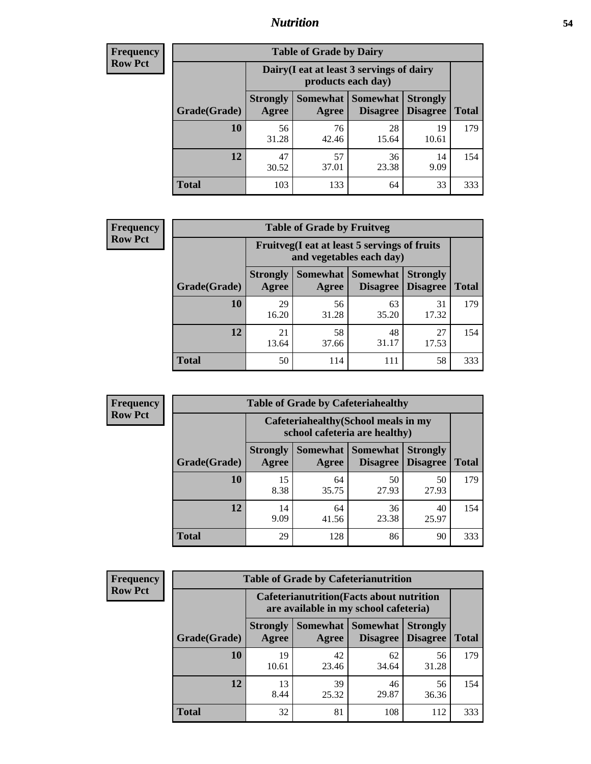**Frequency Row Pct**

| Table of Grade by Dairy | | | | | |
|---|---|---|---|---|---|
| | Dairy(I eat at least 3 servings of dairy products each day) | | | | |
| Grade(Grade) | Strongly Agree | Somewhat Agree | Somewhat Disagree | Strongly Disagree | Total |
| **10** | 56<br>31.28 | 76<br>42.46 | 28<br>15.64 | 19<br>10.61 | 179 |
| **12** | 47<br>30.52 | 57<br>37.01 | 36<br>23.38 | 14<br>9.09 | 154 |
| **Total** | 103 | 133 | 64 | 33 | 333 |

**Frequency Row Pct**

| Table of Grade by Fruitveg | | | | | |
|---|---|---|---|---|---|
| | Fruitveg(I eat at least 5 servings of fruits and vegetables each day) | | | | |
| Grade(Grade) | Strongly Agree | Somewhat Agree | Somewhat Disagree | Strongly Disagree | Total |
| **10** | 29<br>16.20 | 56<br>31.28 | 63<br>35.20 | 31<br>17.32 | 179 |
| **12** | 21<br>13.64 | 58<br>37.66 | 48<br>31.17 | 27<br>17.53 | 154 |
| **Total** | 50 | 114 | 111 | 58 | 333 |

**Frequency Row Pct**

| Table of Grade by Cafeteriahealthy | | | | | |
|---|---|---|---|---|---|
| | Cafeteriahealthy(School meals in my school cafeteria are healthy) | | | | |
| Grade(Grade) | Strongly Agree | Somewhat Agree | Somewhat Disagree | Strongly Disagree | Total |
| **10** | 15<br>8.38 | 64<br>35.75 | 50<br>27.93 | 50<br>27.93 | 179 |
| **12** | 14<br>9.09 | 64<br>41.56 | 36<br>23.38 | 40<br>25.97 | 154 |
| **Total** | 29 | 128 | 86 | 90 | 333 |

**Frequency Row Pct**

| Table of Grade by Cafeterianutrition | | | | | |
|---|---|---|---|---|---|
| | Cafeterianutrition(Facts about nutrition are available in my school cafeteria) | | | | |
| Grade(Grade) | Strongly Agree | Somewhat Agree | Somewhat Disagree | Strongly Disagree | Total |
| **10** | 19<br>10.61 | 42<br>23.46 | 62<br>34.64 | 56<br>31.28 | 179 |
| **12** | 13<br>8.44 | 39<br>25.32 | 46<br>29.87 | 56<br>36.36 | 154 |
| **Total** | 32 | 81 | 108 | 112 | 333 |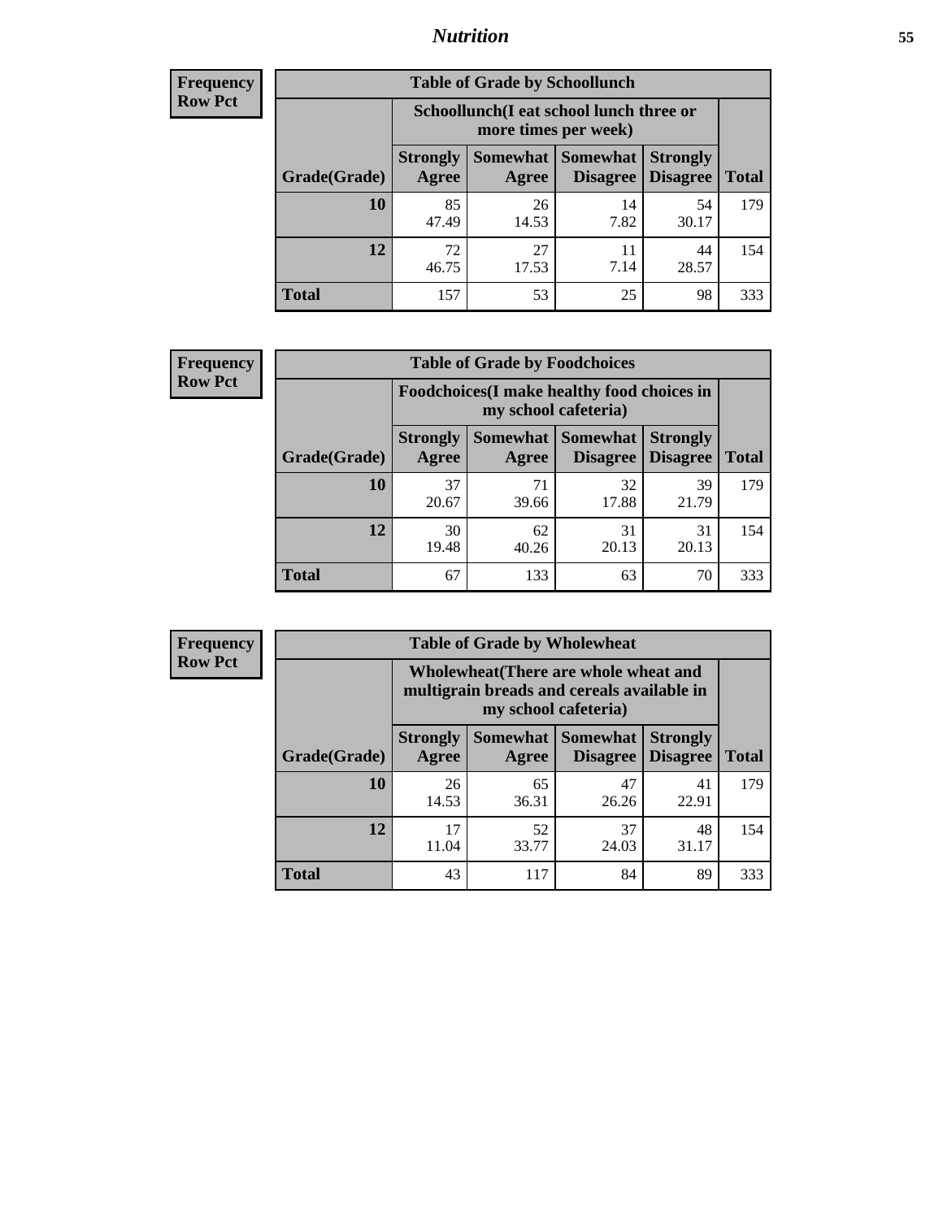**Frequency**
**Row Pct**

| Table of Grade by Schoollunch | | | | | |
|---|---|---|---|---|---|
| | Schoollunch(I eat school lunch three or more times per week) | | | | |
| Grade(Grade) | Strongly Agree | Somewhat Agree | Somewhat Disagree | Strongly Disagree | Total |
| 10 | 85<br>47.49 | 26<br>14.53 | 14<br>7.82 | 54<br>30.17 | 179 |
| 12 | 72<br>46.75 | 27<br>17.53 | 11<br>7.14 | 44<br>28.57 | 154 |
| Total | 157 | 53 | 25 | 98 | 333 |

**Frequency**
**Row Pct**

| Table of Grade by Foodchoices | | | | | |
|---|---|---|---|---|---|
| | Foodchoices(I make healthy food choices in my school cafeteria) | | | | |
| Grade(Grade) | Strongly Agree | Somewhat Agree | Somewhat Disagree | Strongly Disagree | Total |
| 10 | 37<br>20.67 | 71<br>39.66 | 32<br>17.88 | 39<br>21.79 | 179 |
| 12 | 30<br>19.48 | 62<br>40.26 | 31<br>20.13 | 31<br>20.13 | 154 |
| Total | 67 | 133 | 63 | 70 | 333 |

**Frequency**
**Row Pct**

| Table of Grade by Wholewheat | | | | | |
|---|---|---|---|---|---|
| | Wholewheat(There are whole wheat and multigrain breads and cereals available in my school cafeteria) | | | | |
| Grade(Grade) | Strongly Agree | Somewhat Agree | Somewhat Disagree | Strongly Disagree | Total |
| 10 | 26<br>14.53 | 65<br>36.31 | 47<br>26.26 | 41<br>22.91 | 179 |
| 12 | 17<br>11.04 | 52<br>33.77 | 37<br>24.03 | 48<br>31.17 | 154 |
| Total | 43 | 117 | 84 | 89 | 333 |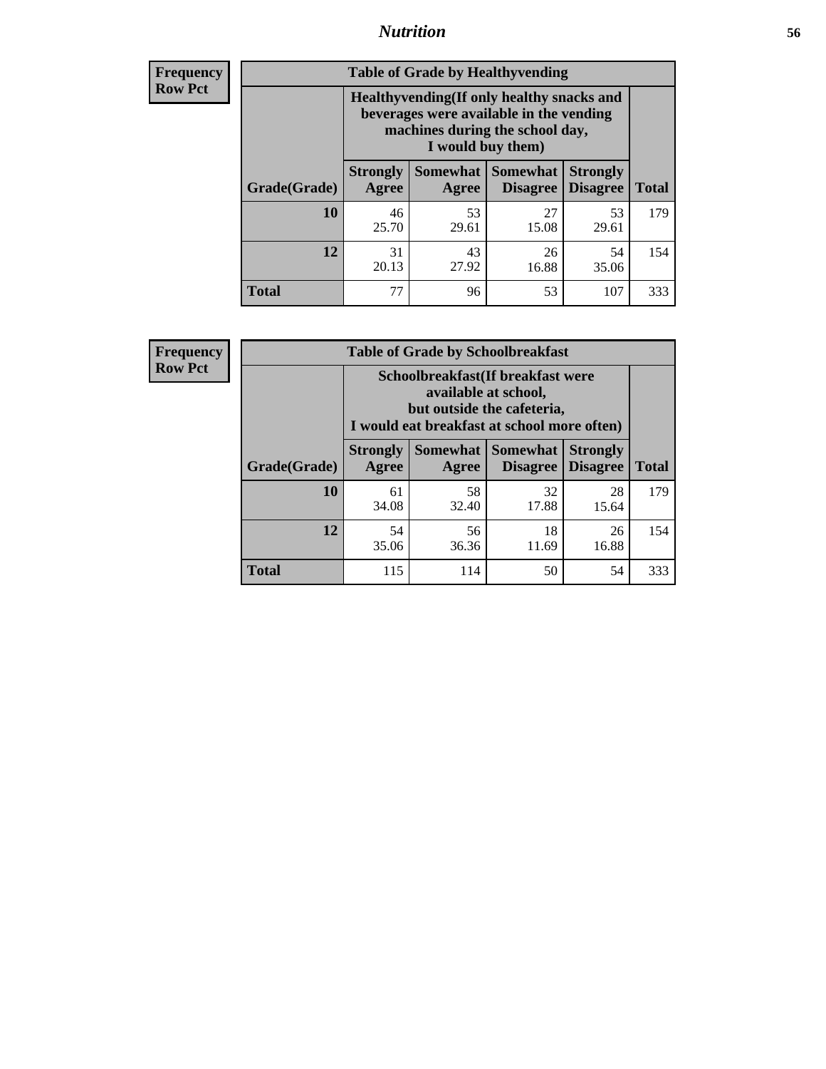## Nutrition

**Frequency Row Pct**

**Table of Grade by Healthyvending**

| Grade(Grade) | Healthyvending(If only healthy snacks and beverages were available in the vending machines during the school day, I would buy them) | | | | Total |
|---|---|---|---|---|---|
| | Strongly Agree | Somewhat Agree | Somewhat Disagree | Strongly Disagree | |
| **10** | 46<br>25.70 | 53<br>29.61 | 27<br>15.08 | 53<br>29.61 | 179 |
| **12** | 31<br>20.13 | 43<br>27.92 | 26<br>16.88 | 54<br>35.06 | 154 |
| **Total** | 77 | 96 | 53 | 107 | 333 |

**Frequency Row Pct**

**Table of Grade by Schoolbreakfast**

| Grade(Grade) | Schoolbreakfast(If breakfast were available at school, but outside the cafeteria, I would eat breakfast at school more often) | | | | Total |
|---|---|---|---|---|---|
| | Strongly Agree | Somewhat Agree | Somewhat Disagree | Strongly Disagree | |
| **10** | 61<br>34.08 | 58<br>32.40 | 32<br>17.88 | 28<br>15.64 | 179 |
| **12** | 54<br>35.06 | 56<br>36.36 | 18<br>11.69 | 26<br>16.88 | 154 |
| **Total** | 115 | 114 | 50 | 54 | 333 |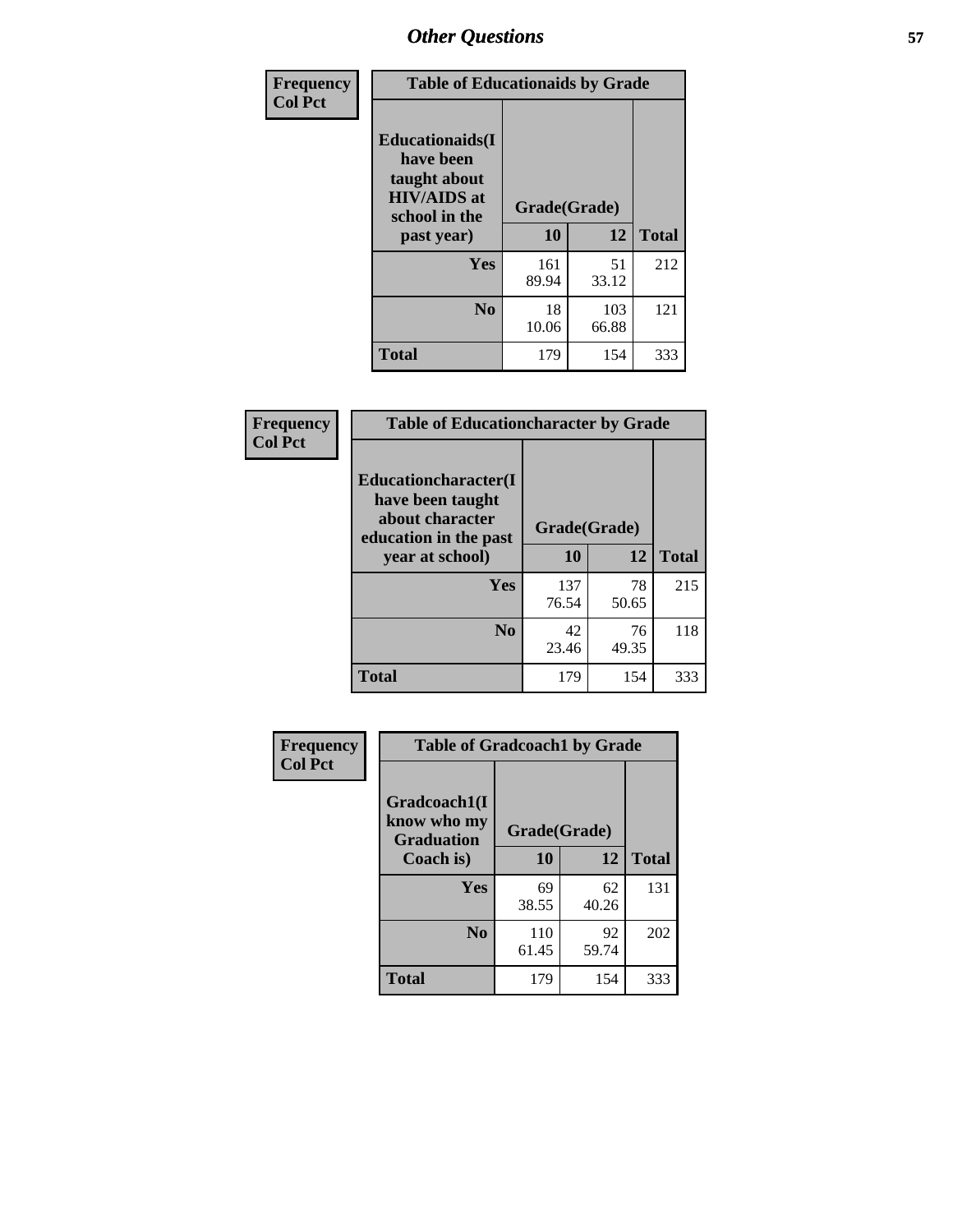## Other Questions

**Frequency**
**Col Pct**

| Table of Educationaids by Grade | | | |
|---|---|---|---|
| **Educationaids(I have been taught about HIV/AIDS at school in the past year)** | **Grade(Grade)** | | |
| | **10** | **12** | **Total** |
| **Yes** | 161<br>89.94 | 51<br>33.12 | 212 |
| **No** | 18<br>10.06 | 103<br>66.88 | 121 |
| **Total** | 179 | 154 | 333 |

**Frequency**
**Col Pct**

| Table of Educationcharacter by Grade | | | |
|---|---|---|---|
| **Educationcharacter(I have been taught about character education in the past year at school)** | **Grade(Grade)** | | |
| | **10** | **12** | **Total** |
| **Yes** | 137<br>76.54 | 78<br>50.65 | 215 |
| **No** | 42<br>23.46 | 76<br>49.35 | 118 |
| **Total** | 179 | 154 | 333 |

**Frequency**
**Col Pct**

| Table of Gradcoach1 by Grade | | | |
|---|---|---|---|
| **Gradcoach1(I know who my Graduation Coach is)** | **Grade(Grade)** | | |
| | **10** | **12** | **Total** |
| **Yes** | 69<br>38.55 | 62<br>40.26 | 131 |
| **No** | 110<br>61.45 | 92<br>59.74 | 202 |
| **Total** | 179 | 154 | 333 |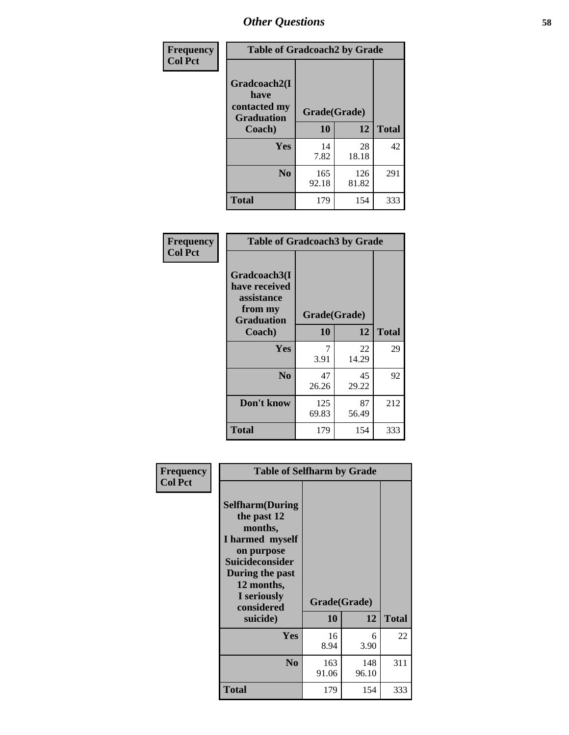# Other Questions

| Frequency Col Pct | Table of Gradcoach2 by Grade | | |
|---|---|---|---|
| Gradcoach2(I have contacted my Graduation Coach) | Grade(Grade) | | |
| | 10 | 12 | Total |
| Yes | 14<br>7.82 | 28<br>18.18 | 42 |
| No | 165<br>92.18 | 126<br>81.82 | 291 |
| Total | 179 | 154 | 333 |

| Frequency Col Pct | Table of Gradcoach3 by Grade | | |
|---|---|---|---|
| Gradcoach3(I have received assistance from my Graduation Coach) | Grade(Grade) | | |
| | 10 | 12 | Total |
| Yes | 7<br>3.91 | 22<br>14.29 | 29 |
| No | 47<br>26.26 | 45<br>29.22 | 92 |
| Don't know | 125<br>69.83 | 87<br>56.49 | 212 |
| Total | 179 | 154 | 333 |

| Frequency Col Pct | Table of Selfharm by Grade | | |
|---|---|---|---|
| Selfharm(During the past 12 months, I harmed myself on purpose Suicideconsider During the past 12 months, I seriously considered suicide) | Grade(Grade) | | |
| | 10 | 12 | Total |
| Yes | 16<br>8.94 | 6<br>3.90 | 22 |
| No | 163<br>91.06 | 148<br>96.10 | 311 |
| Total | 179 | 154 | 333 |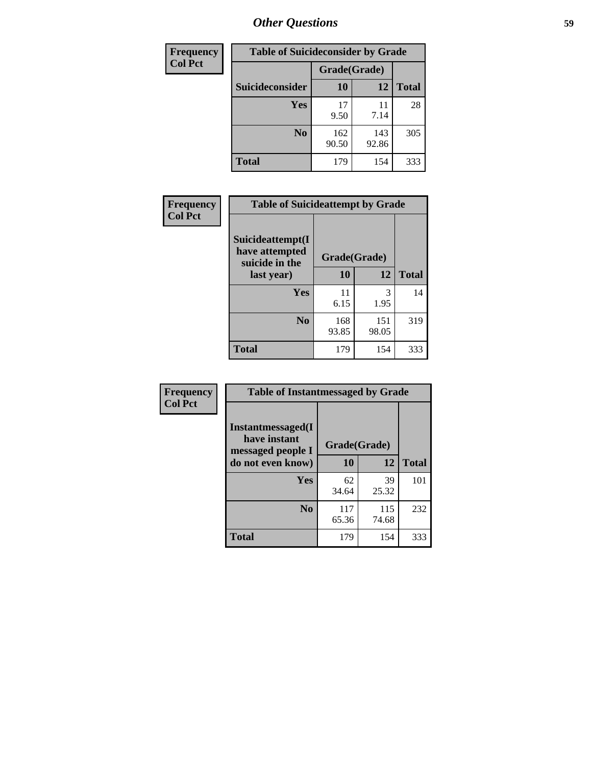## Other Questions

**Frequency**
**Col Pct**

**Table of Suicideconsider by Grade**

| Suicideconsider | Grade(Grade) 10 | 12 | Total |
|---|---|---|---|
| **Yes** | 17<br>9.50 | 11<br>7.14 | 28 |
| **No** | 162<br>90.50 | 143<br>92.86 | 305 |
| **Total** | 179 | 154 | 333 |

**Frequency**
**Col Pct**

**Table of Suicideattempt by Grade**

| Suicideattempt(I have attempted suicide in the last year) | Grade(Grade) 10 | 12 | Total |
|---|---|---|---|
| **Yes** | 11<br>6.15 | 3<br>1.95 | 14 |
| **No** | 168<br>93.85 | 151<br>98.05 | 319 |
| **Total** | 179 | 154 | 333 |

**Frequency**
**Col Pct**

**Table of Instantmessaged by Grade**

| Instantmessaged(I have instant messaged people I do not even know) | Grade(Grade) 10 | 12 | Total |
|---|---|---|---|
| **Yes** | 62<br>34.64 | 39<br>25.32 | 101 |
| **No** | 117<br>65.36 | 115<br>74.68 | 232 |
| **Total** | 179 | 154 | 333 |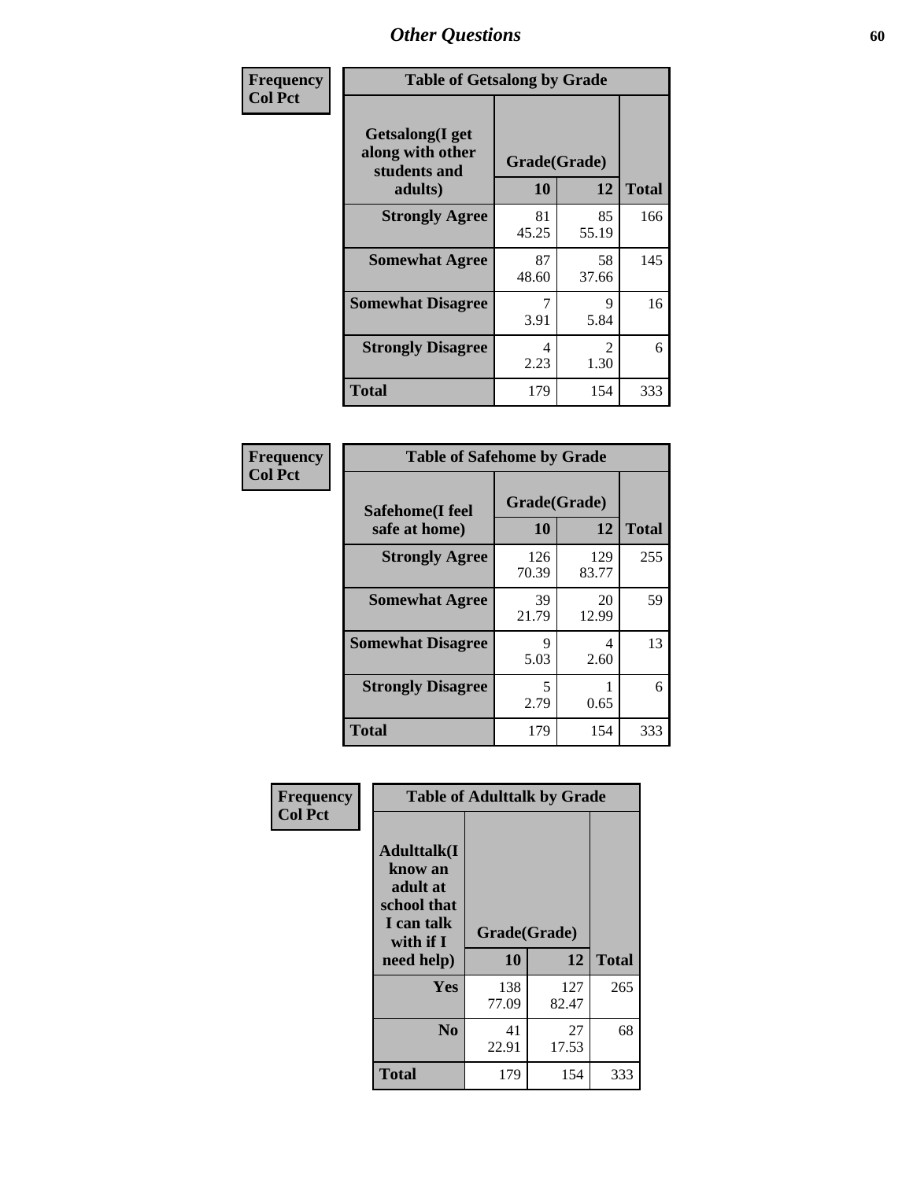| Frequency<br>Col Pct | Table of Getsalong by Grade | | |
|---|---|---|---|
| **Getsalong(I get along with other students and adults)** | **Grade(Grade)** | | |
| | **10** | **12** | **Total** |
| **Strongly Agree** | 81<br>45.25 | 85<br>55.19 | 166 |
| **Somewhat Agree** | 87<br>48.60 | 58<br>37.66 | 145 |
| **Somewhat Disagree** | 7<br>3.91 | 9<br>5.84 | 16 |
| **Strongly Disagree** | 4<br>2.23 | 2<br>1.30 | 6 |
| **Total** | 179 | 154 | 333 |

| Frequency<br>Col Pct | Table of Safehome by Grade | | |
|---|---|---|---|
| **Safehome(I feel safe at home)** | **Grade(Grade)** | | |
| | **10** | **12** | **Total** |
| **Strongly Agree** | 126<br>70.39 | 129<br>83.77 | 255 |
| **Somewhat Agree** | 39<br>21.79 | 20<br>12.99 | 59 |
| **Somewhat Disagree** | 9<br>5.03 | 4<br>2.60 | 13 |
| **Strongly Disagree** | 5<br>2.79 | 1<br>0.65 | 6 |
| **Total** | 179 | 154 | 333 |

| Frequency<br>Col Pct | Table of Adulttalk by Grade | | |
|---|---|---|---|
| **Adulttalk(I know an adult at school that I can talk with if I need help)** | **Grade(Grade)** | | |
| | **10** | **12** | **Total** |
| **Yes** | 138<br>77.09 | 127<br>82.47 | 265 |
| **No** | 41<br>22.91 | 27<br>17.53 | 68 |
| **Total** | 179 | 154 | 333 |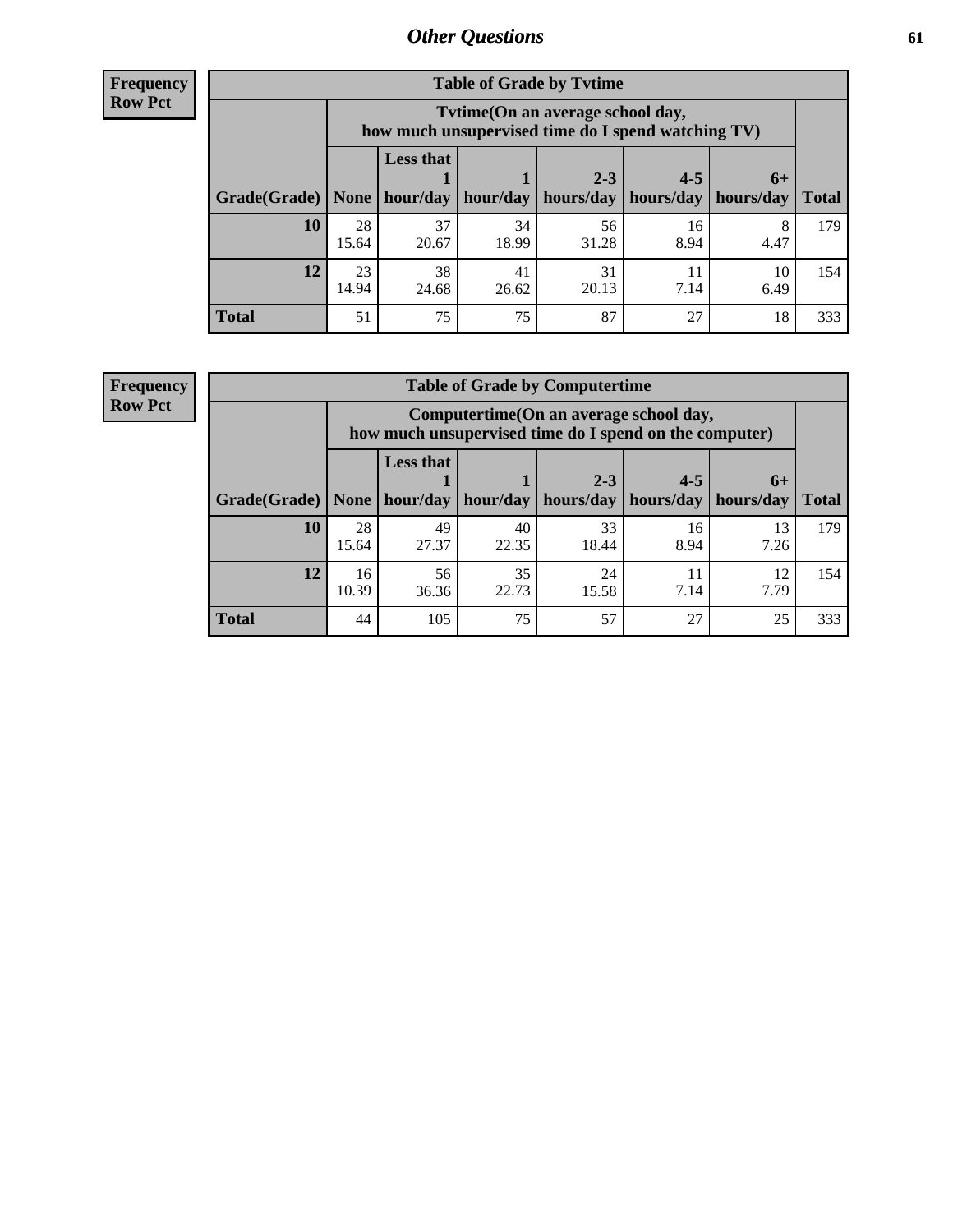**Frequency**
**Row Pct**

| Table of Grade by Tvtime | | | | | | | |
|---|---|---|---|---|---|---|---|
| | Tvtime(On an average school day, how much unsupervised time do I spend watching TV) | | | | | | |
| Grade(Grade) | None | Less that 1 hour/day | 1 hour/day | 2-3 hours/day | 4-5 hours/day | 6+ hours/day | Total |
| 10 | 28<br>15.64 | 37<br>20.67 | 34<br>18.99 | 56<br>31.28 | 16<br>8.94 | 8<br>4.47 | 179 |
| 12 | 23<br>14.94 | 38<br>24.68 | 41<br>26.62 | 31<br>20.13 | 11<br>7.14 | 10<br>6.49 | 154 |
| Total | 51 | 75 | 75 | 87 | 27 | 18 | 333 |

**Frequency**
**Row Pct**

| Table of Grade by Computertime | | | | | | | |
|---|---|---|---|---|---|---|---|
| | Computertime(On an average school day, how much unsupervised time do I spend on the computer) | | | | | | |
| Grade(Grade) | None | Less that 1 hour/day | 1 hour/day | 2-3 hours/day | 4-5 hours/day | 6+ hours/day | Total |
| 10 | 28<br>15.64 | 49<br>27.37 | 40<br>22.35 | 33<br>18.44 | 16<br>8.94 | 13<br>7.26 | 179 |
| 12 | 16<br>10.39 | 56<br>36.36 | 35<br>22.73 | 24<br>15.58 | 11<br>7.14 | 12<br>7.79 | 154 |
| Total | 44 | 105 | 75 | 57 | 27 | 25 | 333 |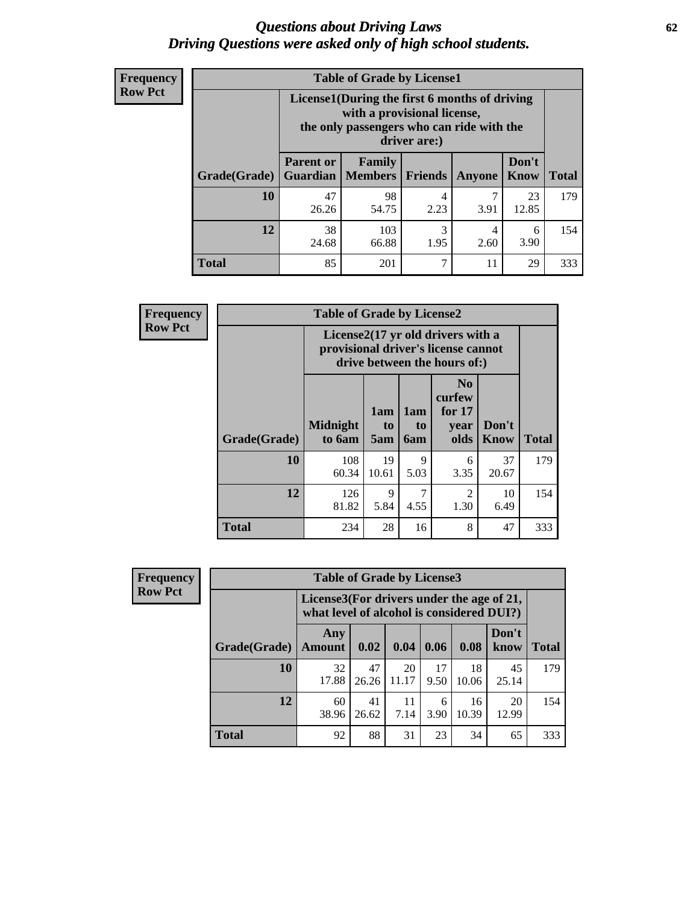# *Questions about Driving Laws*
## *Driving Questions were asked only of high school students.*

**Frequency**
**Row Pct**

**Table of Grade by License1**

| Grade(Grade) | License1(During the first 6 months of driving with a provisional license, the only passengers who can ride with the driver are:) | | | | | Total |
|---|---|---|---|---|---|---|
| | Parent or Guardian | Family Members | Friends | Anyone | Don't Know | |
| 10 | 47<br>26.26 | 98<br>54.75 | 4<br>2.23 | 7<br>3.91 | 23<br>12.85 | 179 |
| 12 | 38<br>24.68 | 103<br>66.88 | 3<br>1.95 | 4<br>2.60 | 6<br>3.90 | 154 |
| Total | 85 | 201 | 7 | 11 | 29 | 333 |

**Frequency**
**Row Pct**

**Table of Grade by License2**

| Grade(Grade) | License2(17 yr old drivers with a provisional driver's license cannot drive between the hours of:) | | | | | Total |
|---|---|---|---|---|---|---|
| | Midnight to 6am | 1am to 5am | 1am to 6am | No curfew for 17 year olds | Don't Know | |
| 10 | 108<br>60.34 | 19<br>10.61 | 9<br>5.03 | 6<br>3.35 | 37<br>20.67 | 179 |
| 12 | 126<br>81.82 | 9<br>5.84 | 7<br>4.55 | 2<br>1.30 | 10<br>6.49 | 154 |
| Total | 234 | 28 | 16 | 8 | 47 | 333 |

**Frequency**
**Row Pct**

**Table of Grade by License3**

| Grade(Grade) | License3(For drivers under the age of 21, what level of alcohol is considered DUI?) | | | | | | Total |
|---|---|---|---|---|---|---|---|
| | Any Amount | 0.02 | 0.04 | 0.06 | 0.08 | Don't know | |
| 10 | 32<br>17.88 | 47<br>26.26 | 20<br>11.17 | 17<br>9.50 | 18<br>10.06 | 45<br>25.14 | 179 |
| 12 | 60<br>38.96 | 41<br>26.62 | 11<br>7.14 | 6<br>3.90 | 16<br>10.39 | 20<br>12.99 | 154 |
| Total | 92 | 88 | 31 | 23 | 34 | 65 | 333 |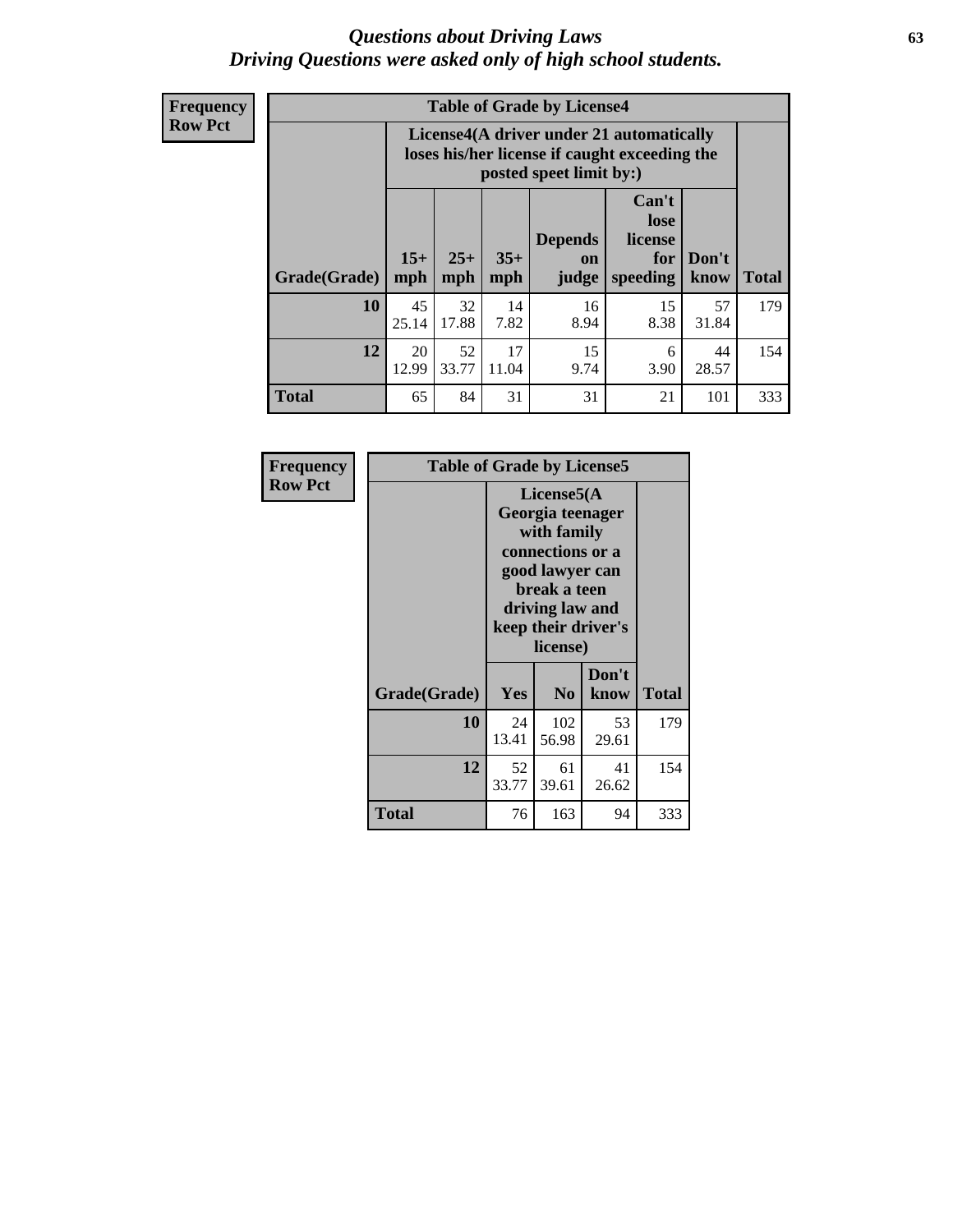# *Questions about Driving Laws*
## *Driving Questions were asked only of high school students.*

**Frequency**
**Row Pct**

**Table of Grade by License4**

| Grade(Grade) | License4(A driver under 21 automatically loses his/her license if caught exceeding the posted speet limit by:) | | | | | | Total |
|---|---|---|---|---|---|---|---|
| | 15+ mph | 25+ mph | 35+ mph | Depends on judge | Can't lose license for speeding | Don't know | |
| **10** | 45<br>25.14 | 32<br>17.88 | 14<br>7.82 | 16<br>8.94 | 15<br>8.38 | 57<br>31.84 | 179 |
| **12** | 20<br>12.99 | 52<br>33.77 | 17<br>11.04 | 15<br>9.74 | 6<br>3.90 | 44<br>28.57 | 154 |
| **Total** | 65 | 84 | 31 | 31 | 21 | 101 | 333 |

**Frequency**
**Row Pct**

**Table of Grade by License5**

| Grade(Grade) | License5(A Georgia teenager with family connections or a good lawyer can break a teen driving law and keep their driver's license) | | | Total |
|---|---|---|---|---|
| | Yes | No | Don't know | |
| **10** | 24<br>13.41 | 102<br>56.98 | 53<br>29.61 | 179 |
| **12** | 52<br>33.77 | 61<br>39.61 | 41<br>26.62 | 154 |
| **Total** | 76 | 163 | 94 | 333 |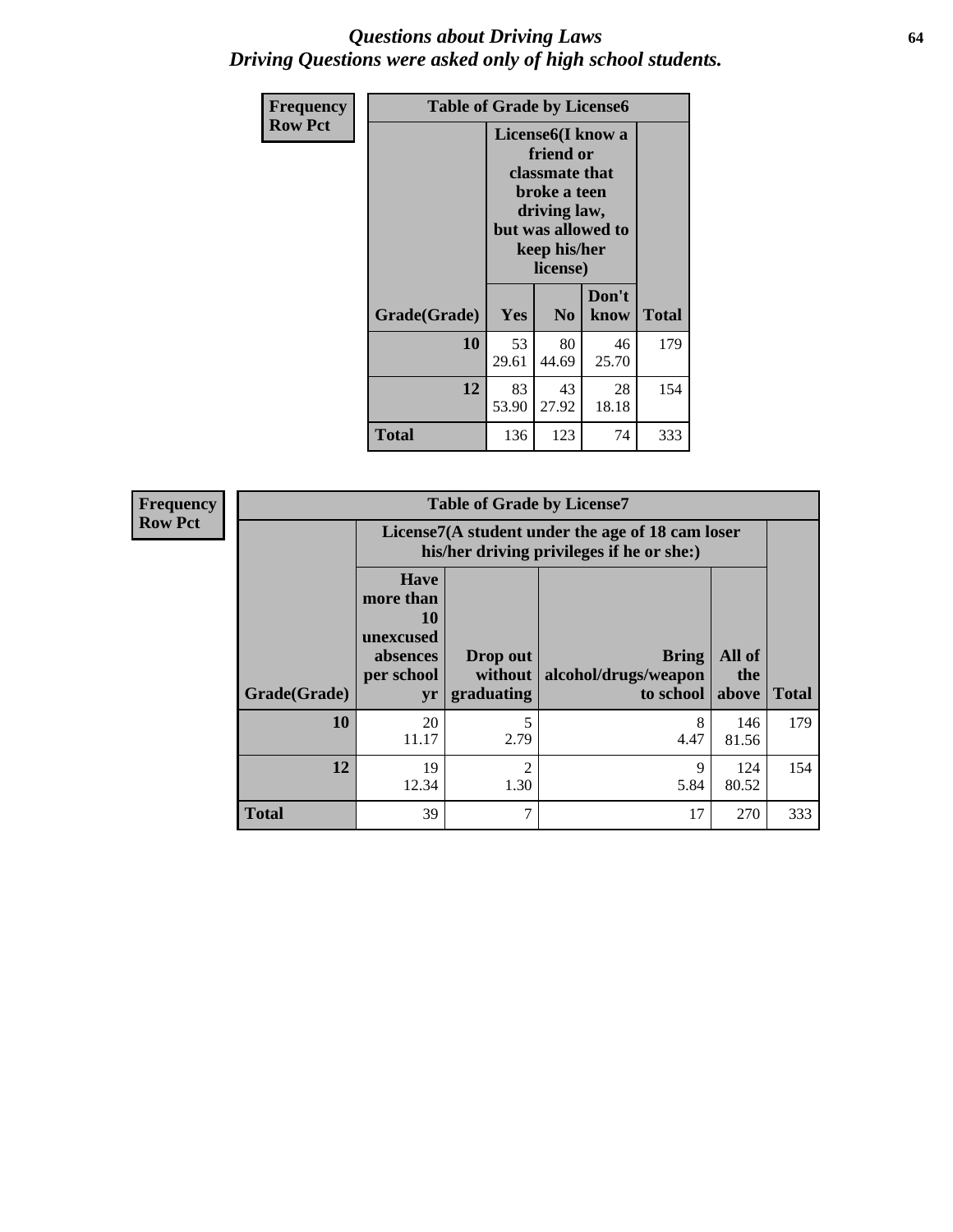# *Questions about Driving Laws*
# *Driving Questions were asked only of high school students.*

| Frequency Row Pct | Table of Grade by License6 | | | |
|---|---|---|---|---|
| | License6(I know a friend or classmate that broke a teen driving law, but was allowed to keep his/her license) | | | |
| Grade(Grade) | Yes | No | Don't know | Total |
| 10 | 53<br>29.61 | 80<br>44.69 | 46<br>25.70 | 179 |
| 12 | 83<br>53.90 | 43<br>27.92 | 28<br>18.18 | 154 |
| Total | 136 | 123 | 74 | 333 |

| Frequency Row Pct | Table of Grade by License7 | | | | |
|---|---|---|---|---|---|
| | License7(A student under the age of 18 cam loser his/her driving privileges if he or she:) | | | | |
| Grade(Grade) | Have more than 10 unexcused absences per school yr | Drop out without graduating | Bring alcohol/drugs/weapon to school | All of the above | Total |
| 10 | 20<br>11.17 | 5<br>2.79 | 8<br>4.47 | 146<br>81.56 | 179 |
| 12 | 19<br>12.34 | 2<br>1.30 | 9<br>5.84 | 124<br>80.52 | 154 |
| Total | 39 | 7 | 17 | 270 | 333 |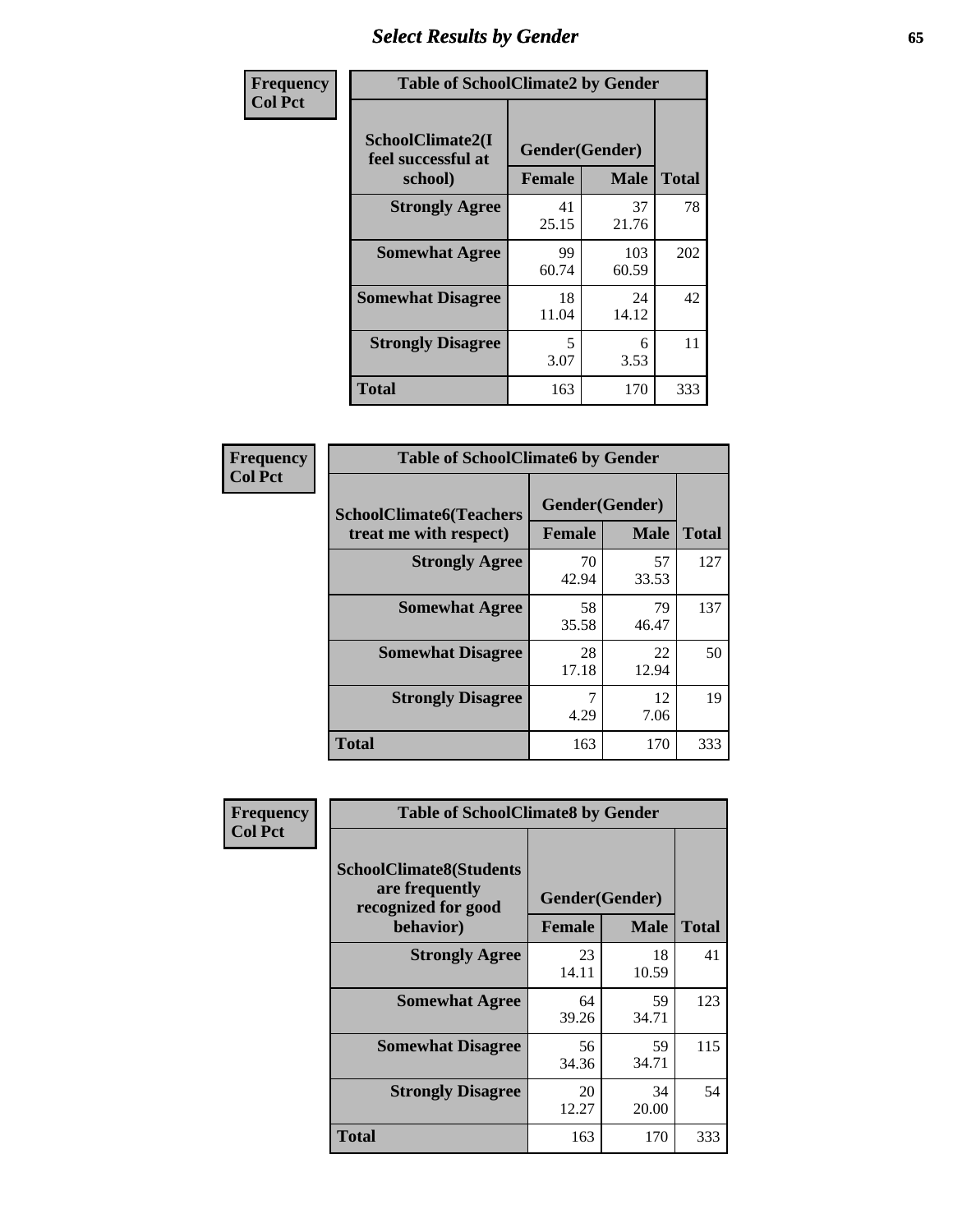# Select Results by Gender

**Frequency**
**Col Pct**

| SchoolClimate2(I feel successful at school) | Gender(Gender) | | Total |
|---|---|---|---|
| | Female | Male | |
| **Strongly Agree** | 41<br>25.15 | 37<br>21.76 | 78 |
| **Somewhat Agree** | 99<br>60.74 | 103<br>60.59 | 202 |
| **Somewhat Disagree** | 18<br>11.04 | 24<br>14.12 | 42 |
| **Strongly Disagree** | 5<br>3.07 | 6<br>3.53 | 11 |
| **Total** | 163 | 170 | 333 |

Table of SchoolClimate2 by Gender

**Frequency**
**Col Pct**

| SchoolClimate6(Teachers treat me with respect) | Gender(Gender) | | Total |
|---|---|---|---|
| | Female | Male | |
| **Strongly Agree** | 70<br>42.94 | 57<br>33.53 | 127 |
| **Somewhat Agree** | 58<br>35.58 | 79<br>46.47 | 137 |
| **Somewhat Disagree** | 28<br>17.18 | 22<br>12.94 | 50 |
| **Strongly Disagree** | 7<br>4.29 | 12<br>7.06 | 19 |
| **Total** | 163 | 170 | 333 |

Table of SchoolClimate6 by Gender

**Frequency**
**Col Pct**

| SchoolClimate8(Students are frequently recognized for good behavior) | Gender(Gender) | | Total |
|---|---|---|---|
| | Female | Male | |
| **Strongly Agree** | 23<br>14.11 | 18<br>10.59 | 41 |
| **Somewhat Agree** | 64<br>39.26 | 59<br>34.71 | 123 |
| **Somewhat Disagree** | 56<br>34.36 | 59<br>34.71 | 115 |
| **Strongly Disagree** | 20<br>12.27 | 34<br>20.00 | 54 |
| **Total** | 163 | 170 | 333 |

Table of SchoolClimate8 by Gender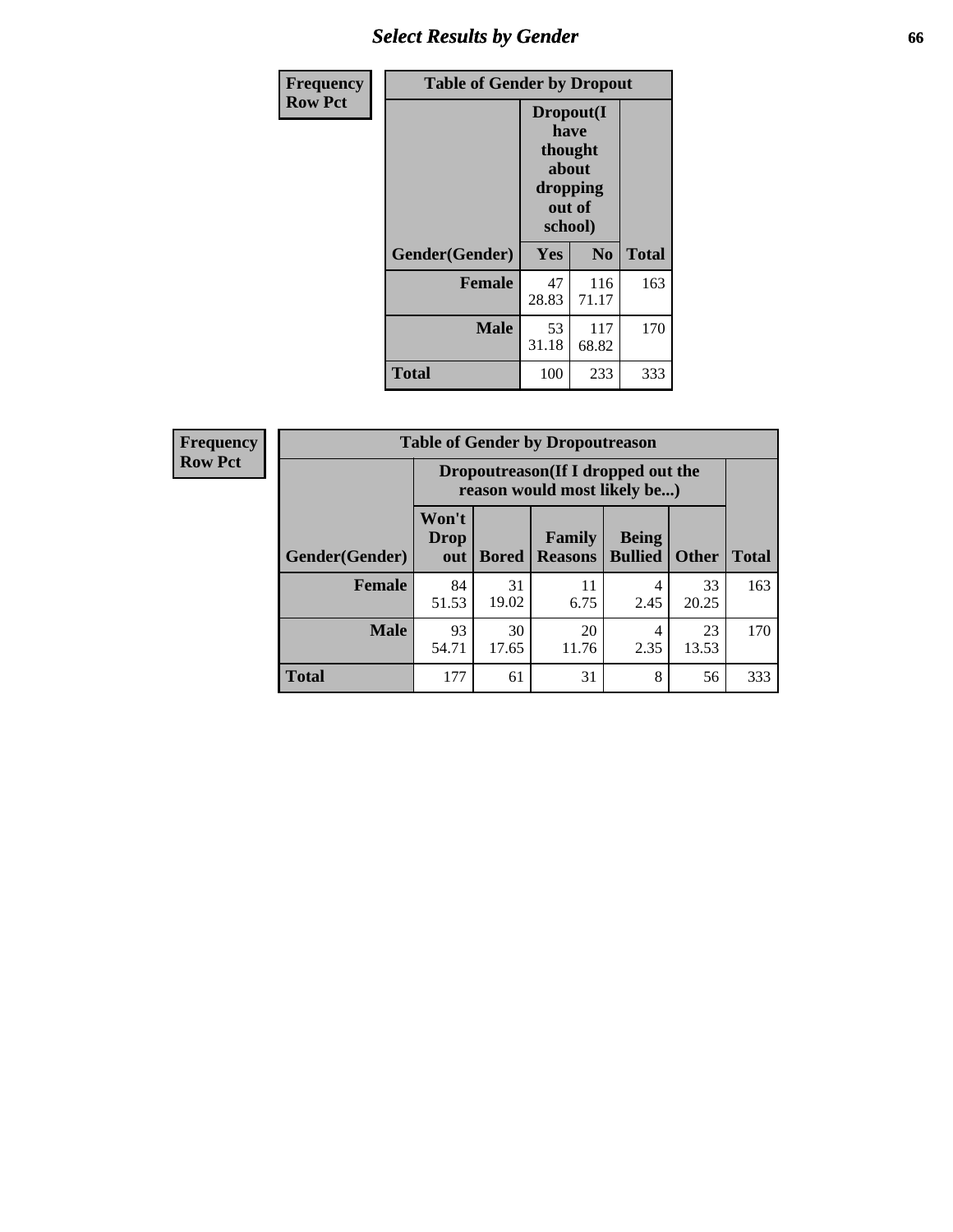## Select Results by Gender

| Frequency<br>Row Pct | Table of Gender by Dropout | | |
|---|---|---|---|
| | Dropout(I have thought about dropping out of school) | | |
| Gender(Gender) | Yes | No | Total |
| **Female** | 47<br>28.83 | 116<br>71.17 | 163 |
| **Male** | 53<br>31.18 | 117<br>68.82 | 170 |
| **Total** | 100 | 233 | 333 |

| Frequency<br>Row Pct | Table of Gender by Dropoutreason | | | | | |
|---|---|---|---|---|---|---|
| | Dropoutreason(If I dropped out the reason would most likely be...) | | | | | |
| Gender(Gender) | Won't Drop out | Bored | Family Reasons | Being Bullied | Other | Total |
| **Female** | 84<br>51.53 | 31<br>19.02 | 11<br>6.75 | 4<br>2.45 | 33<br>20.25 | 163 |
| **Male** | 93<br>54.71 | 30<br>17.65 | 20<br>11.76 | 4<br>2.35 | 23<br>13.53 | 170 |
| **Total** | 177 | 61 | 31 | 8 | 56 | 333 |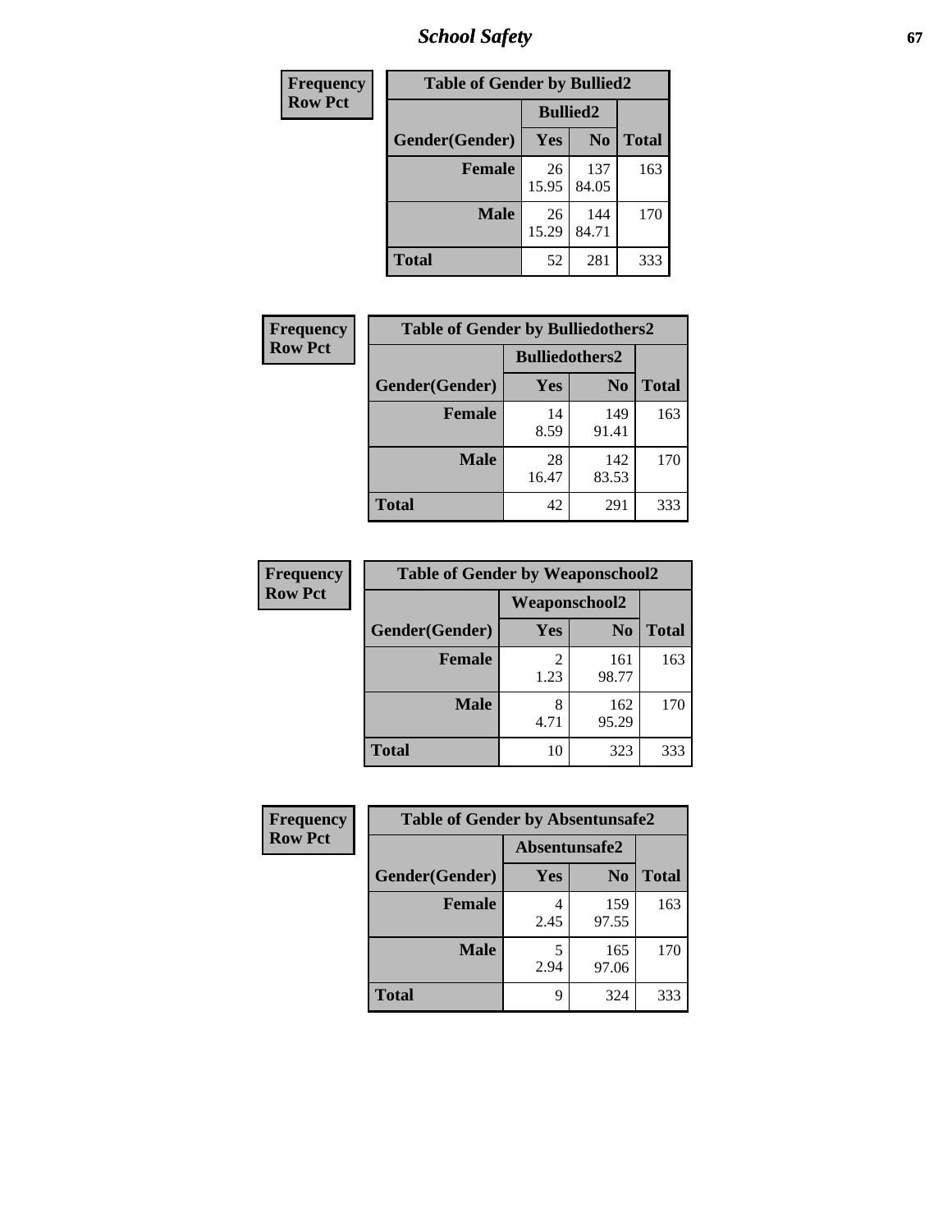| Frequency Row Pct | | | |
|---|---|---|---|
| **Table of Gender by Bullied2** | | | |
| | **Bullied2** | | |
| **Gender(Gender)** | **Yes** | **No** | **Total** |
| **Female** | 26 15.95 | 137 84.05 | 163 |
| **Male** | 26 15.29 | 144 84.71 | 170 |
| **Total** | 52 | 281 | 333 |

| Frequency Row Pct | | | |
|---|---|---|---|
| **Table of Gender by Bulliedothers2** | | | |
| | **Bulliedothers2** | | |
| **Gender(Gender)** | **Yes** | **No** | **Total** |
| **Female** | 14 8.59 | 149 91.41 | 163 |
| **Male** | 28 16.47 | 142 83.53 | 170 |
| **Total** | 42 | 291 | 333 |

| Frequency Row Pct | | | |
|---|---|---|---|
| **Table of Gender by Weaponschool2** | | | |
| | **Weaponschool2** | | |
| **Gender(Gender)** | **Yes** | **No** | **Total** |
| **Female** | 2 1.23 | 161 98.77 | 163 |
| **Male** | 8 4.71 | 162 95.29 | 170 |
| **Total** | 10 | 323 | 333 |

| Frequency Row Pct | | | |
|---|---|---|---|
| **Table of Gender by Absentunsafe2** | | | |
| | **Absentunsafe2** | | |
| **Gender(Gender)** | **Yes** | **No** | **Total** |
| **Female** | 4 2.45 | 159 97.55 | 163 |
| **Male** | 5 2.94 | 165 97.06 | 170 |
| **Total** | 9 | 324 | 333 |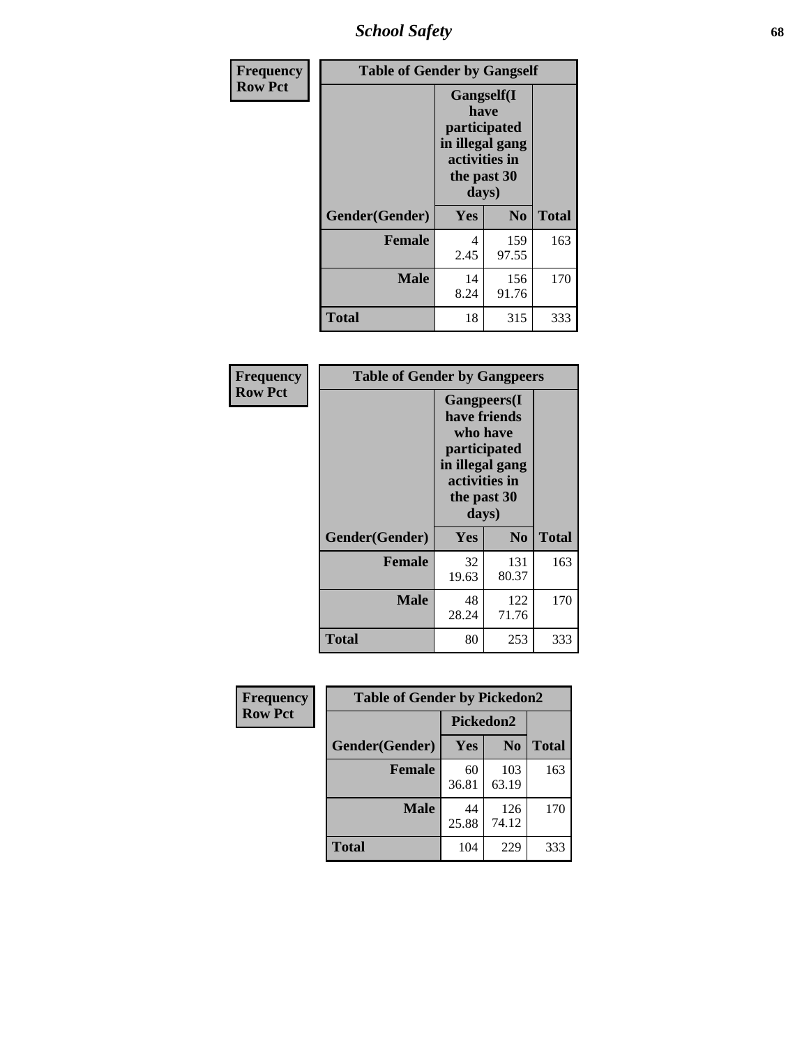| Frequency |
|---|
| Row Pct |

| Table of Gender by Gangself | | | |
|---|---|---|---|
| | Gangself(I have participated in illegal gang activities in the past 30 days) | | |
| Gender(Gender) | Yes | No | Total |
| Female | 4<br>2.45 | 159<br>97.55 | 163 |
| Male | 14<br>8.24 | 156<br>91.76 | 170 |
| Total | 18 | 315 | 333 |

| Frequency |
|---|
| Row Pct |

| Table of Gender by Gangpeers | | | |
|---|---|---|---|
| | Gangpeers(I have friends who have participated in illegal gang activities in the past 30 days) | | |
| Gender(Gender) | Yes | No | Total |
| Female | 32<br>19.63 | 131<br>80.37 | 163 |
| Male | 48<br>28.24 | 122<br>71.76 | 170 |
| Total | 80 | 253 | 333 |

| Frequency |
|---|
| Row Pct |

| Table of Gender by Pickedon2 | | | |
|---|---|---|---|
| | Pickedon2 | | |
| Gender(Gender) | Yes | No | Total |
| Female | 60<br>36.81 | 103<br>63.19 | 163 |
| Male | 44<br>25.88 | 126<br>74.12 | 170 |
| Total | 104 | 229 | 333 |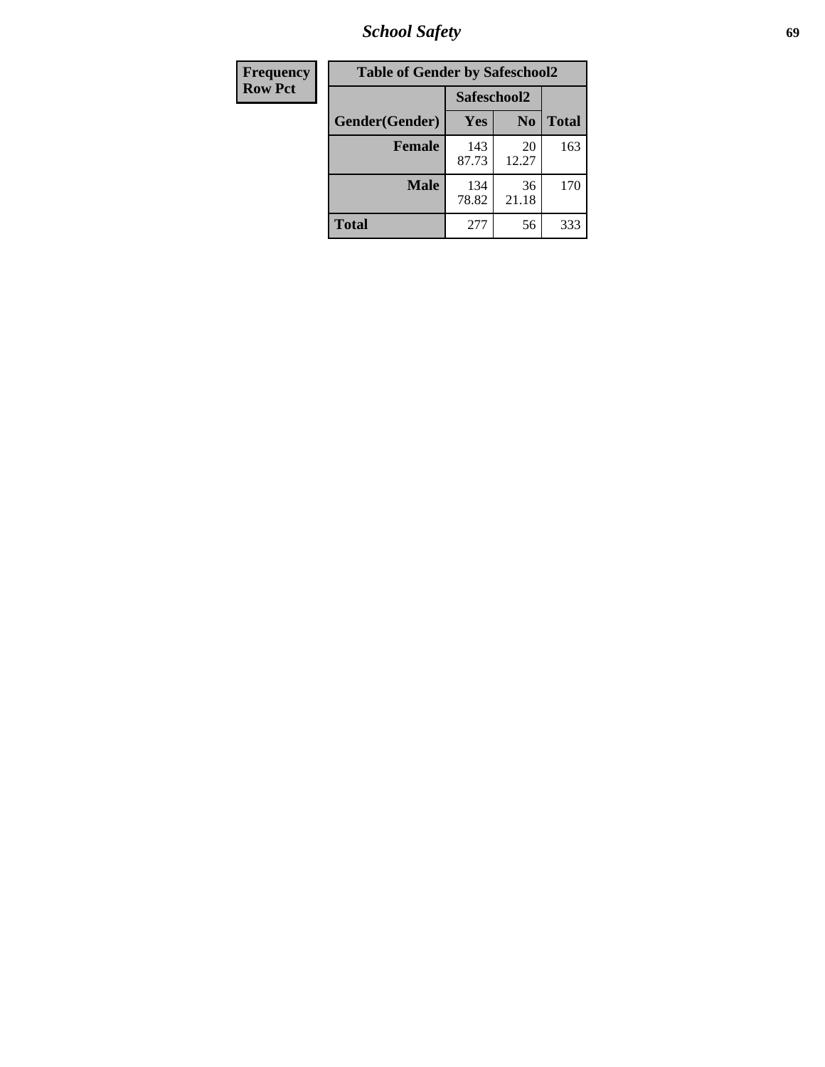| Frequency |
|---|
| Row Pct |

| Table of Gender by Safeschool2 | | | |
|---|---|---|---|
| | Safeschool2 | | |
| Gender(Gender) | Yes | No | Total |
| Female | 143<br>87.73 | 20<br>12.27 | 163 |
| Male | 134<br>78.82 | 36<br>21.18 | 170 |
| Total | 277 | 56 | 333 |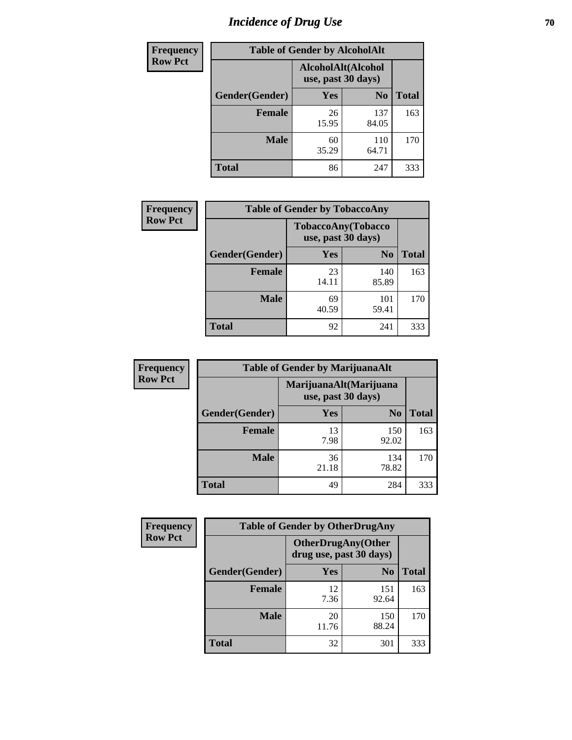# Incidence of Drug Use

| Frequency Row Pct | Table of Gender by AlcoholAlt | | |
|---|---|---|---|
| | AlcoholAlt(Alcohol use, past 30 days) | | |
| Gender(Gender) | Yes | No | Total |
| Female | 26<br>15.95 | 137<br>84.05 | 163 |
| Male | 60<br>35.29 | 110<br>64.71 | 170 |
| Total | 86 | 247 | 333 |

| Frequency Row Pct | Table of Gender by TobaccoAny | | |
|---|---|---|---|
| | TobaccoAny(Tobacco use, past 30 days) | | |
| Gender(Gender) | Yes | No | Total |
| Female | 23<br>14.11 | 140<br>85.89 | 163 |
| Male | 69<br>40.59 | 101<br>59.41 | 170 |
| Total | 92 | 241 | 333 |

| Frequency Row Pct | Table of Gender by MarijuanaAlt | | |
|---|---|---|---|
| | MarijuanaAlt(Marijuana use, past 30 days) | | |
| Gender(Gender) | Yes | No | Total |
| Female | 13<br>7.98 | 150<br>92.02 | 163 |
| Male | 36<br>21.18 | 134<br>78.82 | 170 |
| Total | 49 | 284 | 333 |

| Frequency Row Pct | Table of Gender by OtherDrugAny | | |
|---|---|---|---|
| | OtherDrugAny(Other drug use, past 30 days) | | |
| Gender(Gender) | Yes | No | Total |
| Female | 12<br>7.36 | 151<br>92.64 | 163 |
| Male | 20<br>11.76 | 150<br>88.24 | 170 |
| Total | 32 | 301 | 333 |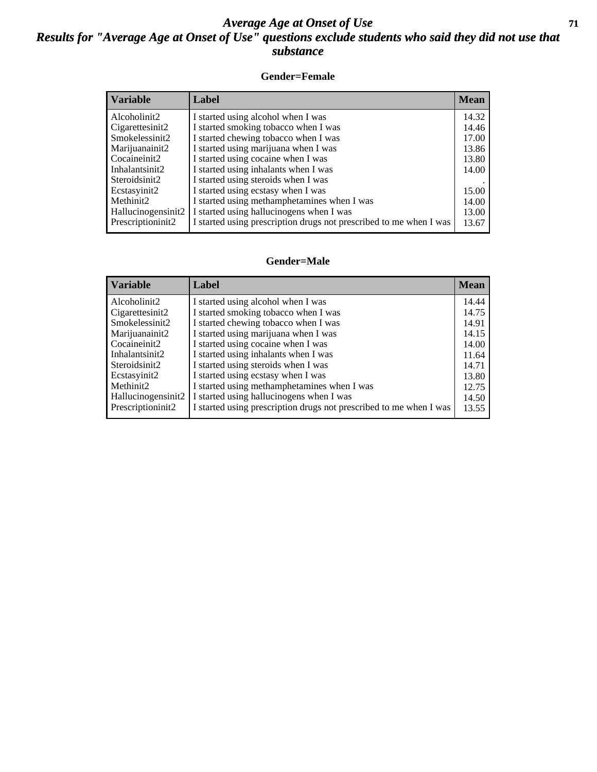# *Average Age at Onset of Use*

## *Results for "Average Age at Onset of Use" questions exclude students who said they did not use that substance*

### Gender=Female

| Variable | Label | Mean |
|---|---|---|
| Alcoholinit2 | I started using alcohol when I was | 14.32 |
| Cigarettesinit2 | I started smoking tobacco when I was | 14.46 |
| Smokelessinit2 | I started chewing tobacco when I was | 17.00 |
| Marijuanainit2 | I started using marijuana when I was | 13.86 |
| Cocaineinit2 | I started using cocaine when I was | 13.80 |
| Inhalantsinit2 | I started using inhalants when I was | 14.00 |
| Steroidsinit2 | I started using steroids when I was | . |
| Ecstasyinit2 | I started using ecstasy when I was | 15.00 |
| Methinit2 | I started using methamphetamines when I was | 14.00 |
| Hallucinogensinit2 | I started using hallucinogens when I was | 13.00 |
| Prescriptioninit2 | I started using prescription drugs not prescribed to me when I was | 13.67 |

### Gender=Male

| Variable | Label | Mean |
|---|---|---|
| Alcoholinit2 | I started using alcohol when I was | 14.44 |
| Cigarettesinit2 | I started smoking tobacco when I was | 14.75 |
| Smokelessinit2 | I started chewing tobacco when I was | 14.91 |
| Marijuanainit2 | I started using marijuana when I was | 14.15 |
| Cocaineinit2 | I started using cocaine when I was | 14.00 |
| Inhalantsinit2 | I started using inhalants when I was | 11.64 |
| Steroidsinit2 | I started using steroids when I was | 14.71 |
| Ecstasyinit2 | I started using ecstasy when I was | 13.80 |
| Methinit2 | I started using methamphetamines when I was | 12.75 |
| Hallucinogensinit2 | I started using hallucinogens when I was | 14.50 |
| Prescriptioninit2 | I started using prescription drugs not prescribed to me when I was | 13.55 |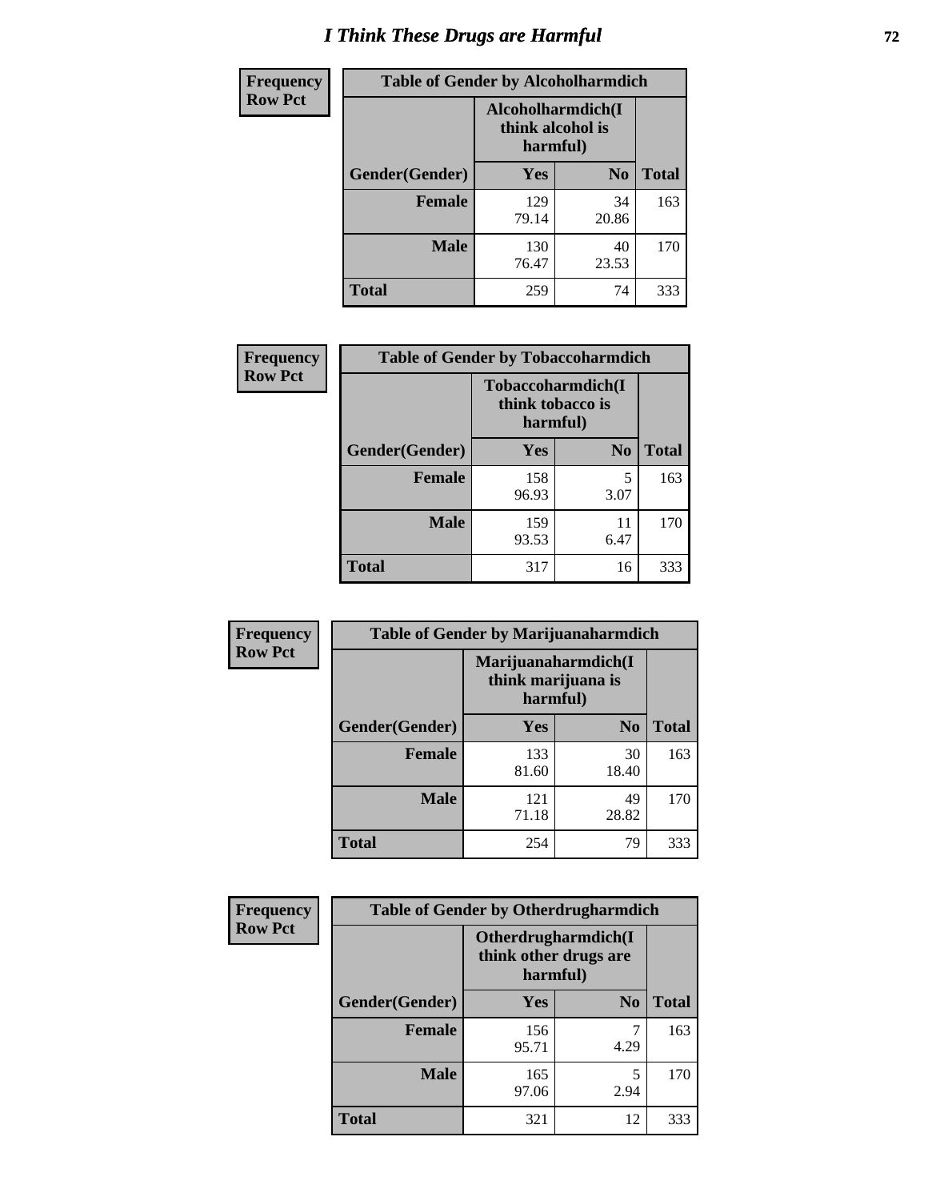# I Think These Drugs are Harmful

| Frequency Row Pct | Table of Gender by Alcoholharmdich | | |
|---|---|---|---|
| | Alcoholharmdich(I think alcohol is harmful) | | |
| Gender(Gender) | Yes | No | Total |
| Female | 129<br>79.14 | 34<br>20.86 | 163 |
| Male | 130<br>76.47 | 40<br>23.53 | 170 |
| Total | 259 | 74 | 333 |

| Frequency Row Pct | Table of Gender by Tobaccoharmdich | | |
|---|---|---|---|
| | Tobaccoharmdich(I think tobacco is harmful) | | |
| Gender(Gender) | Yes | No | Total |
| Female | 158<br>96.93 | 5<br>3.07 | 163 |
| Male | 159<br>93.53 | 11<br>6.47 | 170 |
| Total | 317 | 16 | 333 |

| Frequency Row Pct | Table of Gender by Marijuanaharmdich | | |
|---|---|---|---|
| | Marijuanaharmdich(I think marijuana is harmful) | | |
| Gender(Gender) | Yes | No | Total |
| Female | 133<br>81.60 | 30<br>18.40 | 163 |
| Male | 121<br>71.18 | 49<br>28.82 | 170 |
| Total | 254 | 79 | 333 |

| Frequency Row Pct | Table of Gender by Otherdrugharmdich | | |
|---|---|---|---|
| | Otherdrugharmdich(I think other drugs are harmful) | | |
| Gender(Gender) | Yes | No | Total |
| Female | 156<br>95.71 | 7<br>4.29 | 163 |
| Male | 165<br>97.06 | 5<br>2.94 | 170 |
| Total | 321 | 12 | 333 |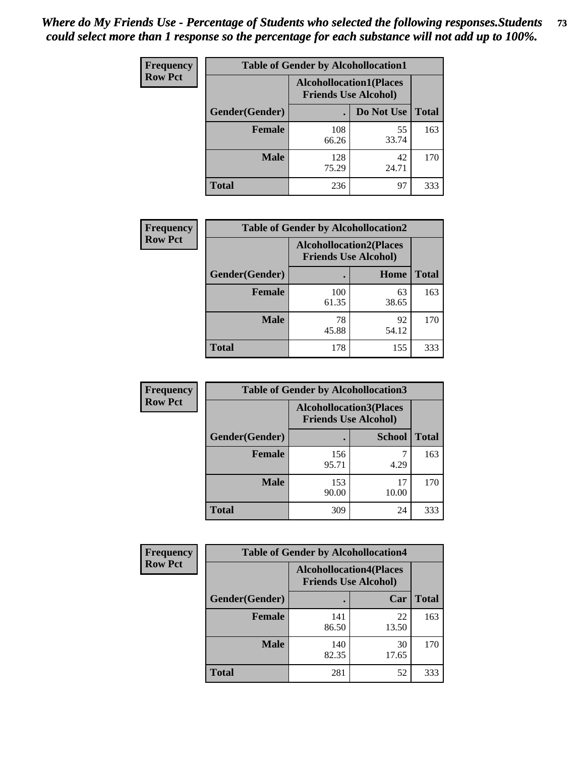*Where do My Friends Use - Percentage of Students who selected the following responses.Students could select more than 1 response so the percentage for each substance will not add up to 100%.*

**Frequency**
**Row Pct**

| Table of Gender by Alcohollocation1 | | | |
|---|---|---|---|
| | Alcohollocation1(Places Friends Use Alcohol) | | |
| Gender(Gender) | . | Do Not Use | Total |
| Female | 108<br>66.26 | 55<br>33.74 | 163 |
| Male | 128<br>75.29 | 42<br>24.71 | 170 |
| Total | 236 | 97 | 333 |

**Frequency**
**Row Pct**

| Table of Gender by Alcohollocation2 | | | |
|---|---|---|---|
| | Alcohollocation2(Places Friends Use Alcohol) | | |
| Gender(Gender) | . | Home | Total |
| Female | 100<br>61.35 | 63<br>38.65 | 163 |
| Male | 78<br>45.88 | 92<br>54.12 | 170 |
| Total | 178 | 155 | 333 |

**Frequency**
**Row Pct**

| Table of Gender by Alcohollocation3 | | | |
|---|---|---|---|
| | Alcohollocation3(Places Friends Use Alcohol) | | |
| Gender(Gender) | . | School | Total |
| Female | 156<br>95.71 | 7<br>4.29 | 163 |
| Male | 153<br>90.00 | 17<br>10.00 | 170 |
| Total | 309 | 24 | 333 |

**Frequency**
**Row Pct**

| Table of Gender by Alcohollocation4 | | | |
|---|---|---|---|
| | Alcohollocation4(Places Friends Use Alcohol) | | |
| Gender(Gender) | . | Car | Total |
| Female | 141<br>86.50 | 22<br>13.50 | 163 |
| Male | 140<br>82.35 | 30<br>17.65 | 170 |
| Total | 281 | 52 | 333 |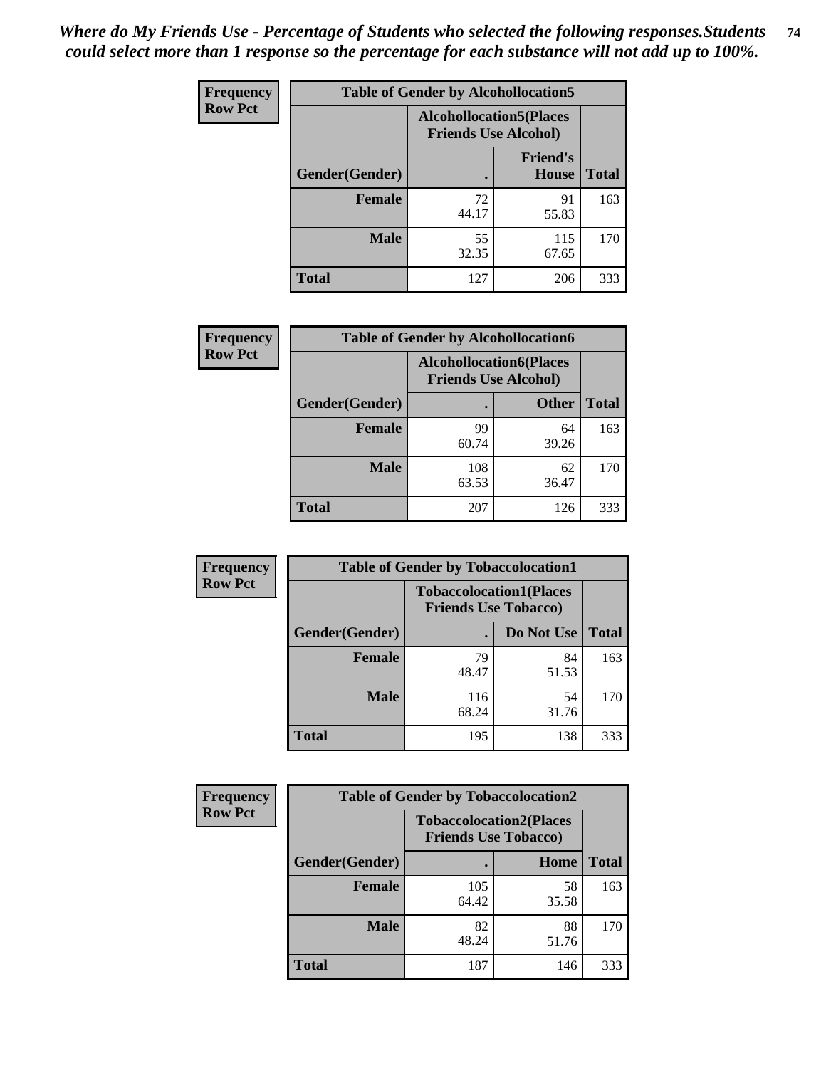*Where do My Friends Use - Percentage of Students who selected the following responses.Students could select more than 1 response so the percentage for each substance will not add up to 100%.*

**Frequency**
**Row Pct**

| Table of Gender by Alcohollocation5 | | | |
|---|---|---|---|
| | Alcohollocation5(Places Friends Use Alcohol) | | |
| Gender(Gender) | . | Friend's House | Total |
| **Female** | 72<br>44.17 | 91<br>55.83 | 163 |
| **Male** | 55<br>32.35 | 115<br>67.65 | 170 |
| **Total** | 127 | 206 | 333 |

**Frequency**
**Row Pct**

| Table of Gender by Alcohollocation6 | | | |
|---|---|---|---|
| | Alcohollocation6(Places Friends Use Alcohol) | | |
| Gender(Gender) | . | Other | Total |
| **Female** | 99<br>60.74 | 64<br>39.26 | 163 |
| **Male** | 108<br>63.53 | 62<br>36.47 | 170 |
| **Total** | 207 | 126 | 333 |

**Frequency**
**Row Pct**

| Table of Gender by Tobaccolocation1 | | | |
|---|---|---|---|
| | Tobaccolocation1(Places Friends Use Tobacco) | | |
| Gender(Gender) | . | Do Not Use | Total |
| **Female** | 79<br>48.47 | 84<br>51.53 | 163 |
| **Male** | 116<br>68.24 | 54<br>31.76 | 170 |
| **Total** | 195 | 138 | 333 |

**Frequency**
**Row Pct**

| Table of Gender by Tobaccolocation2 | | | |
|---|---|---|---|
| | Tobaccolocation2(Places Friends Use Tobacco) | | |
| Gender(Gender) | . | Home | Total |
| **Female** | 105<br>64.42 | 58<br>35.58 | 163 |
| **Male** | 82<br>48.24 | 88<br>51.76 | 170 |
| **Total** | 187 | 146 | 333 |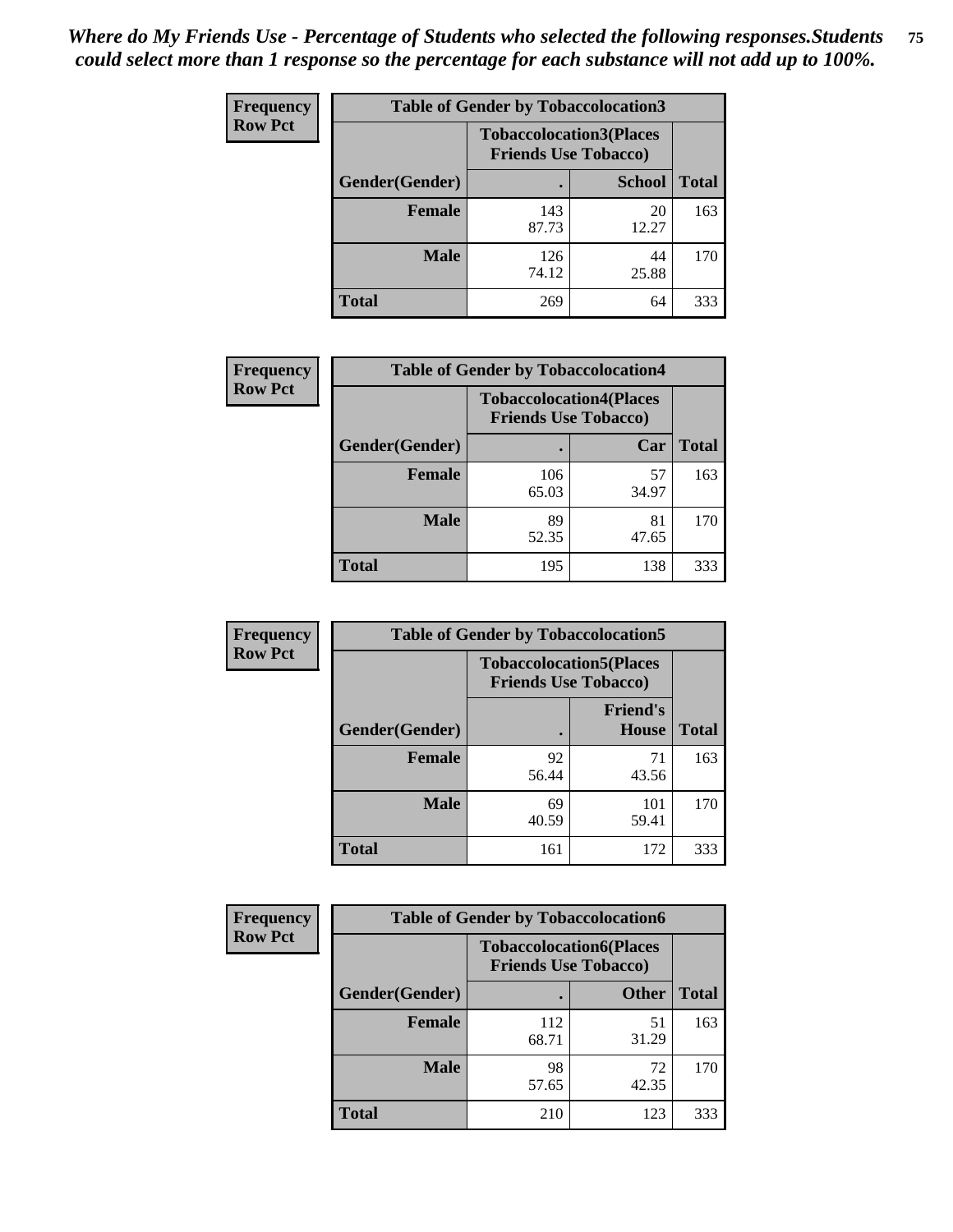*Where do My Friends Use - Percentage of Students who selected the following responses.Students could select more than 1 response so the percentage for each substance will not add up to 100%.*

**Frequency / Row Pct**

| Table of Gender by Tobaccolocation3 | | | |
|---|---|---|---|
| | Tobaccolocation3(Places Friends Use Tobacco) | | |
| Gender(Gender) | . | School | Total |
| Female | 143<br>87.73 | 20<br>12.27 | 163 |
| Male | 126<br>74.12 | 44<br>25.88 | 170 |
| Total | 269 | 64 | 333 |

**Frequency / Row Pct**

| Table of Gender by Tobaccolocation4 | | | |
|---|---|---|---|
| | Tobaccolocation4(Places Friends Use Tobacco) | | |
| Gender(Gender) | . | Car | Total |
| Female | 106<br>65.03 | 57<br>34.97 | 163 |
| Male | 89<br>52.35 | 81<br>47.65 | 170 |
| Total | 195 | 138 | 333 |

**Frequency / Row Pct**

| Table of Gender by Tobaccolocation5 | | | |
|---|---|---|---|
| | Tobaccolocation5(Places Friends Use Tobacco) | | |
| Gender(Gender) | . | Friend's House | Total |
| Female | 92<br>56.44 | 71<br>43.56 | 163 |
| Male | 69<br>40.59 | 101<br>59.41 | 170 |
| Total | 161 | 172 | 333 |

**Frequency / Row Pct**

| Table of Gender by Tobaccolocation6 | | | |
|---|---|---|---|
| | Tobaccolocation6(Places Friends Use Tobacco) | | |
| Gender(Gender) | . | Other | Total |
| Female | 112<br>68.71 | 51<br>31.29 | 163 |
| Male | 98<br>57.65 | 72<br>42.35 | 170 |
| Total | 210 | 123 | 333 |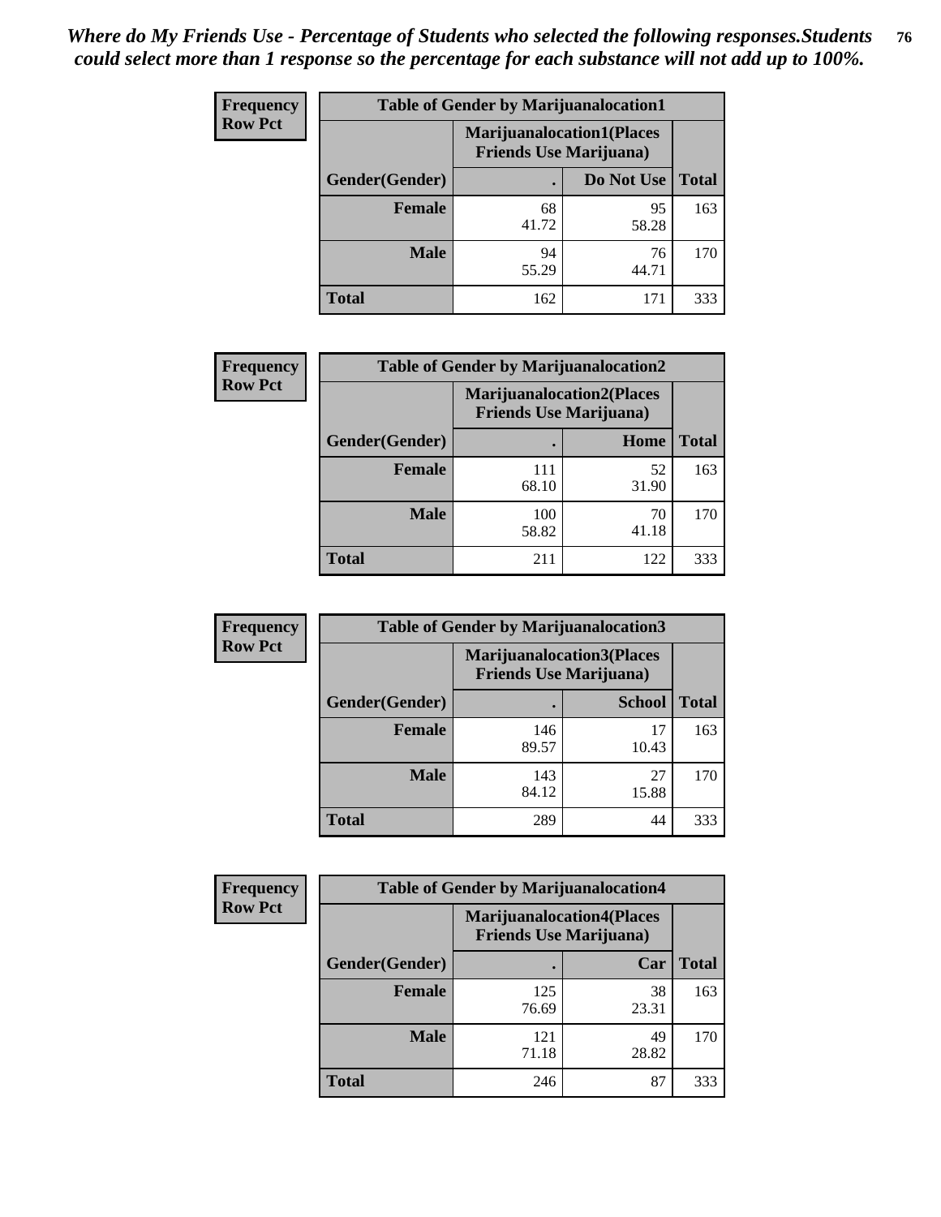*Where do My Friends Use - Percentage of Students who selected the following responses.Students could select more than 1 response so the percentage for each substance will not add up to 100%.*

**Frequency Row Pct**

| Table of Gender by Marijuanalocation1 | | | |
|---|---|---|---|
| | Marijuanalocation1(Places Friends Use Marijuana) | | |
| Gender(Gender) | . | Do Not Use | Total |
| Female | 68<br>41.72 | 95<br>58.28 | 163 |
| Male | 94<br>55.29 | 76<br>44.71 | 170 |
| Total | 162 | 171 | 333 |

**Frequency Row Pct**

| Table of Gender by Marijuanalocation2 | | | |
|---|---|---|---|
| | Marijuanalocation2(Places Friends Use Marijuana) | | |
| Gender(Gender) | . | Home | Total |
| Female | 111<br>68.10 | 52<br>31.90 | 163 |
| Male | 100<br>58.82 | 70<br>41.18 | 170 |
| Total | 211 | 122 | 333 |

**Frequency Row Pct**

| Table of Gender by Marijuanalocation3 | | | |
|---|---|---|---|
| | Marijuanalocation3(Places Friends Use Marijuana) | | |
| Gender(Gender) | . | School | Total |
| Female | 146<br>89.57 | 17<br>10.43 | 163 |
| Male | 143<br>84.12 | 27<br>15.88 | 170 |
| Total | 289 | 44 | 333 |

**Frequency Row Pct**

| Table of Gender by Marijuanalocation4 | | | |
|---|---|---|---|
| | Marijuanalocation4(Places Friends Use Marijuana) | | |
| Gender(Gender) | . | Car | Total |
| Female | 125<br>76.69 | 38<br>23.31 | 163 |
| Male | 121<br>71.18 | 49<br>28.82 | 170 |
| Total | 246 | 87 | 333 |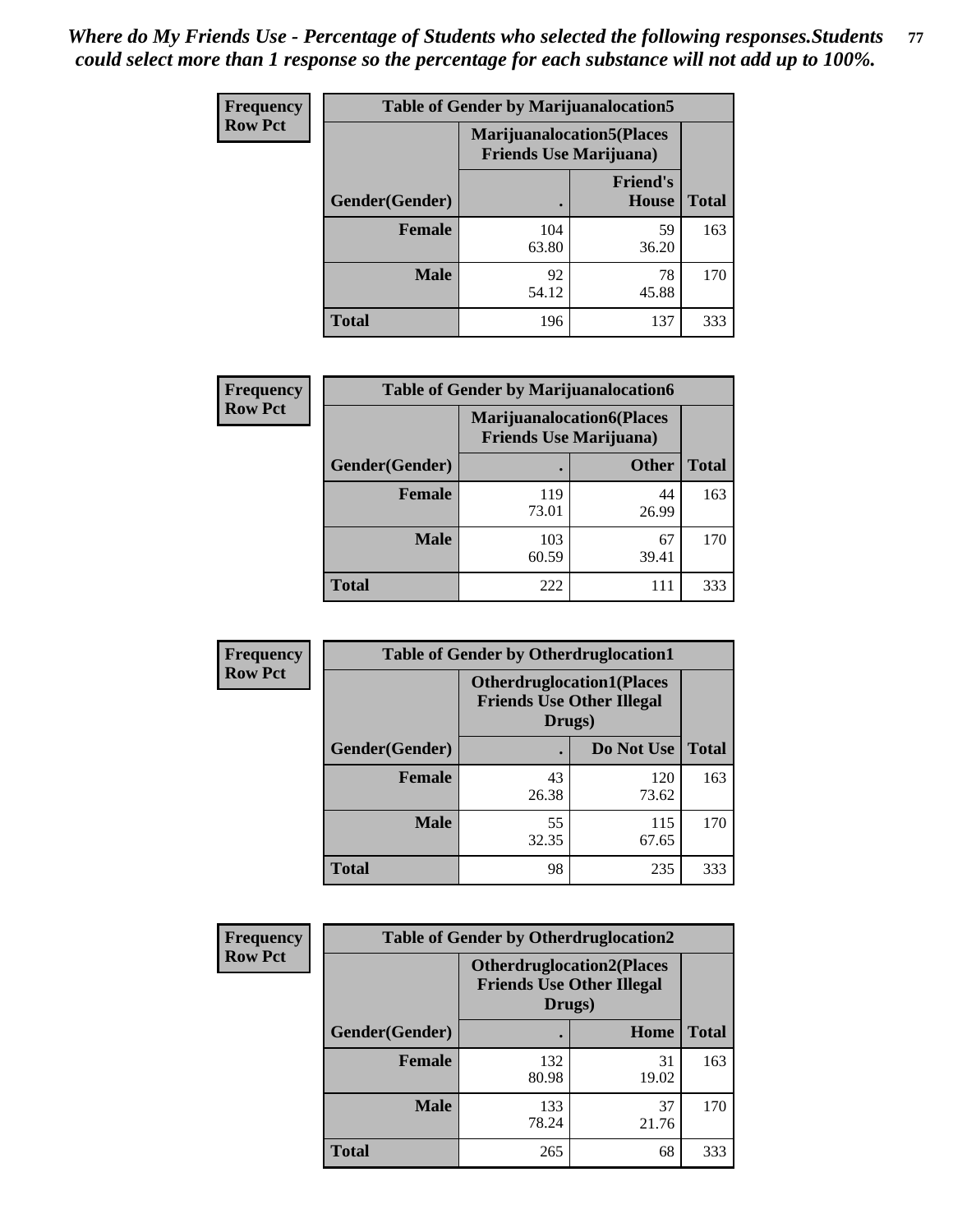*Where do My Friends Use - Percentage of Students who selected the following responses.Students could select more than 1 response so the percentage for each substance will not add up to 100%.*

**Frequency**
**Row Pct**

| Table of Gender by Marijuanalocation5 | | | |
|---|---|---|---|
| | Marijuanalocation5(Places Friends Use Marijuana) | | |
| Gender(Gender) | . | Friend's House | Total |
| **Female** | 104<br>63.80 | 59<br>36.20 | 163 |
| **Male** | 92<br>54.12 | 78<br>45.88 | 170 |
| **Total** | 196 | 137 | 333 |

**Frequency**
**Row Pct**

| Table of Gender by Marijuanalocation6 | | | |
|---|---|---|---|
| | Marijuanalocation6(Places Friends Use Marijuana) | | |
| Gender(Gender) | . | Other | Total |
| **Female** | 119<br>73.01 | 44<br>26.99 | 163 |
| **Male** | 103<br>60.59 | 67<br>39.41 | 170 |
| **Total** | 222 | 111 | 333 |

**Frequency**
**Row Pct**

| Table of Gender by Otherdruglocation1 | | | |
|---|---|---|---|
| | Otherdruglocation1(Places Friends Use Other Illegal Drugs) | | |
| Gender(Gender) | . | Do Not Use | Total |
| **Female** | 43<br>26.38 | 120<br>73.62 | 163 |
| **Male** | 55<br>32.35 | 115<br>67.65 | 170 |
| **Total** | 98 | 235 | 333 |

**Frequency**
**Row Pct**

| Table of Gender by Otherdruglocation2 | | | |
|---|---|---|---|
| | Otherdruglocation2(Places Friends Use Other Illegal Drugs) | | |
| Gender(Gender) | . | Home | Total |
| **Female** | 132<br>80.98 | 31<br>19.02 | 163 |
| **Male** | 133<br>78.24 | 37<br>21.76 | 170 |
| **Total** | 265 | 68 | 333 |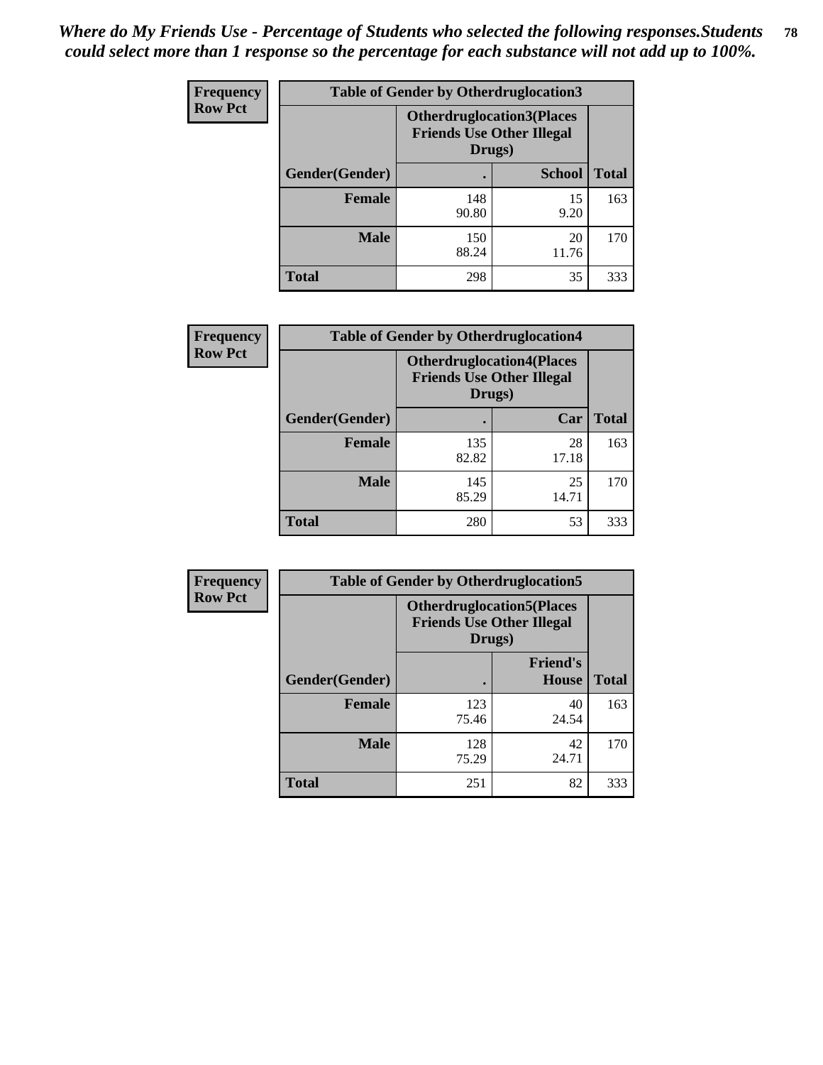*Where do My Friends Use - Percentage of Students who selected the following responses.Students could select more than 1 response so the percentage for each substance will not add up to 100%.*

**Frequency**
**Row Pct**

| Table of Gender by Otherdruglocation3 | | | |
|---|---|---|---|
| | Otherdruglocation3(Places Friends Use Other Illegal Drugs) | | |
| Gender(Gender) | . | School | Total |
| Female | 148<br>90.80 | 15<br>9.20 | 163 |
| Male | 150<br>88.24 | 20<br>11.76 | 170 |
| Total | 298 | 35 | 333 |

**Frequency**
**Row Pct**

| Table of Gender by Otherdruglocation4 | | | |
|---|---|---|---|
| | Otherdruglocation4(Places Friends Use Other Illegal Drugs) | | |
| Gender(Gender) | . | Car | Total |
| Female | 135<br>82.82 | 28<br>17.18 | 163 |
| Male | 145<br>85.29 | 25<br>14.71 | 170 |
| Total | 280 | 53 | 333 |

**Frequency**
**Row Pct**

| Table of Gender by Otherdruglocation5 | | | |
|---|---|---|---|
| | Otherdruglocation5(Places Friends Use Other Illegal Drugs) | | |
| Gender(Gender) | . | Friend's House | Total |
| Female | 123<br>75.46 | 40<br>24.54 | 163 |
| Male | 128<br>75.29 | 42<br>24.71 | 170 |
| Total | 251 | 82 | 333 |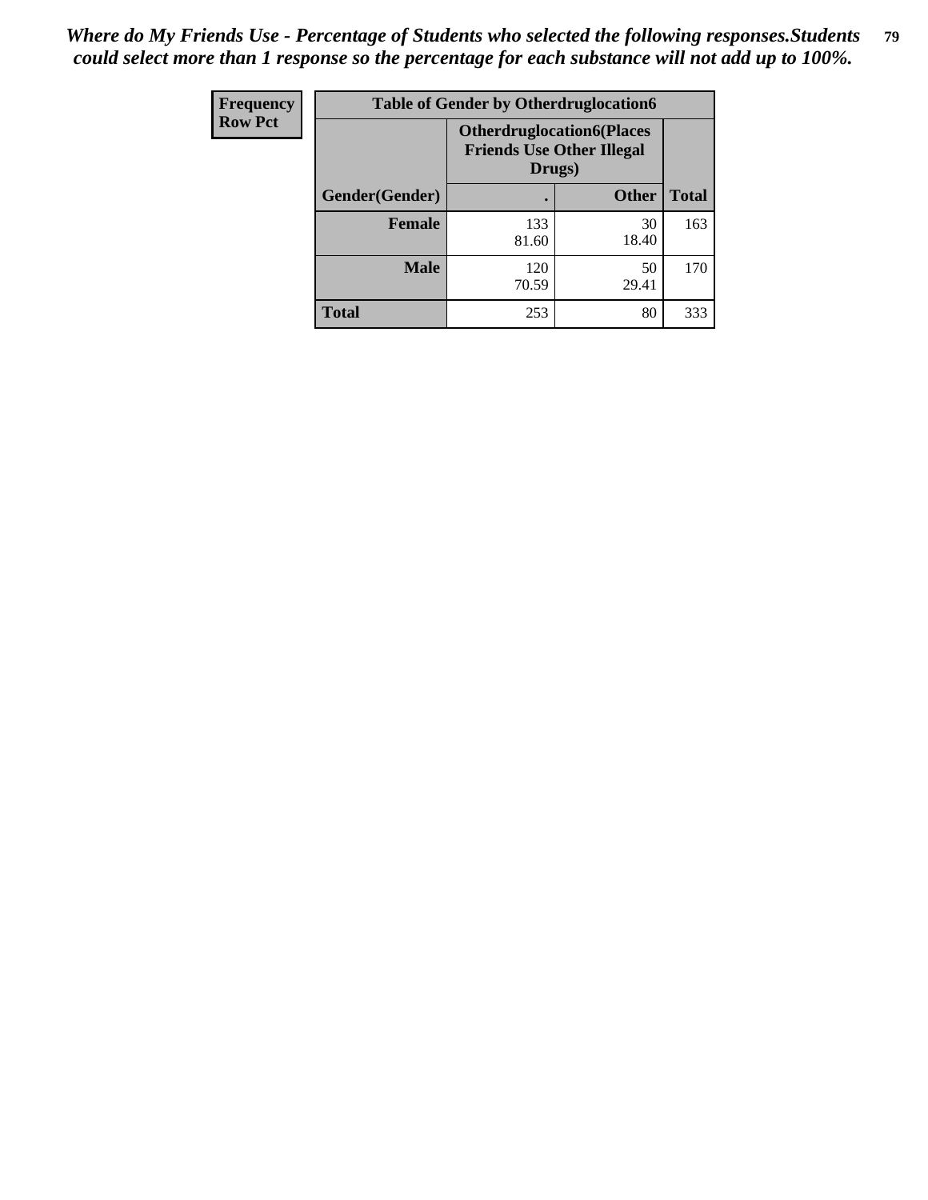*Where do My Friends Use - Percentage of Students who selected the following responses.Students could select more than 1 response so the percentage for each substance will not add up to 100%.*

| Frequency<br>Row Pct |
|---|

| Table of Gender by Otherdruglocation6 | | | |
|---|---|---|---|
| | Otherdruglocation6(Places Friends Use Other Illegal Drugs) | | |
| Gender(Gender) | . | Other | Total |
| Female | 133<br>81.60 | 30<br>18.40 | 163 |
| Male | 120<br>70.59 | 50<br>29.41 | 170 |
| Total | 253 | 80 | 333 |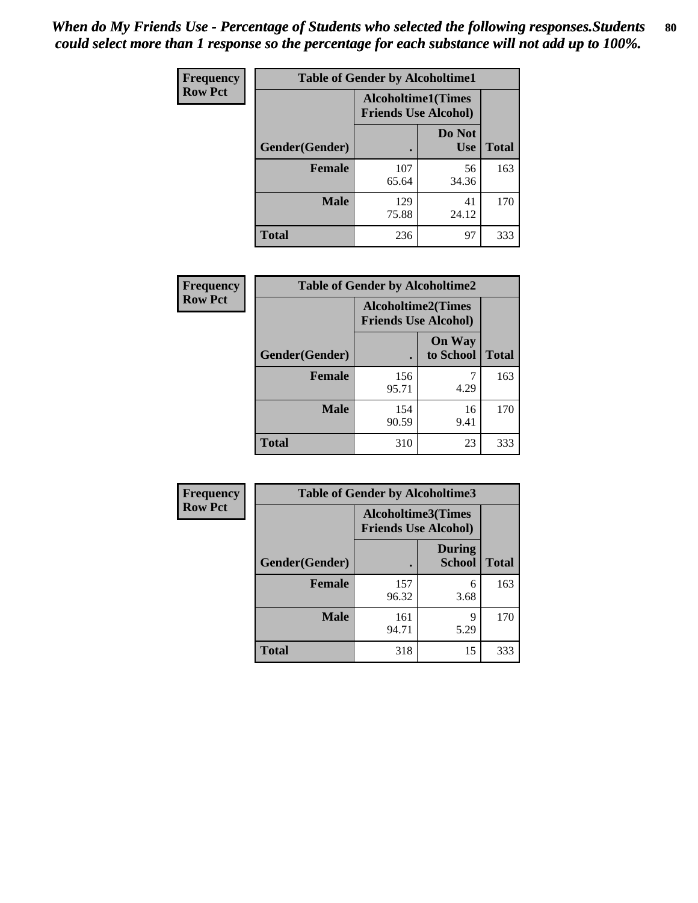*When do My Friends Use - Percentage of Students who selected the following responses.Students could select more than 1 response so the percentage for each substance will not add up to 100%.*

| Frequency Row Pct | Table of Gender by Alcoholtime1 | | |
|---|---|---|---|
| | Alcoholtime1(Times Friends Use Alcohol) | | |
| Gender(Gender) | . | Do Not Use | Total |
| Female | 107<br>65.64 | 56<br>34.36 | 163 |
| Male | 129<br>75.88 | 41<br>24.12 | 170 |
| Total | 236 | 97 | 333 |

| Frequency Row Pct | Table of Gender by Alcoholtime2 | | |
|---|---|---|---|
| | Alcoholtime2(Times Friends Use Alcohol) | | |
| Gender(Gender) | . | On Way to School | Total |
| Female | 156<br>95.71 | 7<br>4.29 | 163 |
| Male | 154<br>90.59 | 16<br>9.41 | 170 |
| Total | 310 | 23 | 333 |

| Frequency Row Pct | Table of Gender by Alcoholtime3 | | |
|---|---|---|---|
| | Alcoholtime3(Times Friends Use Alcohol) | | |
| Gender(Gender) | . | During School | Total |
| Female | 157<br>96.32 | 6<br>3.68 | 163 |
| Male | 161<br>94.71 | 9<br>5.29 | 170 |
| Total | 318 | 15 | 333 |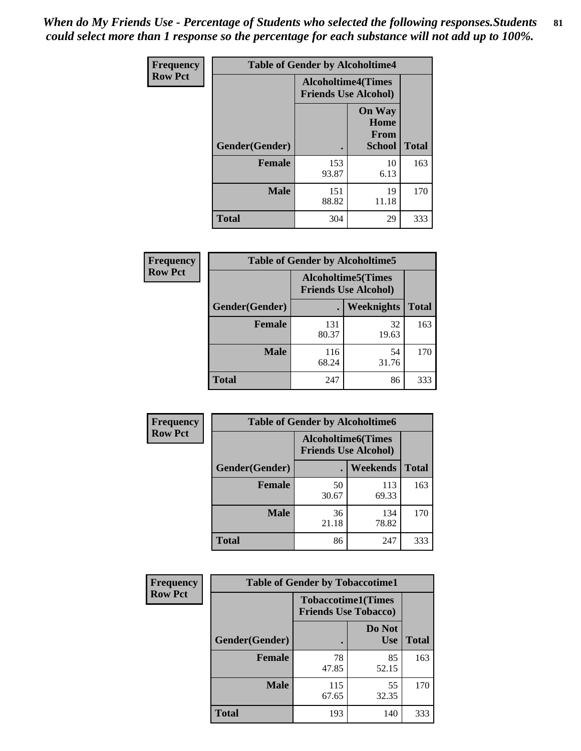*When do My Friends Use - Percentage of Students who selected the following responses.Students could select more than 1 response so the percentage for each substance will not add up to 100%.*

| Frequency Row Pct | Table of Gender by Alcoholtime4 | | |
|---|---|---|---|
| | Alcoholtime4(Times Friends Use Alcohol) | | |
| Gender(Gender) | . | On Way Home From School | Total |
| Female | 153<br>93.87 | 10<br>6.13 | 163 |
| Male | 151<br>88.82 | 19<br>11.18 | 170 |
| Total | 304 | 29 | 333 |

| Frequency Row Pct | Table of Gender by Alcoholtime5 | | |
|---|---|---|---|
| | Alcoholtime5(Times Friends Use Alcohol) | | |
| Gender(Gender) | . | Weeknights | Total |
| Female | 131<br>80.37 | 32<br>19.63 | 163 |
| Male | 116<br>68.24 | 54<br>31.76 | 170 |
| Total | 247 | 86 | 333 |

| Frequency Row Pct | Table of Gender by Alcoholtime6 | | |
|---|---|---|---|
| | Alcoholtime6(Times Friends Use Alcohol) | | |
| Gender(Gender) | . | Weekends | Total |
| Female | 50<br>30.67 | 113<br>69.33 | 163 |
| Male | 36<br>21.18 | 134<br>78.82 | 170 |
| Total | 86 | 247 | 333 |

| Frequency Row Pct | Table of Gender by Tobaccotime1 | | |
|---|---|---|---|
| | Tobaccotime1(Times Friends Use Tobacco) | | |
| Gender(Gender) | . | Do Not Use | Total |
| Female | 78<br>47.85 | 85<br>52.15 | 163 |
| Male | 115<br>67.65 | 55<br>32.35 | 170 |
| Total | 193 | 140 | 333 |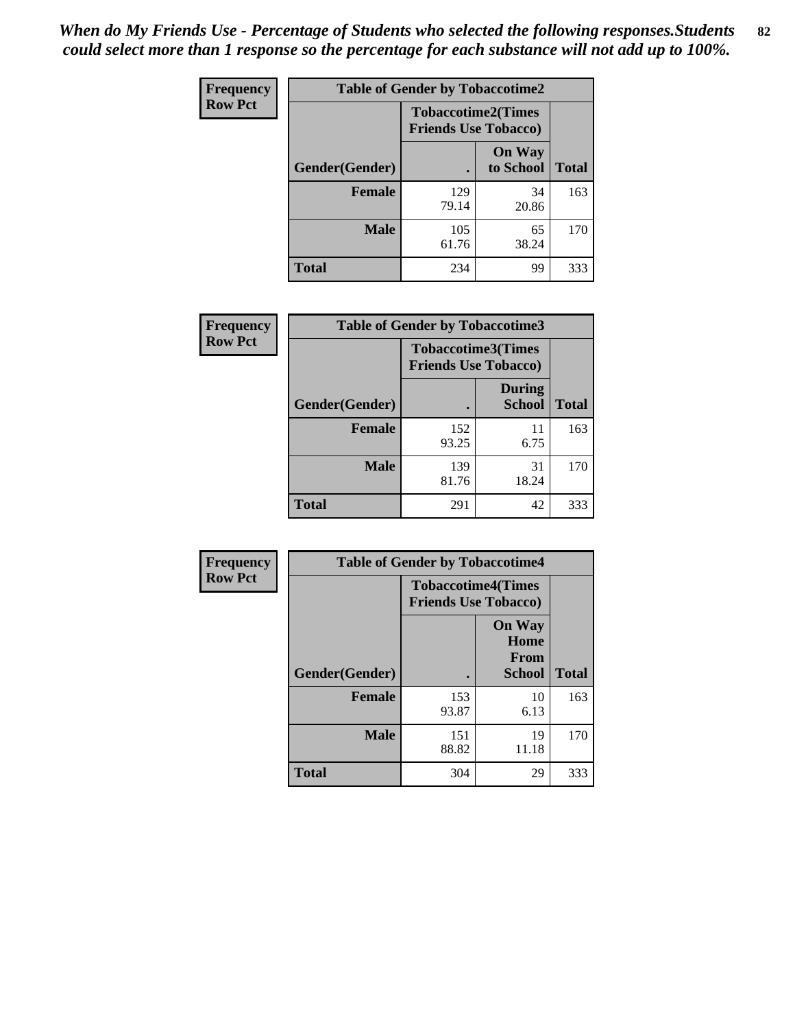*When do My Friends Use - Percentage of Students who selected the following responses.Students could select more than 1 response so the percentage for each substance will not add up to 100%.*

**Frequency**
**Row Pct**

| Table of Gender by Tobaccotime2 | | | |
|---|---|---|---|
| | Tobaccotime2(Times Friends Use Tobacco) | | |
| Gender(Gender) | . | On Way to School | Total |
| **Female** | 129<br>79.14 | 34<br>20.86 | 163 |
| **Male** | 105<br>61.76 | 65<br>38.24 | 170 |
| **Total** | 234 | 99 | 333 |

**Frequency**
**Row Pct**

| Table of Gender by Tobaccotime3 | | | |
|---|---|---|---|
| | Tobaccotime3(Times Friends Use Tobacco) | | |
| Gender(Gender) | . | During School | Total |
| **Female** | 152<br>93.25 | 11<br>6.75 | 163 |
| **Male** | 139<br>81.76 | 31<br>18.24 | 170 |
| **Total** | 291 | 42 | 333 |

**Frequency**
**Row Pct**

| Table of Gender by Tobaccotime4 | | | |
|---|---|---|---|
| | Tobaccotime4(Times Friends Use Tobacco) | | |
| Gender(Gender) | . | On Way Home From School | Total |
| **Female** | 153<br>93.87 | 10<br>6.13 | 163 |
| **Male** | 151<br>88.82 | 19<br>11.18 | 170 |
| **Total** | 304 | 29 | 333 |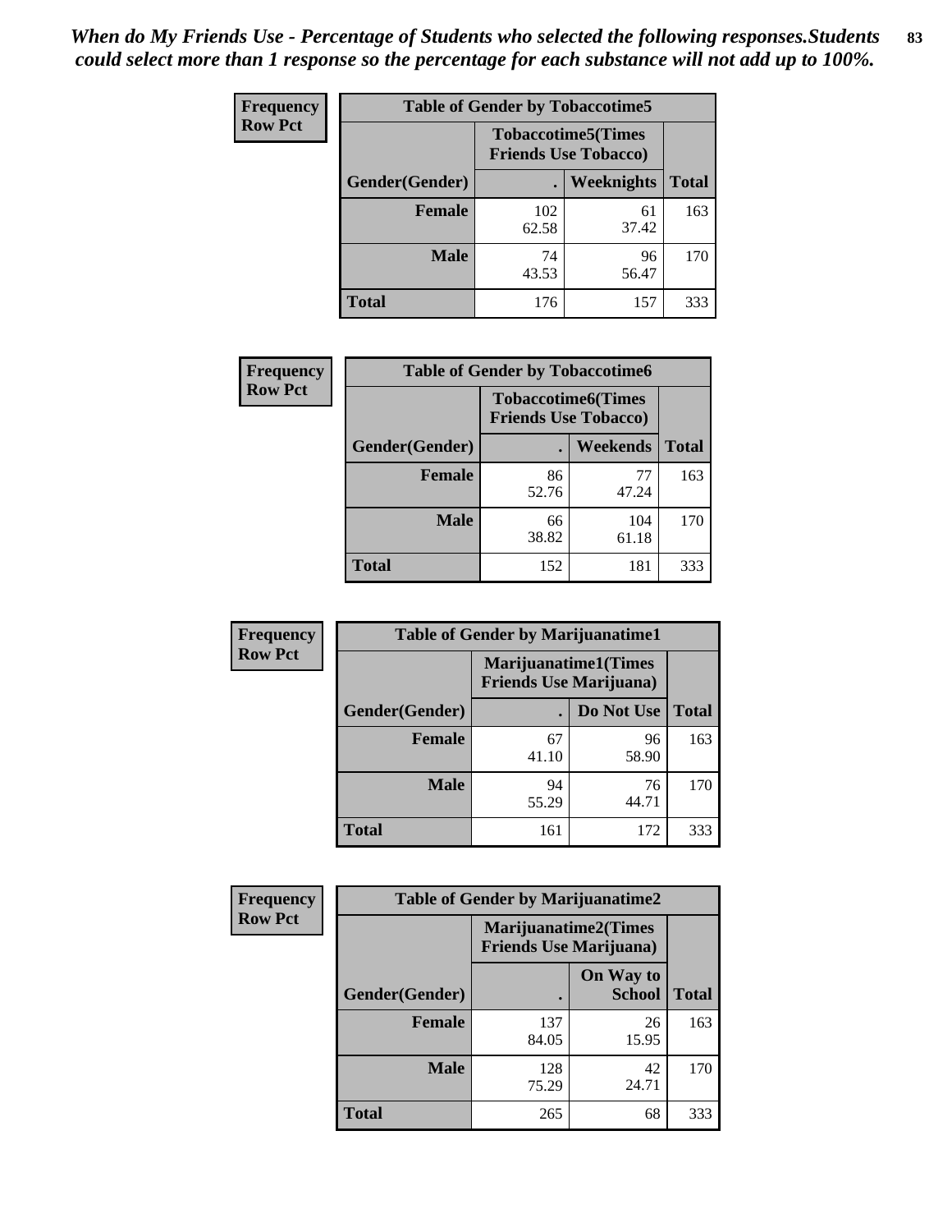*When do My Friends Use - Percentage of Students who selected the following responses.Students could select more than 1 response so the percentage for each substance will not add up to 100%.*

**Frequency**
**Row Pct**

| Table of Gender by Tobaccotime5 | | | |
|---|---|---|---|
| | Tobaccotime5(Times Friends Use Tobacco) | | |
| Gender(Gender) | . | Weeknights | Total |
| **Female** | 102<br>62.58 | 61<br>37.42 | 163 |
| **Male** | 74<br>43.53 | 96<br>56.47 | 170 |
| **Total** | 176 | 157 | 333 |

**Frequency**
**Row Pct**

| Table of Gender by Tobaccotime6 | | | |
|---|---|---|---|
| | Tobaccotime6(Times Friends Use Tobacco) | | |
| Gender(Gender) | . | Weekends | Total |
| **Female** | 86<br>52.76 | 77<br>47.24 | 163 |
| **Male** | 66<br>38.82 | 104<br>61.18 | 170 |
| **Total** | 152 | 181 | 333 |

**Frequency**
**Row Pct**

| Table of Gender by Marijuanatime1 | | | |
|---|---|---|---|
| | Marijuanatime1(Times Friends Use Marijuana) | | |
| Gender(Gender) | . | Do Not Use | Total |
| **Female** | 67<br>41.10 | 96<br>58.90 | 163 |
| **Male** | 94<br>55.29 | 76<br>44.71 | 170 |
| **Total** | 161 | 172 | 333 |

**Frequency**
**Row Pct**

| Table of Gender by Marijuanatime2 | | | |
|---|---|---|---|
| | Marijuanatime2(Times Friends Use Marijuana) | | |
| Gender(Gender) | . | On Way to School | Total |
| **Female** | 137<br>84.05 | 26<br>15.95 | 163 |
| **Male** | 128<br>75.29 | 42<br>24.71 | 170 |
| **Total** | 265 | 68 | 333 |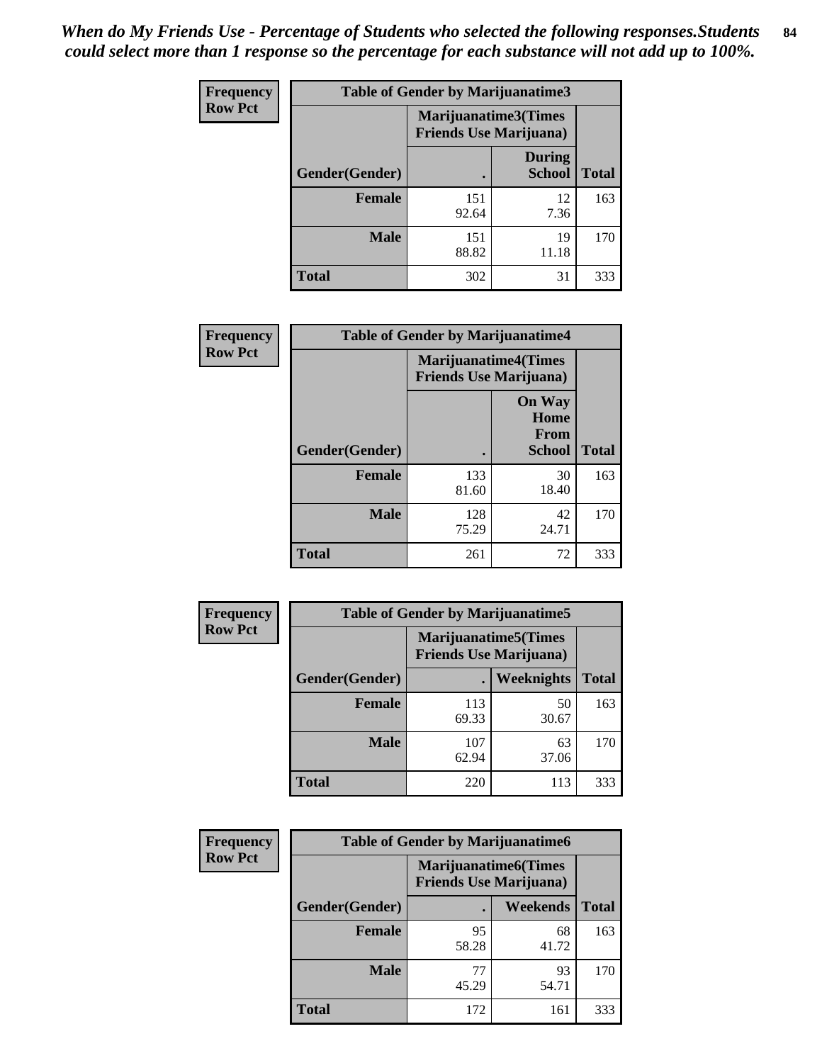*When do My Friends Use - Percentage of Students who selected the following responses.Students could select more than 1 response so the percentage for each substance will not add up to 100%.*

**Frequency**
**Row Pct**

**Table of Gender by Marijuanatime3**

| Gender(Gender) | Marijuanatime3(Times Friends Use Marijuana) . | During School | Total |
|---|---|---|---|
| **Female** | 151<br>92.64 | 12<br>7.36 | 163 |
| **Male** | 151<br>88.82 | 19<br>11.18 | 170 |
| **Total** | 302 | 31 | 333 |

**Frequency**
**Row Pct**

**Table of Gender by Marijuanatime4**

| Gender(Gender) | Marijuanatime4(Times Friends Use Marijuana) . | On Way Home From School | Total |
|---|---|---|---|
| **Female** | 133<br>81.60 | 30<br>18.40 | 163 |
| **Male** | 128<br>75.29 | 42<br>24.71 | 170 |
| **Total** | 261 | 72 | 333 |

**Frequency**
**Row Pct**

**Table of Gender by Marijuanatime5**

| Gender(Gender) | Marijuanatime5(Times Friends Use Marijuana) . | Weeknights | Total |
|---|---|---|---|
| **Female** | 113<br>69.33 | 50<br>30.67 | 163 |
| **Male** | 107<br>62.94 | 63<br>37.06 | 170 |
| **Total** | 220 | 113 | 333 |

**Frequency**
**Row Pct**

**Table of Gender by Marijuanatime6**

| Gender(Gender) | Marijuanatime6(Times Friends Use Marijuana) . | Weekends | Total |
|---|---|---|---|
| **Female** | 95<br>58.28 | 68<br>41.72 | 163 |
| **Male** | 77<br>45.29 | 93<br>54.71 | 170 |
| **Total** | 172 | 161 | 333 |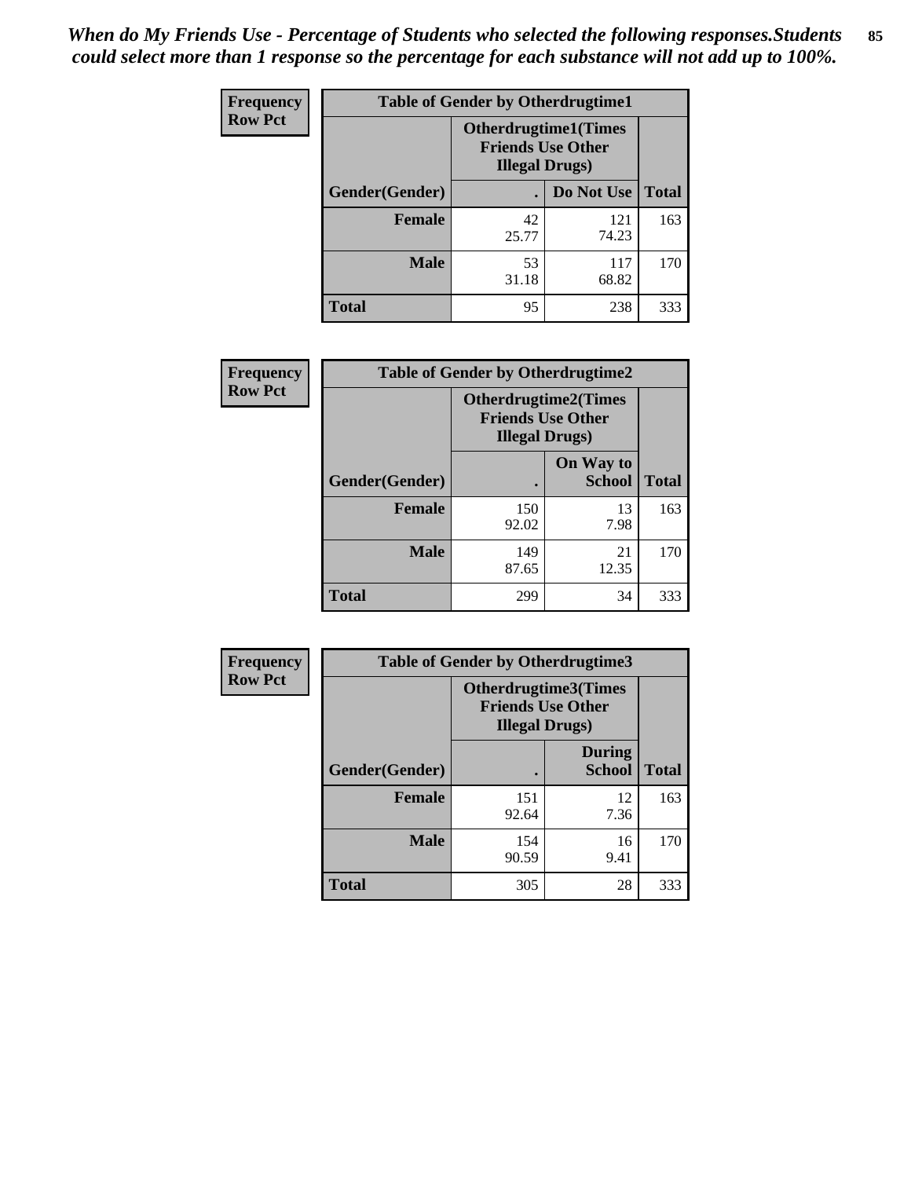*When do My Friends Use - Percentage of Students who selected the following responses.Students could select more than 1 response so the percentage for each substance will not add up to 100%.*

**Frequency**
**Row Pct**

| Table of Gender by Otherdrugtime1 | | | |
|---|---|---|---|
| | Otherdrugtime1(Times Friends Use Other Illegal Drugs) | | |
| Gender(Gender) | . | Do Not Use | Total |
| **Female** | 42<br>25.77 | 121<br>74.23 | 163 |
| **Male** | 53<br>31.18 | 117<br>68.82 | 170 |
| **Total** | 95 | 238 | 333 |

**Frequency**
**Row Pct**

| Table of Gender by Otherdrugtime2 | | | |
|---|---|---|---|
| | Otherdrugtime2(Times Friends Use Other Illegal Drugs) | | |
| Gender(Gender) | . | On Way to School | Total |
| **Female** | 150<br>92.02 | 13<br>7.98 | 163 |
| **Male** | 149<br>87.65 | 21<br>12.35 | 170 |
| **Total** | 299 | 34 | 333 |

**Frequency**
**Row Pct**

| Table of Gender by Otherdrugtime3 | | | |
|---|---|---|---|
| | Otherdrugtime3(Times Friends Use Other Illegal Drugs) | | |
| Gender(Gender) | . | During School | Total |
| **Female** | 151<br>92.64 | 12<br>7.36 | 163 |
| **Male** | 154<br>90.59 | 16<br>9.41 | 170 |
| **Total** | 305 | 28 | 333 |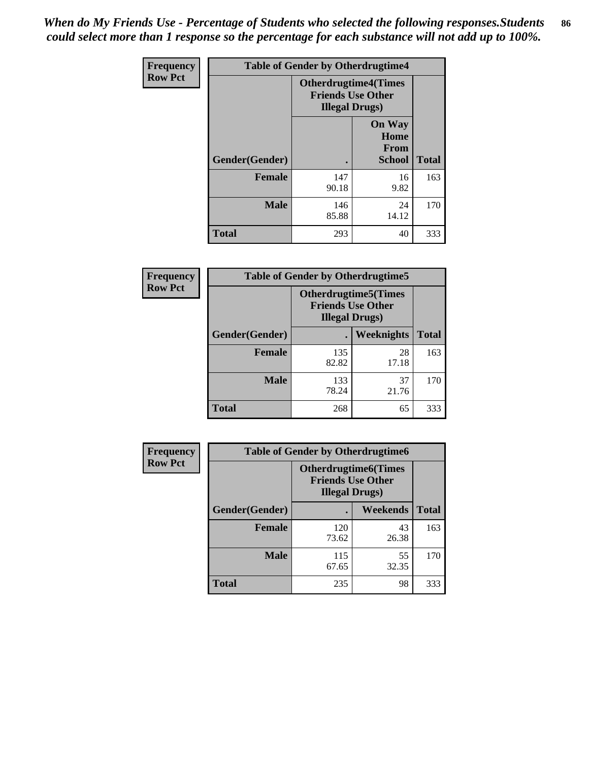*When do My Friends Use - Percentage of Students who selected the following responses.Students could select more than 1 response so the percentage for each substance will not add up to 100%.*

**Frequency / Row Pct**

**Table of Gender by Otherdrugtime4**

| Gender(Gender) | Otherdrugtime4(Times Friends Use Other Illegal Drugs) . | On Way Home From School | Total |
|---|---|---|---|
| **Female** | 147<br>90.18 | 16<br>9.82 | 163 |
| **Male** | 146<br>85.88 | 24<br>14.12 | 170 |
| **Total** | 293 | 40 | 333 |

**Frequency / Row Pct**

**Table of Gender by Otherdrugtime5**

| Gender(Gender) | Otherdrugtime5(Times Friends Use Other Illegal Drugs) . | Weeknights | Total |
|---|---|---|---|
| **Female** | 135<br>82.82 | 28<br>17.18 | 163 |
| **Male** | 133<br>78.24 | 37<br>21.76 | 170 |
| **Total** | 268 | 65 | 333 |

**Frequency / Row Pct**

**Table of Gender by Otherdrugtime6**

| Gender(Gender) | Otherdrugtime6(Times Friends Use Other Illegal Drugs) . | Weekends | Total |
|---|---|---|---|
| **Female** | 120<br>73.62 | 43<br>26.38 | 163 |
| **Male** | 115<br>67.65 | 55<br>32.35 | 170 |
| **Total** | 235 | 98 | 333 |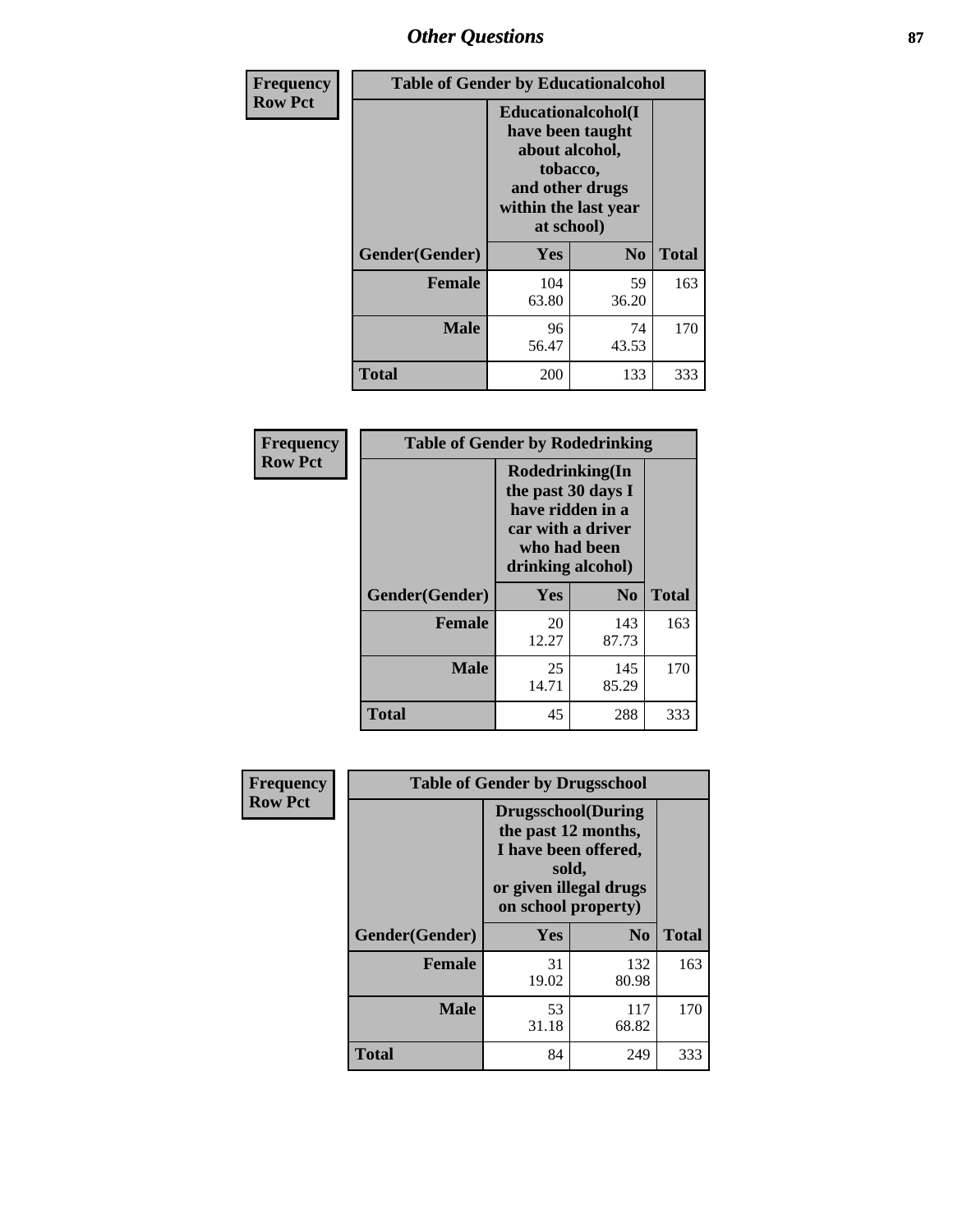## Other Questions

**Frequency**
**Row Pct**

| Table of Gender by Educationalcohol | | | |
|---|---|---|---|
| | Educationalcohol(I have been taught about alcohol, tobacco, and other drugs within the last year at school) | | |
| Gender(Gender) | Yes | No | Total |
| Female | 104<br>63.80 | 59<br>36.20 | 163 |
| Male | 96<br>56.47 | 74<br>43.53 | 170 |
| Total | 200 | 133 | 333 |

**Frequency**
**Row Pct**

| Table of Gender by Rodedrinking | | | |
|---|---|---|---|
| | Rodedrinking(In the past 30 days I have ridden in a car with a driver who had been drinking alcohol) | | |
| Gender(Gender) | Yes | No | Total |
| Female | 20<br>12.27 | 143<br>87.73 | 163 |
| Male | 25<br>14.71 | 145<br>85.29 | 170 |
| Total | 45 | 288 | 333 |

**Frequency**
**Row Pct**

| Table of Gender by Drugsschool | | | |
|---|---|---|---|
| | Drugsschool(During the past 12 months, I have been offered, sold, or given illegal drugs on school property) | | |
| Gender(Gender) | Yes | No | Total |
| Female | 31<br>19.02 | 132<br>80.98 | 163 |
| Male | 53<br>31.18 | 117<br>68.82 | 170 |
| Total | 84 | 249 | 333 |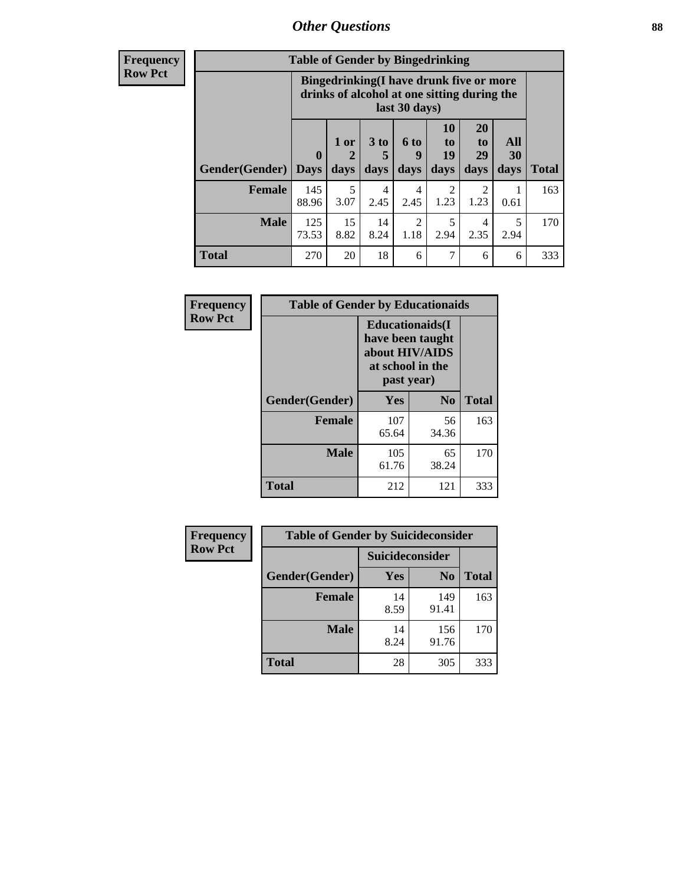# Other Questions

**Frequency**
**Row Pct**

| Table of Gender by Bingedrinking | | | | | | | | |
|---|---|---|---|---|---|---|---|---|
| | Bingedrinking(I have drunk five or more drinks of alcohol at one sitting during the last 30 days) | | | | | | | |
| Gender(Gender) | 0 Days | 1 or 2 days | 3 to 5 days | 6 to 9 days | 10 to 19 days | 20 to 29 days | All 30 days | Total |
| **Female** | 145<br>88.96 | 5<br>3.07 | 4<br>2.45 | 4<br>2.45 | 2<br>1.23 | 2<br>1.23 | 1<br>0.61 | 163 |
| **Male** | 125<br>73.53 | 15<br>8.82 | 14<br>8.24 | 2<br>1.18 | 5<br>2.94 | 4<br>2.35 | 5<br>2.94 | 170 |
| **Total** | 270 | 20 | 18 | 6 | 7 | 6 | 6 | 333 |

**Frequency**
**Row Pct**

| Table of Gender by Educationaids | | | |
|---|---|---|---|
| | Educationaids(I have been taught about HIV/AIDS at school in the past year) | | |
| Gender(Gender) | Yes | No | Total |
| **Female** | 107<br>65.64 | 56<br>34.36 | 163 |
| **Male** | 105<br>61.76 | 65<br>38.24 | 170 |
| **Total** | 212 | 121 | 333 |

**Frequency**
**Row Pct**

| Table of Gender by Suicideconsider | | | |
|---|---|---|---|
| | Suicideconsider | | |
| Gender(Gender) | Yes | No | Total |
| **Female** | 14<br>8.59 | 149<br>91.41 | 163 |
| **Male** | 14<br>8.24 | 156<br>91.76 | 170 |
| **Total** | 28 | 305 | 333 |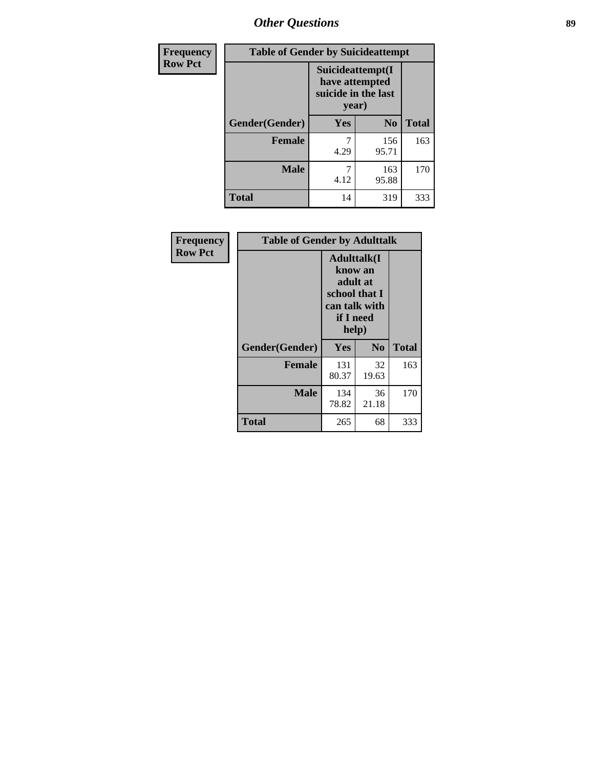# Other Questions

| Frequency Row Pct | Table of Gender by Suicideattempt | | |
|---|---|---|---|
| | Suicideattempt(I have attempted suicide in the last year) | | |
| Gender(Gender) | Yes | No | Total |
| Female | 7<br>4.29 | 156<br>95.71 | 163 |
| Male | 7<br>4.12 | 163<br>95.88 | 170 |
| Total | 14 | 319 | 333 |

| Frequency Row Pct | Table of Gender by Adulttalk | | |
|---|---|---|---|
| | Adulttalk(I know an adult at school that I can talk with if I need help) | | |
| Gender(Gender) | Yes | No | Total |
| Female | 131<br>80.37 | 32<br>19.63 | 163 |
| Male | 134<br>78.82 | 36<br>21.18 | 170 |
| Total | 265 | 68 | 333 |